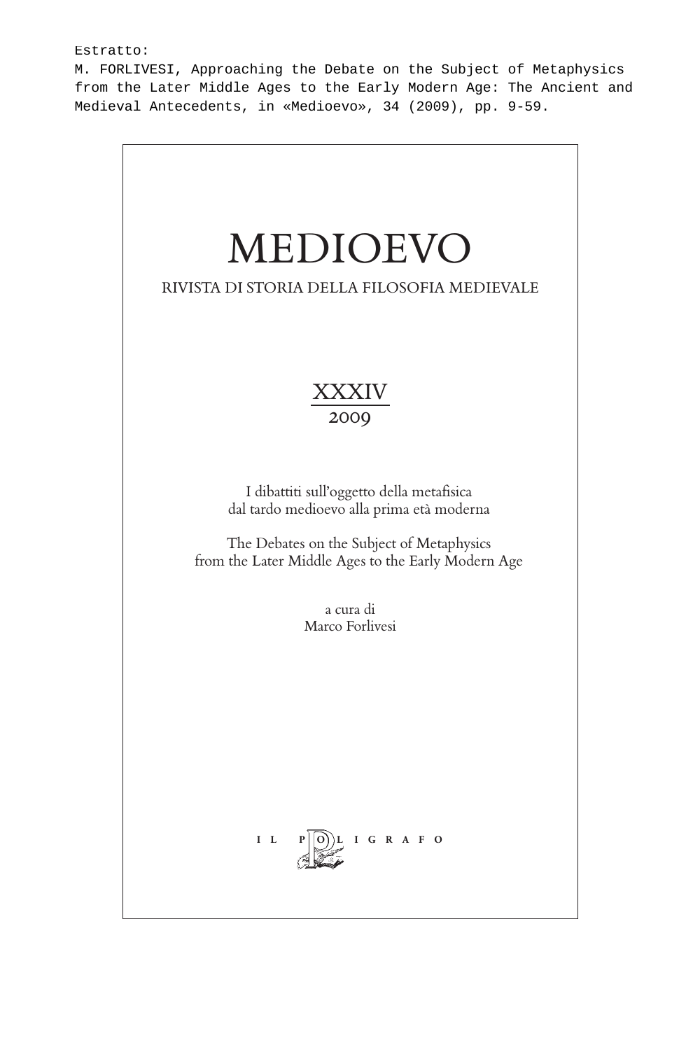Estratto:
M. FORLIVESI, Approaching the Debate on the Subject of Metaphysics from the Later Middle Ages to the Early Modern Age: The Ancient and Medieval Antecedents, in «Medioevo», 34 (2009), pp. 9-59.

# MEDIOEVO

RIVISTA DI STORIA DELLA FILOSOFIA MEDIEVALE

XXXIV
2009

I dibattiti sull'oggetto della metafisica
dal tardo medioevo alla prima età moderna

The Debates on the Subject of Metaphysics
from the Later Middle Ages to the Early Modern Age

a cura di
Marco Forlivesi

IL POLIGRAFO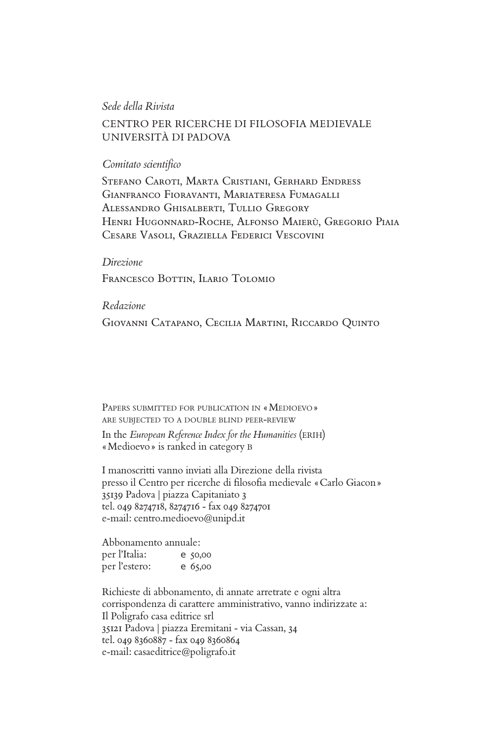*Sede della Rivista*

CENTRO PER RICERCHE DI FILOSOFIA MEDIEVALE
UNIVERSITÀ DI PADOVA

*Comitato scientifico*

Stefano Caroti, Marta Cristiani, Gerhard Endress
Gianfranco Fioravanti, Mariateresa Fumagalli
Alessandro Ghisalberti, Tullio Gregory
Henri Hugonnard-Roche, Alfonso Maierù, Gregorio Piaia
Cesare Vasoli, Graziella Federici Vescovini

*Direzione*

Francesco Bottin, Ilario Tolomio

*Redazione*

Giovanni Catapano, Cecilia Martini, Riccardo Quinto

Papers submitted for publication in «Medioevo»
are subjected to a double blind peer-review

In the *European Reference Index for the Humanities* (erih)
«Medioevo» is ranked in category b

I manoscritti vanno inviati alla Direzione della rivista
presso il Centro per ricerche di filosofia medievale «Carlo Giacon»
35139 Padova | piazza Capitaniato 3
tel. 049 8274718, 8274716 - fax 049 8274701
e-mail: centro.medioevo@unipd.it

Abbonamento annuale:
per l'Italia: € 50,00
per l'estero: € 65,00

Richieste di abbonamento, di annate arretrate e ogni altra
corrispondenza di carattere amministrativo, vanno indirizzate a:
Il Poligrafo casa editrice srl
35121 Padova | piazza Eremitani - via Cassan, 34
tel. 049 8360887 - fax 049 8360864
e-mail: casaeditrice@poligrafo.it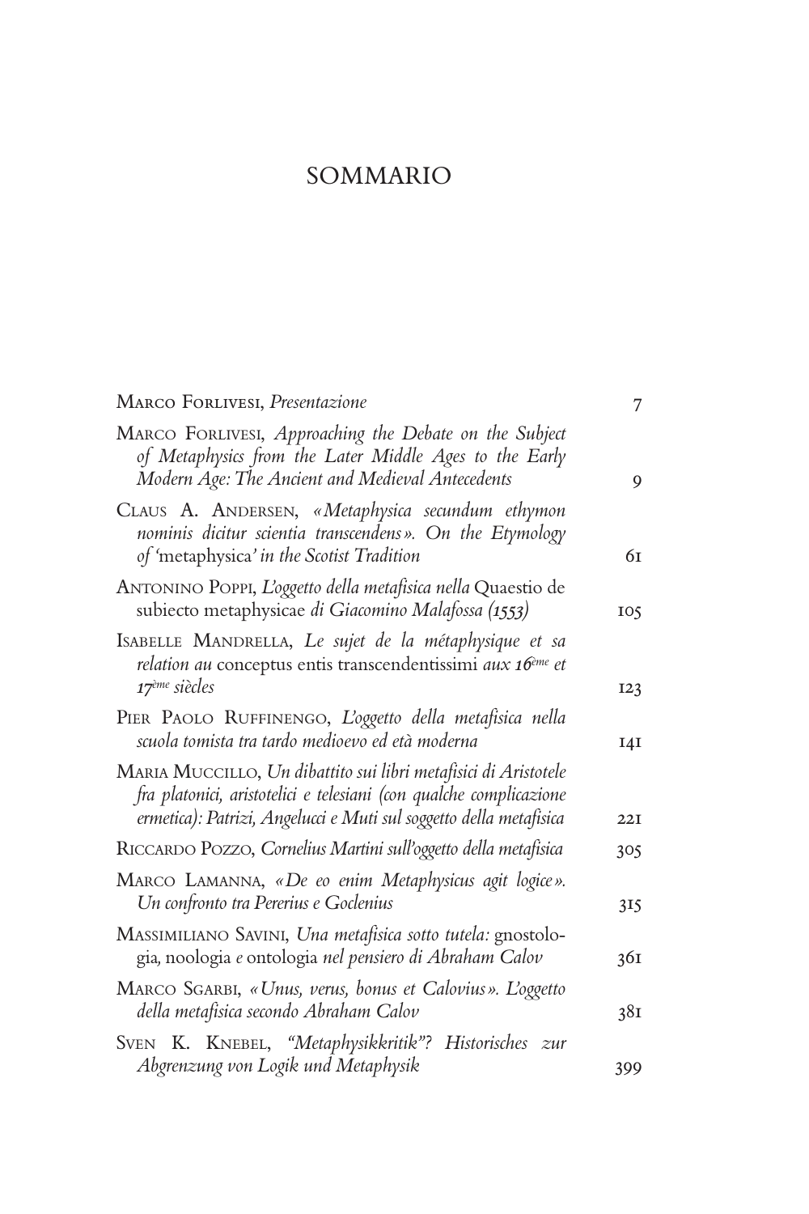# SOMMARIO

| | |
|---|---|
| Marco Forlivesi, *Presentazione* | 7 |
| Marco Forlivesi, *Approaching the Debate on the Subject of Metaphysics from the Later Middle Ages to the Early Modern Age: The Ancient and Medieval Antecedents* | 9 |
| Claus A. Andersen, *«Metaphysica secundum ethymon nominis dicitur scientia transcendens». On the Etymology of* 'metaphysica' *in the Scotist Tradition* | 61 |
| Antonino Poppi, *L'oggetto della metafisica nella* Quaestio de subiecto metaphysicae *di Giacomino Malafossa (1553)* | 105 |
| Isabelle Mandrella, *Le sujet de la métaphysique et sa relation au* conceptus entis transcendentissimi *aux 16ème et 17ème siècles* | 123 |
| Pier Paolo Ruffinengo, *L'oggetto della metafisica nella scuola tomista tra tardo medioevo ed età moderna* | 141 |
| Maria Muccillo, *Un dibattito sui libri metafisici di Aristotele fra platonici, aristotelici e telesiani (con qualche complicazione ermetica): Patrizi, Angelucci e Muti sul soggetto della metafisica* | 221 |
| Riccardo Pozzo, *Cornelius Martini sull'oggetto della metafisica* | 305 |
| Marco Lamanna, *«De eo enim Metaphysicus agit logice». Un confronto tra Pererius e Goclenius* | 315 |
| Massimiliano Savini, *Una metafisica sotto tutela:* gnostologia*,* noologia *e* ontologia *nel pensiero di Abraham Calov* | 361 |
| Marco Sgarbi, *«Unus, verus, bonus et Calovius». L'oggetto della metafisica secondo Abraham Calov* | 381 |
| Sven K. Knebel, *"Metaphysikkritik"? Historisches zur Abgrenzung von Logik und Metaphysik* | 399 |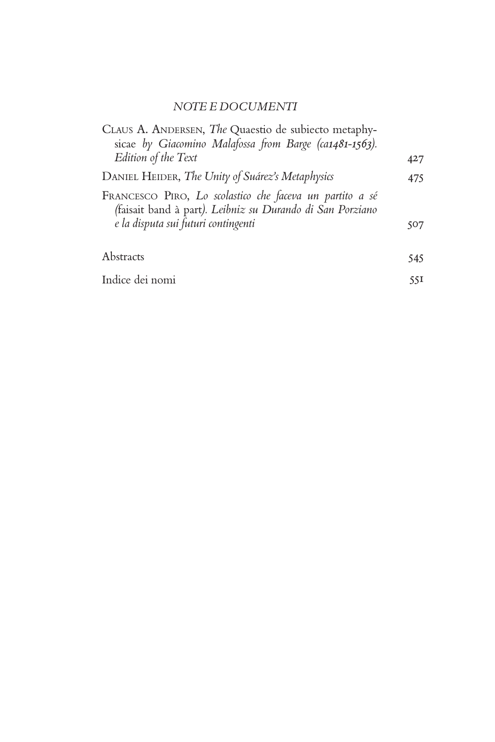## *NOTE E DOCUMENTI*

Claus A. Andersen, *The* Quaestio de subiecto metaphysicae *by Giacomino Malafossa from Barge (ca1481-1563). Edition of the Text* 427

Daniel Heider, *The Unity of Suárez's Metaphysics* 475

Francesco Piro, *Lo scolastico che faceva un partito a sé (*faisait band à part*). Leibniz su Durando di San Porziano e la disputa sui futuri contingenti* 507

Abstracts 545

Indice dei nomi 551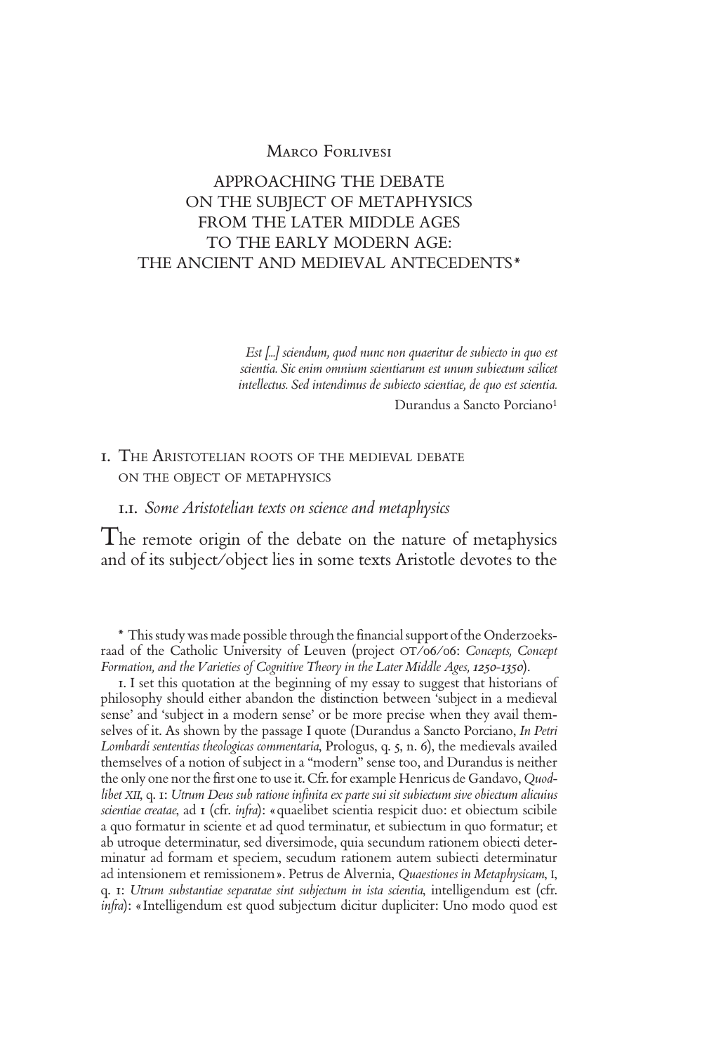Marco Forlivesi

# APPROACHING THE DEBATE ON THE SUBJECT OF METAPHYSICS FROM THE LATER MIDDLE AGES TO THE EARLY MODERN AGE: THE ANCIENT AND MEDIEVAL ANTECEDENTS*

> *Est [...] sciendum, quod nunc non quaeritur de subiecto in quo est scientia. Sic enim omnium scientiarum est unum subiectum scilicet intellectus. Sed intendimus de subiecto scientiae, de quo est scientia.*
>
> Durandus a Sancto Porciano[1]

## 1. The Aristotelian roots of the medieval debate on the object of metaphysics

### 1.1. *Some Aristotelian texts on science and metaphysics*

The remote origin of the debate on the nature of metaphysics and of its subject/object lies in some texts Aristotle devotes to the

---

\* This study was made possible through the financial support of the Onderzoeksraad of the Catholic University of Leuven (project OT/06/06: *Concepts, Concept Formation, and the Varieties of Cognitive Theory in the Later Middle Ages, 1250-1350*).

1. I set this quotation at the beginning of my essay to suggest that historians of philosophy should either abandon the distinction between 'subject in a medieval sense' and 'subject in a modern sense' or be more precise when they avail themselves of it. As shown by the passage I quote (Durandus a Sancto Porciano, *In Petri Lombardi sententias theologicas commentaria*, Prologus, q. 5, n. 6), the medievals availed themselves of a notion of subject in a "modern" sense too, and Durandus is neither the only one nor the first one to use it. Cfr. for example Henricus de Gandavo, *Quodlibet XII*, q. 1: *Utrum Deus sub ratione infinita ex parte sui sit subiectum sive obiectum alicuius scientiae creatae*, ad 1 (cfr. *infra*): «quaelibet scientia respicit duo: et obiectum scibile a quo formatur in sciente et ad quod terminatur, et subiectum in quo formatur; et ab utroque determinatur, sed diversimode, quia secundum rationem obiecti determinatur ad formam et speciem, secudum rationem autem subiecti determinatur ad intensionem et remissionem». Petrus de Alvernia, *Quaestiones in Metaphysicam*, I, q. 1: *Utrum substantiae separatae sint subjectum in ista scientia*, intelligendum est (cfr. *infra*): «Intelligendum est quod subjectum dicitur dupliciter: Uno modo quod est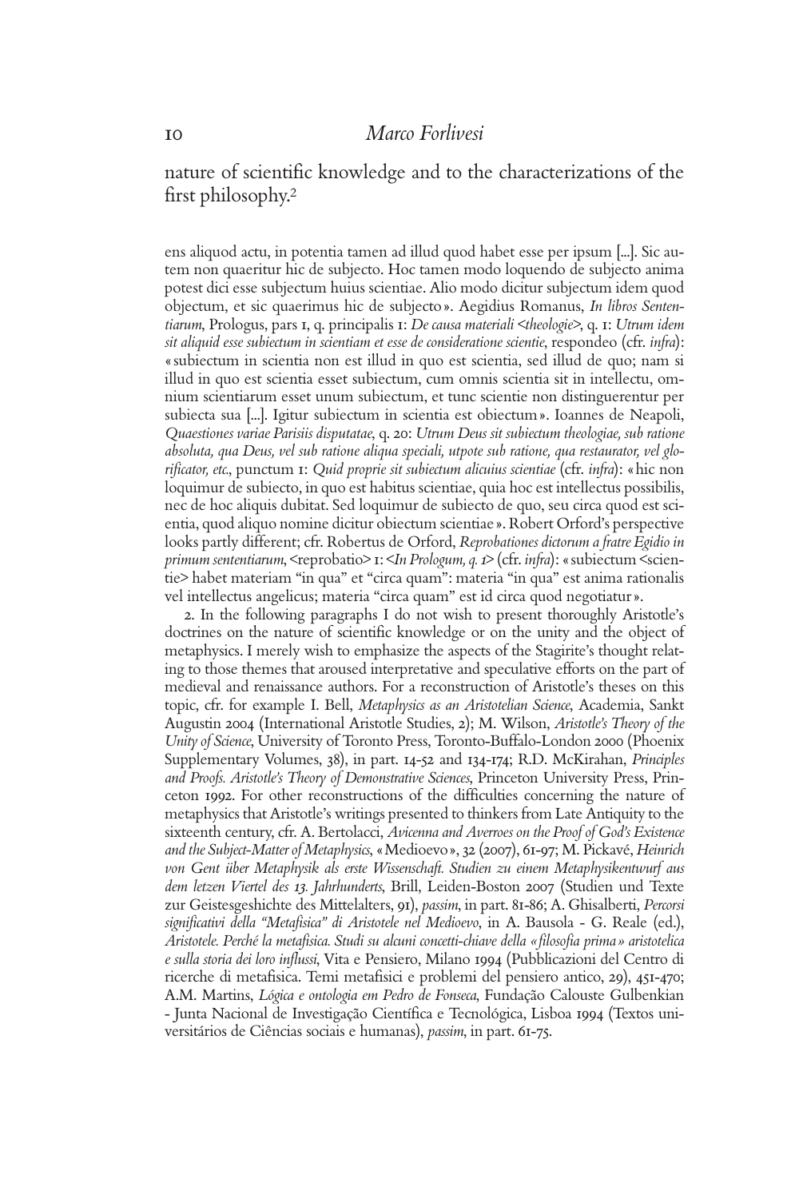nature of scientific knowledge and to the characterizations of the first philosophy.[2]

ens aliquod actu, in potentia tamen ad illud quod habet esse per ipsum [...]. Sic autem non quaeritur hic de subjecto. Hoc tamen modo loquendo de subjecto anima potest dici esse subjectum huius scientiae. Alio modo dicitur subjectum idem quod objectum, et sic quaerimus hic de subjecto». Aegidius Romanus, *In libros Sententiarum*, Prologus, pars 1, q. principalis 1: *De causa materiali <theologie>*, q. 1: *Utrum idem sit aliquid esse subiectum in scientiam et esse de consideratione scientie*, respondeo (cfr. *infra*): «subiectum in scientia non est illud in quo est scientia, sed illud de quo; nam si illud in quo est scientia esset subiectum, cum omnis scientia sit in intellectu, omnium scientiarum esset unum subiectum, et tunc scientie non distinguerentur per subiecta sua [...]. Igitur subiectum in scientia est obiectum». Ioannes de Neapoli, *Quaestiones variae Parisiis disputatae*, q. 20: *Utrum Deus sit subiectum theologiae, sub ratione absoluta, qua Deus, vel sub ratione aliqua speciali, utpote sub ratione, qua restaurator, vel glorificator, etc.*, punctum 1: *Quid proprie sit subiectum alicuius scientiae* (cfr. *infra*): «hic non loquimur de subiecto, in quo est habitus scientiae, quia hoc est intellectus possibilis, nec de hoc aliquis dubitat. Sed loquimur de subiecto de quo, seu circa quod est scientia, quod aliquo nomine dicitur obiectum scientiae». Robert Orford's perspective looks partly different; cfr. Robertus de Orford, *Reprobationes dictorum a fratre Egidio in primum sententiarum*, <reprobatio> 1: <*In Prologum, q. 1*> (cfr. *infra*): «subiectum <scientie> habet materiam "in qua" et "circa quam": materia "in qua" est anima rationalis vel intellectus angelicus; materia "circa quam" est id circa quod negotiatur».

2. In the following paragraphs I do not wish to present thoroughly Aristotle's doctrines on the nature of scientific knowledge or on the unity and the object of metaphysics. I merely wish to emphasize the aspects of the Stagirite's thought relating to those themes that aroused interpretative and speculative efforts on the part of medieval and renaissance authors. For a reconstruction of Aristotle's theses on this topic, cfr. for example I. Bell, *Metaphysics as an Aristotelian Science*, Academia, Sankt Augustin 2004 (International Aristotle Studies, 2); M. Wilson, *Aristotle's Theory of the Unity of Science*, University of Toronto Press, Toronto-Buffalo-London 2000 (Phoenix Supplementary Volumes, 38), in part. 14-52 and 134-174; R.D. McKirahan, *Principles and Proofs. Aristotle's Theory of Demonstrative Sciences*, Princeton University Press, Princeton 1992. For other reconstructions of the difficulties concerning the nature of metaphysics that Aristotle's writings presented to thinkers from Late Antiquity to the sixteenth century, cfr. A. Bertolacci, *Avicenna and Averroes on the Proof of God's Existence and the Subject-Matter of Metaphysics*, «Medioevo», 32 (2007), 61-97; M. Pickavé, *Heinrich von Gent über Metaphysik als erste Wissenschaft. Studien zu einem Metaphysikentwurf aus dem letzten Viertel des 13. Jahrhunderts*, Brill, Leiden-Boston 2007 (Studien und Texte zur Geistesgeshichte des Mittelalters, 91), *passim*, in part. 81-86; A. Ghisalberti, *Percorsi significativi della "Metafisica" di Aristotele nel Medioevo*, in A. Bausola - G. Reale (ed.), *Aristotele. Perché la metafisica. Studi su alcuni concetti-chiave della «filosofia prima» aristotelica e sulla storia dei loro influssi*, Vita e Pensiero, Milano 1994 (Pubblicazioni del Centro di ricerche di metafisica. Temi metafisici e problemi del pensiero antico, 29), 451-470; A.M. Martins, *Lógica e ontologia em Pedro de Fonseca*, Fundação Calouste Gulbenkian - Junta Nacional de Investigação Científica e Tecnológica, Lisboa 1994 (Textos universitários de Ciências sociais e humanas), *passim*, in part. 61-75.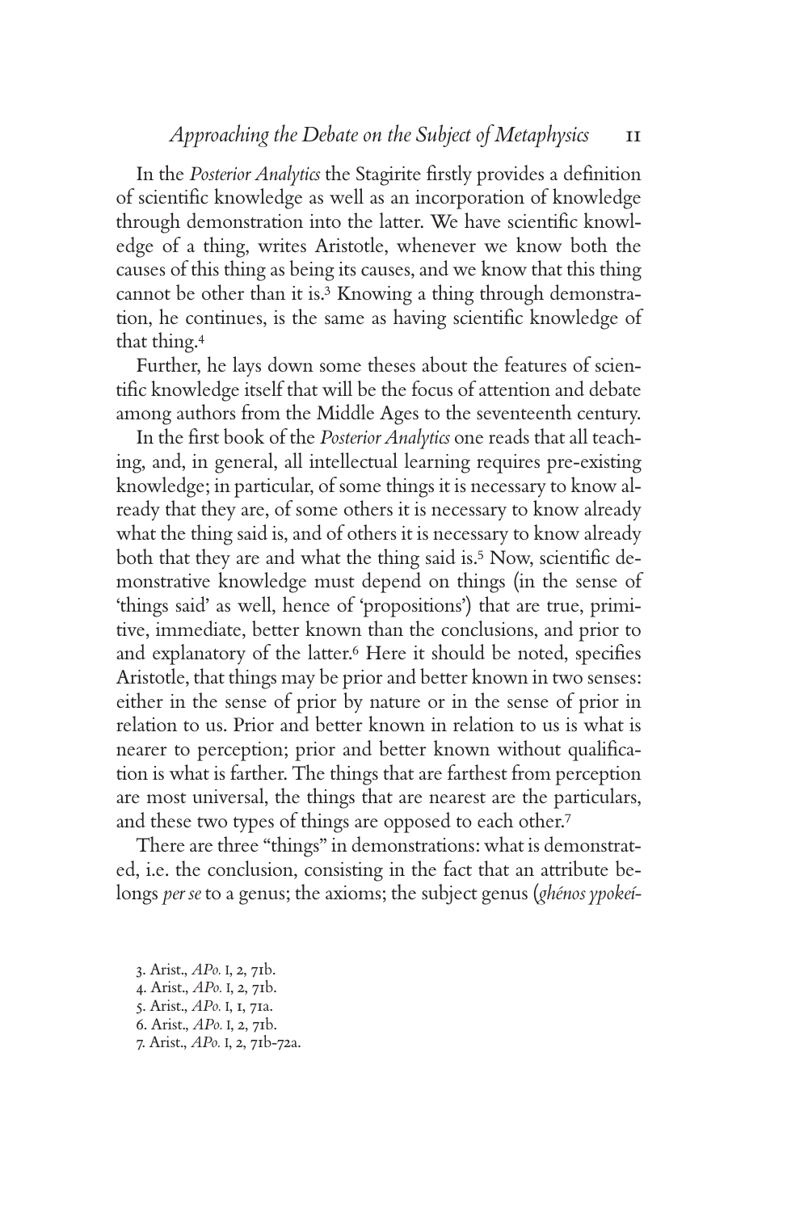In the *Posterior Analytics* the Stagirite firstly provides a definition of scientific knowledge as well as an incorporation of knowledge through demonstration into the latter. We have scientific knowledge of a thing, writes Aristotle, whenever we know both the causes of this thing as being its causes, and we know that this thing cannot be other than it is.[3] Knowing a thing through demonstration, he continues, is the same as having scientific knowledge of that thing.[4]

Further, he lays down some theses about the features of scientific knowledge itself that will be the focus of attention and debate among authors from the Middle Ages to the seventeenth century.

In the first book of the *Posterior Analytics* one reads that all teaching, and, in general, all intellectual learning requires pre-existing knowledge; in particular, of some things it is necessary to know already that they are, of some others it is necessary to know already what the thing said is, and of others it is necessary to know already both that they are and what the thing said is.[5] Now, scientific demonstrative knowledge must depend on things (in the sense of 'things said' as well, hence of 'propositions') that are true, primitive, immediate, better known than the conclusions, and prior to and explanatory of the latter.[6] Here it should be noted, specifies Aristotle, that things may be prior and better known in two senses: either in the sense of prior by nature or in the sense of prior in relation to us. Prior and better known in relation to us is what is nearer to perception; prior and better known without qualification is what is farther. The things that are farthest from perception are most universal, the things that are nearest are the particulars, and these two types of things are opposed to each other.[7]

There are three "things" in demonstrations: what is demonstrated, i.e. the conclusion, consisting in the fact that an attribute belongs *per se* to a genus; the axioms; the subject genus (*ghénos ypokeí-*

3. Arist., *APo.* I, 2, 71b.
4. Arist., *APo.* I, 2, 71b.
5. Arist., *APo.* I, 1, 71a.
6. Arist., *APo.* I, 2, 71b.
7. Arist., *APo.* I, 2, 71b-72a.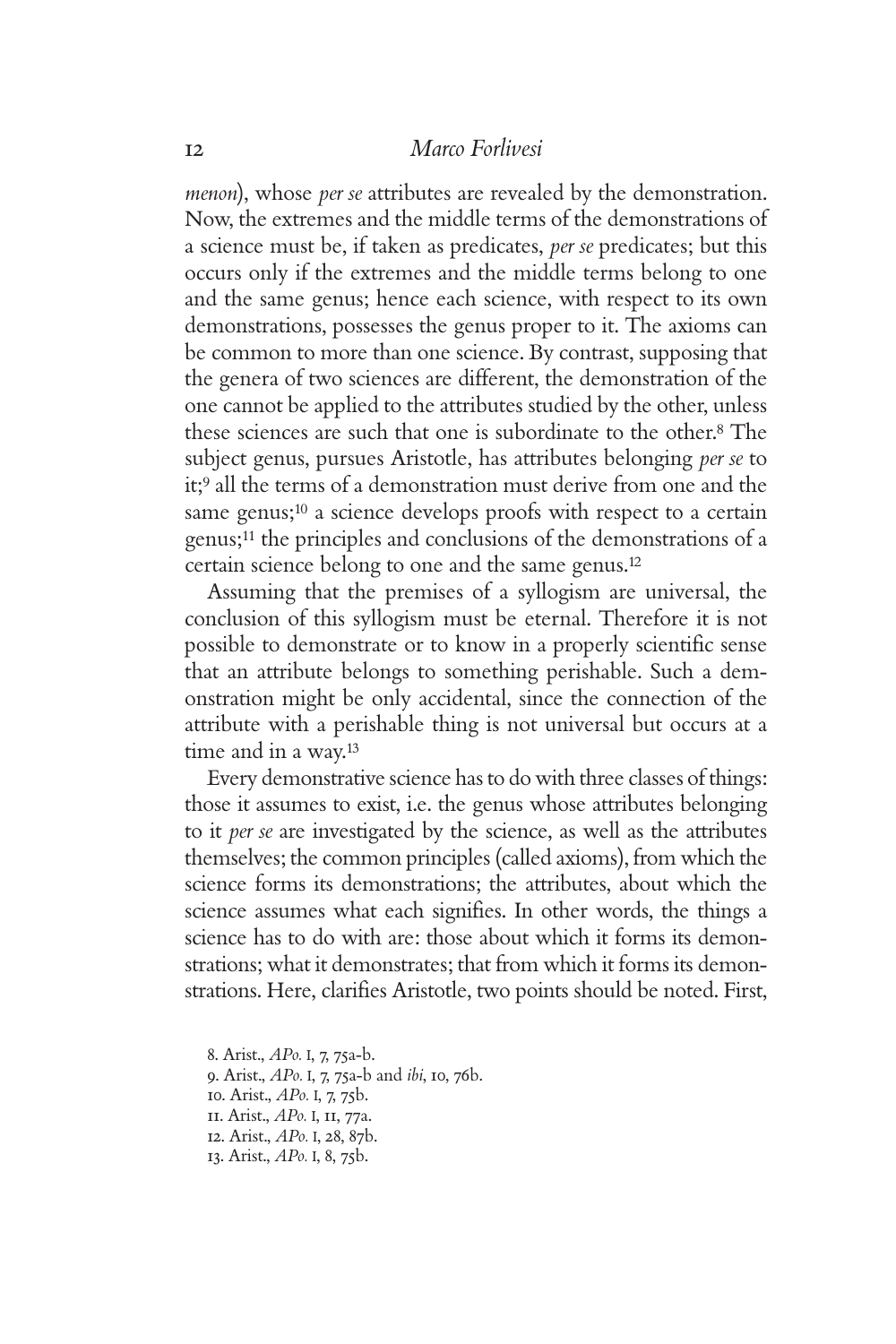*menon*), whose *per se* attributes are revealed by the demonstration. Now, the extremes and the middle terms of the demonstrations of a science must be, if taken as predicates, *per se* predicates; but this occurs only if the extremes and the middle terms belong to one and the same genus; hence each science, with respect to its own demonstrations, possesses the genus proper to it. The axioms can be common to more than one science. By contrast, supposing that the genera of two sciences are different, the demonstration of the one cannot be applied to the attributes studied by the other, unless these sciences are such that one is subordinate to the other.[8] The subject genus, pursues Aristotle, has attributes belonging *per se* to it;[9] all the terms of a demonstration must derive from one and the same genus;[10] a science develops proofs with respect to a certain genus;[11] the principles and conclusions of the demonstrations of a certain science belong to one and the same genus.[12]

Assuming that the premises of a syllogism are universal, the conclusion of this syllogism must be eternal. Therefore it is not possible to demonstrate or to know in a properly scientific sense that an attribute belongs to something perishable. Such a demonstration might be only accidental, since the connection of the attribute with a perishable thing is not universal but occurs at a time and in a way.[13]

Every demonstrative science has to do with three classes of things: those it assumes to exist, i.e. the genus whose attributes belonging to it *per se* are investigated by the science, as well as the attributes themselves; the common principles (called axioms), from which the science forms its demonstrations; the attributes, about which the science assumes what each signifies. In other words, the things a science has to do with are: those about which it forms its demonstrations; what it demonstrates; that from which it forms its demonstrations. Here, clarifies Aristotle, two points should be noted. First,

8. Arist., *APo.* I, 7, 75a-b.
9. Arist., *APo.* I, 7, 75a-b and *ibi*, 10, 76b.
10. Arist., *APo.* I, 7, 75b.
11. Arist., *APo.* I, 11, 77a.
12. Arist., *APo.* I, 28, 87b.
13. Arist., *APo.* I, 8, 75b.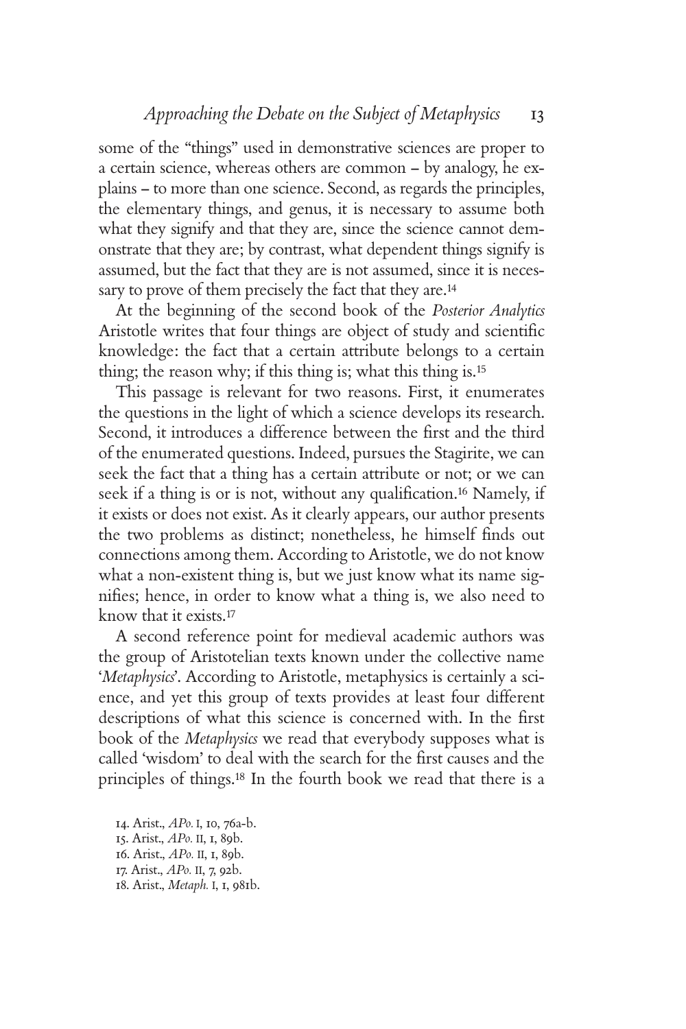some of the "things" used in demonstrative sciences are proper to a certain science, whereas others are common – by analogy, he explains – to more than one science. Second, as regards the principles, the elementary things, and genus, it is necessary to assume both what they signify and that they are, since the science cannot demonstrate that they are; by contrast, what dependent things signify is assumed, but the fact that they are is not assumed, since it is necessary to prove of them precisely the fact that they are.[14]

At the beginning of the second book of the *Posterior Analytics* Aristotle writes that four things are object of study and scientific knowledge: the fact that a certain attribute belongs to a certain thing; the reason why; if this thing is; what this thing is.[15]

This passage is relevant for two reasons. First, it enumerates the questions in the light of which a science develops its research. Second, it introduces a difference between the first and the third of the enumerated questions. Indeed, pursues the Stagirite, we can seek the fact that a thing has a certain attribute or not; or we can seek if a thing is or is not, without any qualification.[16] Namely, if it exists or does not exist. As it clearly appears, our author presents the two problems as distinct; nonetheless, he himself finds out connections among them. According to Aristotle, we do not know what a non-existent thing is, but we just know what its name signifies; hence, in order to know what a thing is, we also need to know that it exists.[17]

A second reference point for medieval academic authors was the group of Aristotelian texts known under the collective name '*Metaphysics*'. According to Aristotle, metaphysics is certainly a science, and yet this group of texts provides at least four different descriptions of what this science is concerned with. In the first book of the *Metaphysics* we read that everybody supposes what is called 'wisdom' to deal with the search for the first causes and the principles of things.[18] In the fourth book we read that there is a

14. Arist., *APo.* I, 10, 76a-b.
15. Arist., *APo.* II, 1, 89b.
16. Arist., *APo.* II, 1, 89b.
17. Arist., *APo.* II, 7, 92b.
18. Arist., *Metaph.* I, 1, 981b.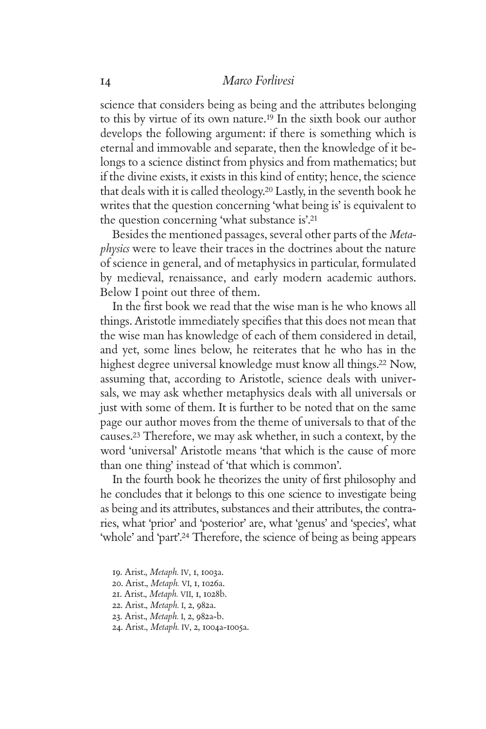science that considers being as being and the attributes belonging to this by virtue of its own nature.[19] In the sixth book our author develops the following argument: if there is something which is eternal and immovable and separate, then the knowledge of it belongs to a science distinct from physics and from mathematics; but if the divine exists, it exists in this kind of entity; hence, the science that deals with it is called theology.[20] Lastly, in the seventh book he writes that the question concerning 'what being is' is equivalent to the question concerning 'what substance is'.[21]

Besides the mentioned passages, several other parts of the *Metaphysics* were to leave their traces in the doctrines about the nature of science in general, and of metaphysics in particular, formulated by medieval, renaissance, and early modern academic authors. Below I point out three of them.

In the first book we read that the wise man is he who knows all things. Aristotle immediately specifies that this does not mean that the wise man has knowledge of each of them considered in detail, and yet, some lines below, he reiterates that he who has in the highest degree universal knowledge must know all things.[22] Now, assuming that, according to Aristotle, science deals with universals, we may ask whether metaphysics deals with all universals or just with some of them. It is further to be noted that on the same page our author moves from the theme of universals to that of the causes.[23] Therefore, we may ask whether, in such a context, by the word 'universal' Aristotle means 'that which is the cause of more than one thing' instead of 'that which is common'.

In the fourth book he theorizes the unity of first philosophy and he concludes that it belongs to this one science to investigate being as being and its attributes, substances and their attributes, the contraries, what 'prior' and 'posterior' are, what 'genus' and 'species', what 'whole' and 'part'.[24] Therefore, the science of being as being appears

19. Arist., *Metaph.* IV, 1, 1003a.
20. Arist., *Metaph.* VI, 1, 1026a.
21. Arist., *Metaph.* VII, 1, 1028b.
22. Arist., *Metaph.* I, 2, 982a.
23. Arist., *Metaph.* I, 2, 982a-b.
24. Arist., *Metaph.* IV, 2, 1004a-1005a.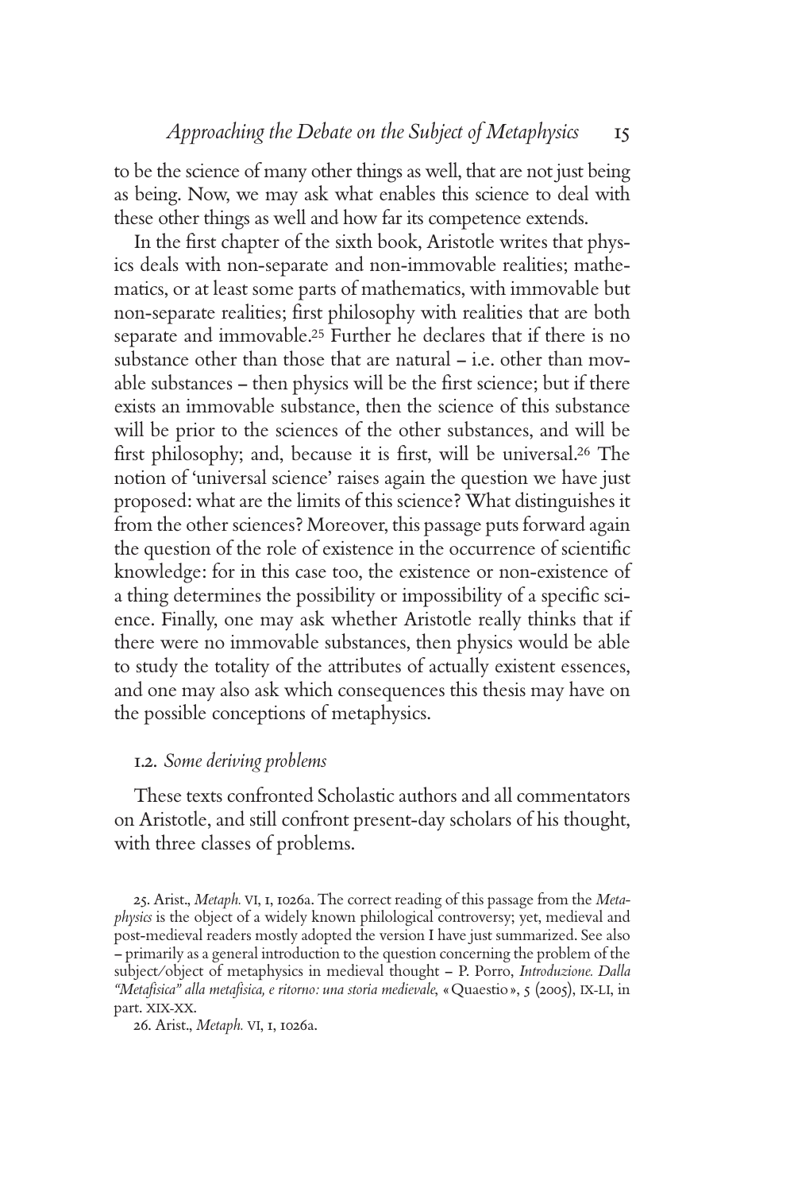to be the science of many other things as well, that are not just being as being. Now, we may ask what enables this science to deal with these other things as well and how far its competence extends.

In the first chapter of the sixth book, Aristotle writes that physics deals with non-separate and non-immovable realities; mathematics, or at least some parts of mathematics, with immovable but non-separate realities; first philosophy with realities that are both separate and immovable.[25] Further he declares that if there is no substance other than those that are natural – i.e. other than movable substances – then physics will be the first science; but if there exists an immovable substance, then the science of this substance will be prior to the sciences of the other substances, and will be first philosophy; and, because it is first, will be universal.[26] The notion of 'universal science' raises again the question we have just proposed: what are the limits of this science? What distinguishes it from the other sciences? Moreover, this passage puts forward again the question of the role of existence in the occurrence of scientific knowledge: for in this case too, the existence or non-existence of a thing determines the possibility or impossibility of a specific science. Finally, one may ask whether Aristotle really thinks that if there were no immovable substances, then physics would be able to study the totality of the attributes of actually existent essences, and one may also ask which consequences this thesis may have on the possible conceptions of metaphysics.

### 1.2. *Some deriving problems*

These texts confronted Scholastic authors and all commentators on Aristotle, and still confront present-day scholars of his thought, with three classes of problems.

25. Arist., *Metaph.* VI, 1, 1026a. The correct reading of this passage from the *Metaphysics* is the object of a widely known philological controversy; yet, medieval and post-medieval readers mostly adopted the version I have just summarized. See also – primarily as a general introduction to the question concerning the problem of the subject/object of metaphysics in medieval thought – P. Porro, *Introduzione. Dalla "Metafisica" alla metafisica, e ritorno: una storia medievale*, «Quaestio», 5 (2005), IX-LI, in part. XIX-XX.

26. Arist., *Metaph.* VI, 1, 1026a.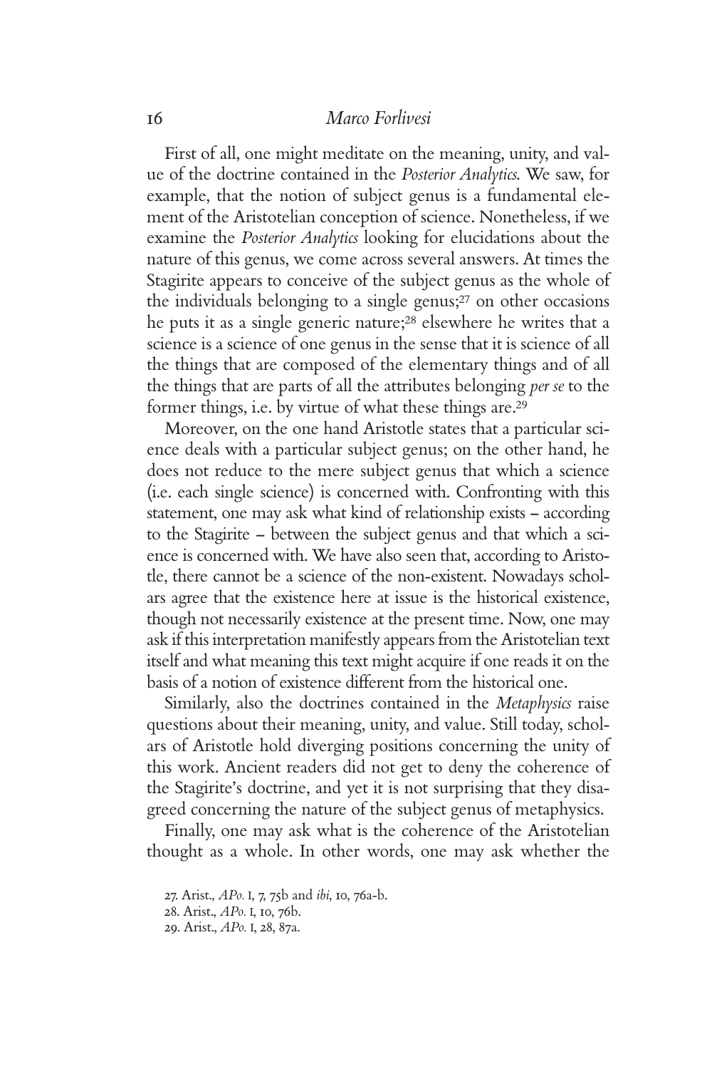First of all, one might meditate on the meaning, unity, and value of the doctrine contained in the *Posterior Analytics*. We saw, for example, that the notion of subject genus is a fundamental element of the Aristotelian conception of science. Nonetheless, if we examine the *Posterior Analytics* looking for elucidations about the nature of this genus, we come across several answers. At times the Stagirite appears to conceive of the subject genus as the whole of the individuals belonging to a single genus;[27] on other occasions he puts it as a single generic nature;[28] elsewhere he writes that a science is a science of one genus in the sense that it is science of all the things that are composed of the elementary things and of all the things that are parts of all the attributes belonging *per se* to the former things, i.e. by virtue of what these things are.[29]

Moreover, on the one hand Aristotle states that a particular science deals with a particular subject genus; on the other hand, he does not reduce to the mere subject genus that which a science (i.e. each single science) is concerned with. Confronting with this statement, one may ask what kind of relationship exists – according to the Stagirite – between the subject genus and that which a science is concerned with. We have also seen that, according to Aristotle, there cannot be a science of the non-existent. Nowadays scholars agree that the existence here at issue is the historical existence, though not necessarily existence at the present time. Now, one may ask if this interpretation manifestly appears from the Aristotelian text itself and what meaning this text might acquire if one reads it on the basis of a notion of existence different from the historical one.

Similarly, also the doctrines contained in the *Metaphysics* raise questions about their meaning, unity, and value. Still today, scholars of Aristotle hold diverging positions concerning the unity of this work. Ancient readers did not get to deny the coherence of the Stagirite's doctrine, and yet it is not surprising that they disagreed concerning the nature of the subject genus of metaphysics.

Finally, one may ask what is the coherence of the Aristotelian thought as a whole. In other words, one may ask whether the

27. Arist., *APo.* I, 7, 75b and *ibi*, 10, 76a-b.

28. Arist., *APo.* I, 10, 76b.

29. Arist., *APo.* I, 28, 87a.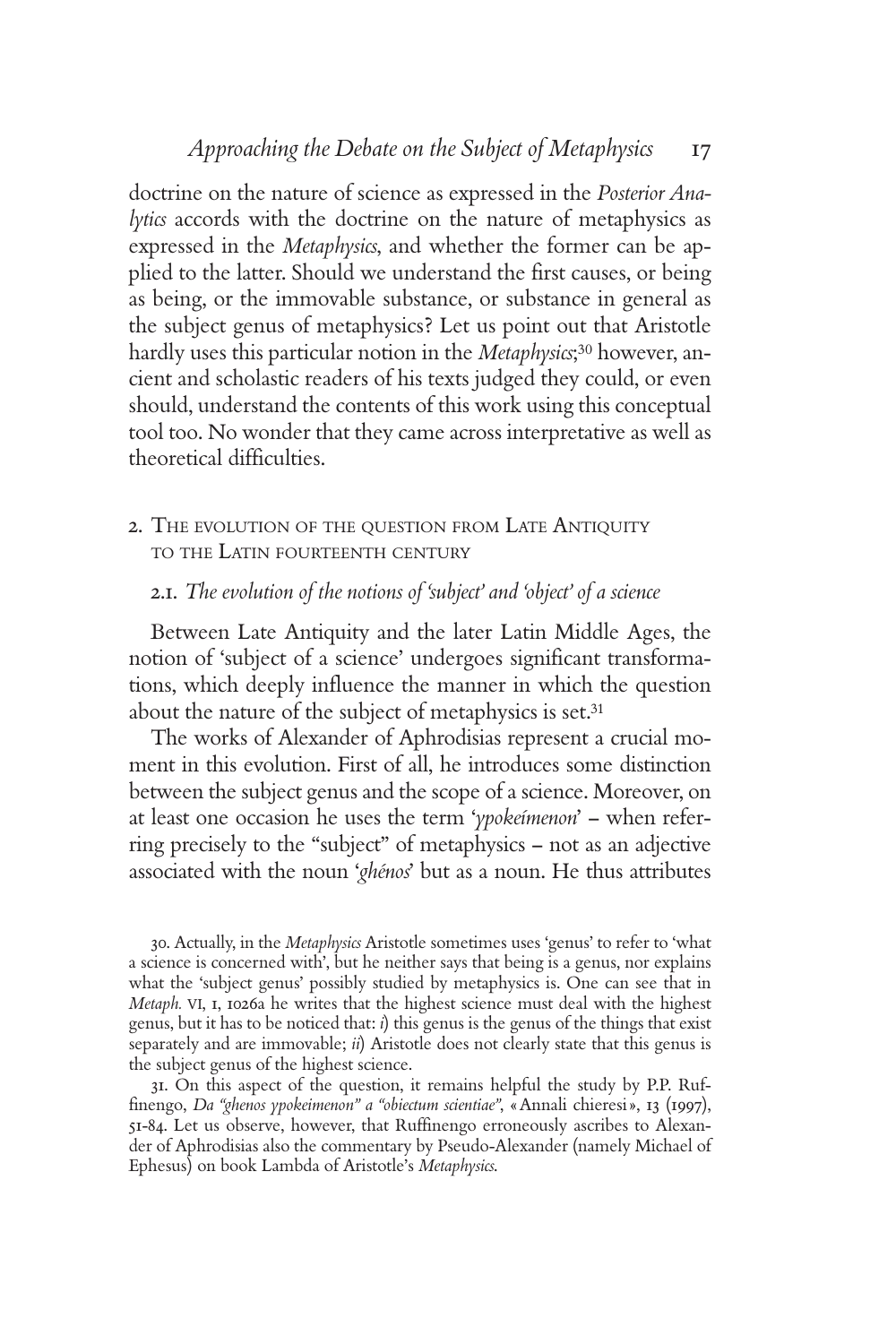doctrine on the nature of science as expressed in the *Posterior Analytics* accords with the doctrine on the nature of metaphysics as expressed in the *Metaphysics*, and whether the former can be applied to the latter. Should we understand the first causes, or being as being, or the immovable substance, or substance in general as the subject genus of metaphysics? Let us point out that Aristotle hardly uses this particular notion in the *Metaphysics*;[30] however, ancient and scholastic readers of his texts judged they could, or even should, understand the contents of this work using this conceptual tool too. No wonder that they came across interpretative as well as theoretical difficulties.

## 2. The evolution of the question from Late Antiquity to the Latin fourteenth century

### 2.1. *The evolution of the notions of 'subject' and 'object' of a science*

Between Late Antiquity and the later Latin Middle Ages, the notion of 'subject of a science' undergoes significant transformations, which deeply influence the manner in which the question about the nature of the subject of metaphysics is set.[31]

The works of Alexander of Aphrodisias represent a crucial moment in this evolution. First of all, he introduces some distinction between the subject genus and the scope of a science. Moreover, on at least one occasion he uses the term '*ypokeímenon*' – when referring precisely to the "subject" of metaphysics – not as an adjective associated with the noun '*ghénos*' but as a noun. He thus attributes

30. Actually, in the *Metaphysics* Aristotle sometimes uses 'genus' to refer to 'what a science is concerned with', but he neither says that being is a genus, nor explains what the 'subject genus' possibly studied by metaphysics is. One can see that in *Metaph.* VI, 1, 1026a he writes that the highest science must deal with the highest genus, but it has to be noticed that: *i*) this genus is the genus of the things that exist separately and are immovable; *ii*) Aristotle does not clearly state that this genus is the subject genus of the highest science.

31. On this aspect of the question, it remains helpful the study by P.P. Ruffinengo, *Da "ghenos ypokeimenon" a "obiectum scientiae"*, «Annali chieresi», 13 (1997), 51-84. Let us observe, however, that Ruffinengo erroneously ascribes to Alexander of Aphrodisias also the commentary by Pseudo-Alexander (namely Michael of Ephesus) on book Lambda of Aristotle's *Metaphysics*.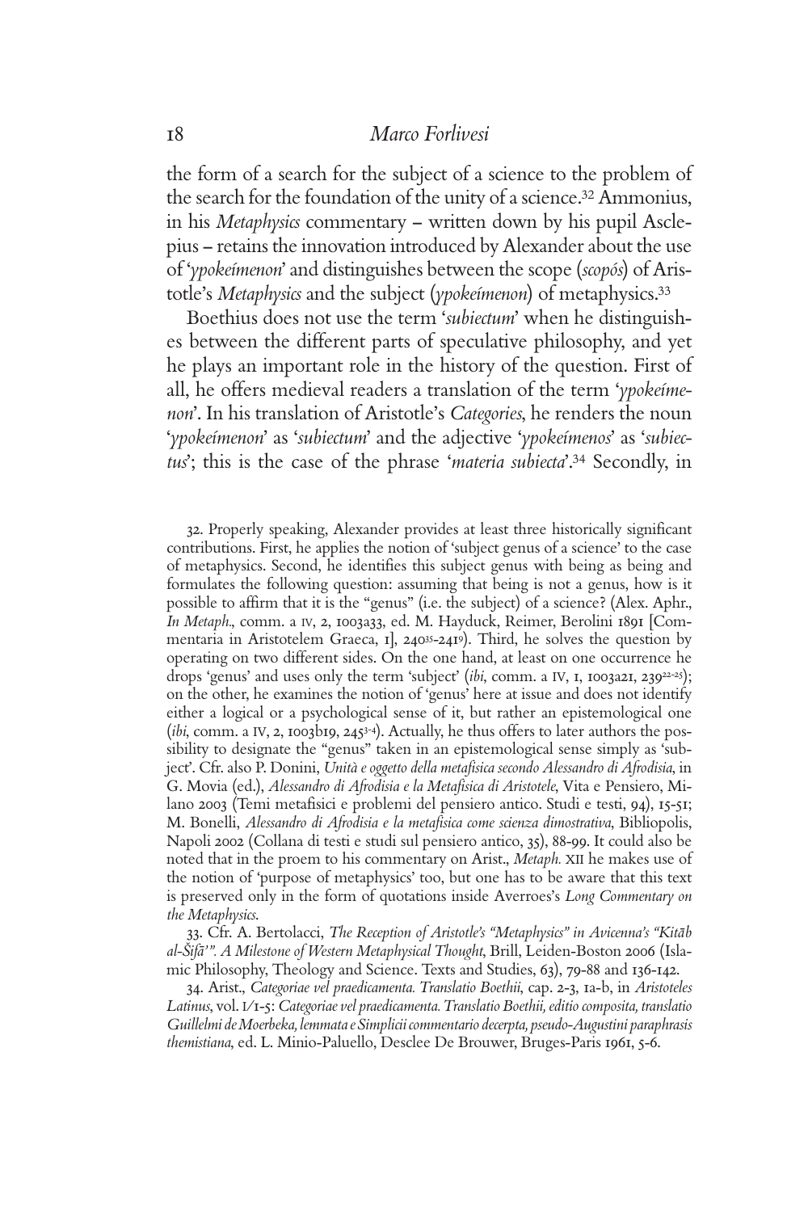the form of a search for the subject of a science to the problem of the search for the foundation of the unity of a science.[32] Ammonius, in his *Metaphysics* commentary – written down by his pupil Asclepius – retains the innovation introduced by Alexander about the use of '*ypokeímenon*' and distinguishes between the scope (*scopós*) of Aristotle's *Metaphysics* and the subject (*ypokeímenon*) of metaphysics.[33]

Boethius does not use the term '*subiectum*' when he distinguishes between the different parts of speculative philosophy, and yet he plays an important role in the history of the question. First of all, he offers medieval readers a translation of the term '*ypokeímenon*'. In his translation of Aristotle's *Categories*, he renders the noun '*ypokeímenon*' as '*subiectum*' and the adjective '*ypokeímenos*' as '*subiectus*'; this is the case of the phrase '*materia subiecta*'.[34] Secondly, in

32. Properly speaking, Alexander provides at least three historically significant contributions. First, he applies the notion of 'subject genus of a science' to the case of metaphysics. Second, he identifies this subject genus with being as being and formulates the following question: assuming that being is not a genus, how is it possible to affirm that it is the "genus" (i.e. the subject) of a science? (Alex. Aphr., *In Metaph.*, comm. a IV, 2, 1003a33, ed. M. Hayduck, Reimer, Berolini 1891 [Commentaria in Aristotelem Graeca, 1], 240[35]-241[9]). Third, he solves the question by operating on two different sides. On the one hand, at least on one occurrence he drops 'genus' and uses only the term 'subject' (*ibi*, comm. a IV, 1, 1003a21, 239[22-25]); on the other, he examines the notion of 'genus' here at issue and does not identify either a logical or a psychological sense of it, but rather an epistemological one (*ibi*, comm. a IV, 2, 1003b19, 245[3-4]). Actually, he thus offers to later authors the possibility to designate the "genus" taken in an epistemological sense simply as 'subject'. Cfr. also P. Donini, *Unità e oggetto della metafisica secondo Alessandro di Afrodisia*, in G. Movia (ed.), *Alessandro di Afrodisia e la Metafisica di Aristotele*, Vita e Pensiero, Milano 2003 (Temi metafisici e problemi del pensiero antico. Studi e testi, 94), 15-51; M. Bonelli, *Alessandro di Afrodisia e la metafisica come scienza dimostrativa*, Bibliopolis, Napoli 2002 (Collana di testi e studi sul pensiero antico, 35), 88-99. It could also be noted that in the proem to his commentary on Arist., *Metaph.* XII he makes use of the notion of 'purpose of metaphysics' too, but one has to be aware that this text is preserved only in the form of quotations inside Averroes's *Long Commentary on the Metaphysics*.

33. Cfr. A. Bertolacci, *The Reception of Aristotle's "Metaphysics" in Avicenna's "Kitāb al-Šifā'". A Milestone of Western Metaphysical Thought*, Brill, Leiden-Boston 2006 (Islamic Philosophy, Theology and Science. Texts and Studies, 63), 79-88 and 136-142.

34. Arist., *Categoriae vel praedicamenta. Translatio Boethii*, cap. 2-3, 1a-b, in *Aristoteles Latinus*, vol. I/1-5: *Categoriae vel praedicamenta. Translatio Boethii, editio composita, translatio Guillelmi de Moerbeka, lemmata e Simplicii commentario decerpta, pseudo-Augustini paraphrasis themistiana*, ed. L. Minio-Paluello, Desclee De Brouwer, Bruges-Paris 1961, 5-6.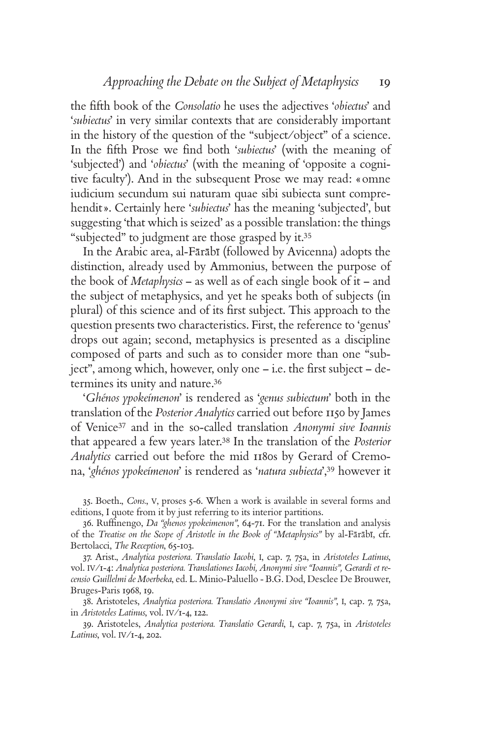the fifth book of the *Consolatio* he uses the adjectives '*obiectus*' and '*subiectus*' in very similar contexts that are considerably important in the history of the question of the "subject/object" of a science. In the fifth Prose we find both '*subiectus*' (with the meaning of 'subjected') and '*obiectus*' (with the meaning of 'opposite a cognitive faculty'). And in the subsequent Prose we may read: « omne iudicium secundum sui naturam quae sibi subiecta sunt comprehendit ». Certainly here '*subiectus*' has the meaning 'subjected', but suggesting 'that which is seized' as a possible translation: the things "subjected" to judgment are those grasped by it.[35]

In the Arabic area, al-Fārābī (followed by Avicenna) adopts the distinction, already used by Ammonius, between the purpose of the book of *Metaphysics* – as well as of each single book of it – and the subject of metaphysics, and yet he speaks both of subjects (in plural) of this science and of its first subject. This approach to the question presents two characteristics. First, the reference to 'genus' drops out again; second, metaphysics is presented as a discipline composed of parts and such as to consider more than one "subject", among which, however, only one – i.e. the first subject – determines its unity and nature.[36]

'*Ghénos ypokeímenon*' is rendered as '*genus subiectum*' both in the translation of the *Posterior Analytics* carried out before 1150 by James of Venice[37] and in the so-called translation *Anonymi sive Ioannis* that appeared a few years later.[38] In the translation of the *Posterior Analytics* carried out before the mid 1180s by Gerard of Cremona, '*ghénos ypokeímenon*' is rendered as '*natura subiecta*',[39] however it

35. Boeth., *Cons.*, V, proses 5-6. When a work is available in several forms and editions, I quote from it by just referring to its interior partitions.

36. Ruffinengo, *Da "ghenos ypokeimenon"*, 64-71. For the translation and analysis of the *Treatise on the Scope of Aristotle in the Book of "Metaphysics"* by al-Fārābī, cfr. Bertolacci, *The Reception*, 65-103.

37. Arist., *Analytica posteriora. Translatio Iacobi*, I, cap. 7, 75a, in *Aristoteles Latinus*, vol. IV/1-4: *Analytica posteriora. Translationes Iacobi, Anonymi sive "Ioannis", Gerardi et recensio Guillelmi de Moerbeka*, ed. L. Minio-Paluello - B.G. Dod, Desclee De Brouwer, Bruges-Paris 1968, 19.

38. Aristoteles, *Analytica posteriora. Translatio Anonymi sive "Ioannis"*, I, cap. 7, 75a, in *Aristoteles Latinus*, vol. IV/1-4, 122.

39. Aristoteles, *Analytica posteriora. Translatio Gerardi*, I, cap. 7, 75a, in *Aristoteles Latinus*, vol. IV/1-4, 202.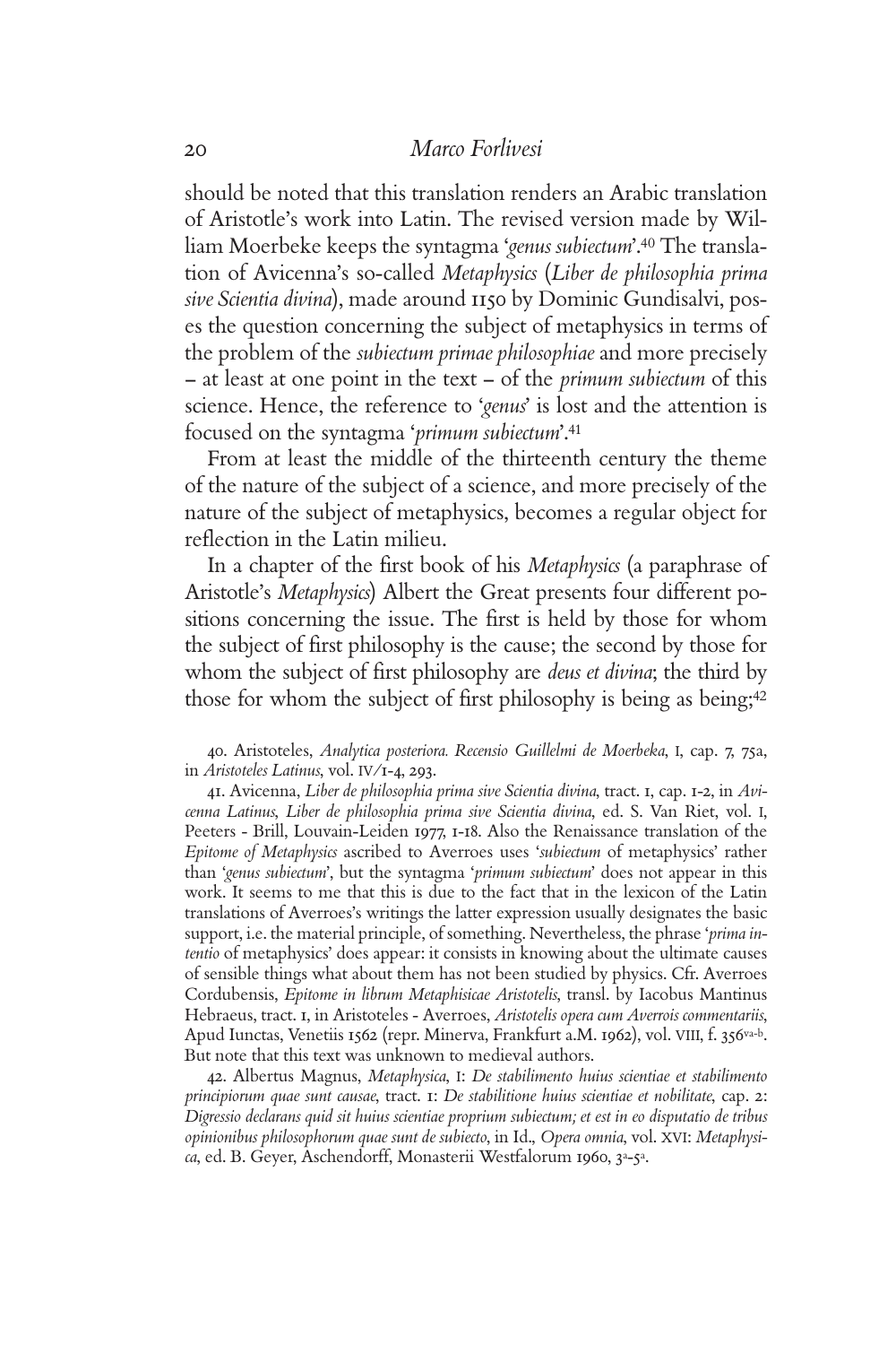should be noted that this translation renders an Arabic translation of Aristotle's work into Latin. The revised version made by William Moerbeke keeps the syntagma '*genus subiectum*'.[40] The translation of Avicenna's so-called *Metaphysics* (*Liber de philosophia prima sive Scientia divina*), made around 1150 by Dominic Gundisalvi, poses the question concerning the subject of metaphysics in terms of the problem of the *subiectum primae philosophiae* and more precisely – at least at one point in the text – of the *primum subiectum* of this science. Hence, the reference to '*genus*' is lost and the attention is focused on the syntagma '*primum subiectum*'.[41]

From at least the middle of the thirteenth century the theme of the nature of the subject of a science, and more precisely of the nature of the subject of metaphysics, becomes a regular object for reflection in the Latin milieu.

In a chapter of the first book of his *Metaphysics* (a paraphrase of Aristotle's *Metaphysics*) Albert the Great presents four different positions concerning the issue. The first is held by those for whom the subject of first philosophy is the cause; the second by those for whom the subject of first philosophy are *deus et divina*; the third by those for whom the subject of first philosophy is being as being;[42]

40. Aristoteles, *Analytica posteriora. Recensio Guillelmi de Moerbeka*, I, cap. 7, 75a, in *Aristoteles Latinus*, vol. IV/1-4, 293.

41. Avicenna, *Liber de philosophia prima sive Scientia divina*, tract. 1, cap. 1-2, in *Avicenna Latinus, Liber de philosophia prima sive Scientia divina*, ed. S. Van Riet, vol. I, Peeters - Brill, Louvain-Leiden 1977, 1-18. Also the Renaissance translation of the *Epitome of Metaphysics* ascribed to Averroes uses '*subiectum* of metaphysics' rather than '*genus subiectum*', but the syntagma '*primum subiectum*' does not appear in this work. It seems to me that this is due to the fact that in the lexicon of the Latin translations of Averroes's writings the latter expression usually designates the basic support, i.e. the material principle, of something. Nevertheless, the phrase '*prima intentio* of metaphysics' does appear: it consists in knowing about the ultimate causes of sensible things what about them has not been studied by physics. Cfr. Averroes Cordubensis, *Epitome in librum Metaphisicae Aristotelis*, transl. by Iacobus Mantinus Hebraeus, tract. 1, in Aristoteles - Averroes, *Aristotelis opera cum Averrois commentariis*, Apud Iunctas, Venetiis 1562 (repr. Minerva, Frankfurt a.M. 1962), vol. VIII, f. 356va-b. But note that this text was unknown to medieval authors.

42. Albertus Magnus, *Metaphysica*, I: *De stabilimento huius scientiae et stabilimento principiorum quae sunt causae*, tract. 1: *De stabilitione huius scientiae et nobilitate*, cap. 2: *Digressio declarans quid sit huius scientiae proprium subiectum; et est in eo disputatio de tribus opinionibus philosophorum quae sunt de subiecto*, in Id., *Opera omnia*, vol. XVI: *Metaphysica*, ed. B. Geyer, Aschendorff, Monasterii Westfalorum 1960, 3a-5a.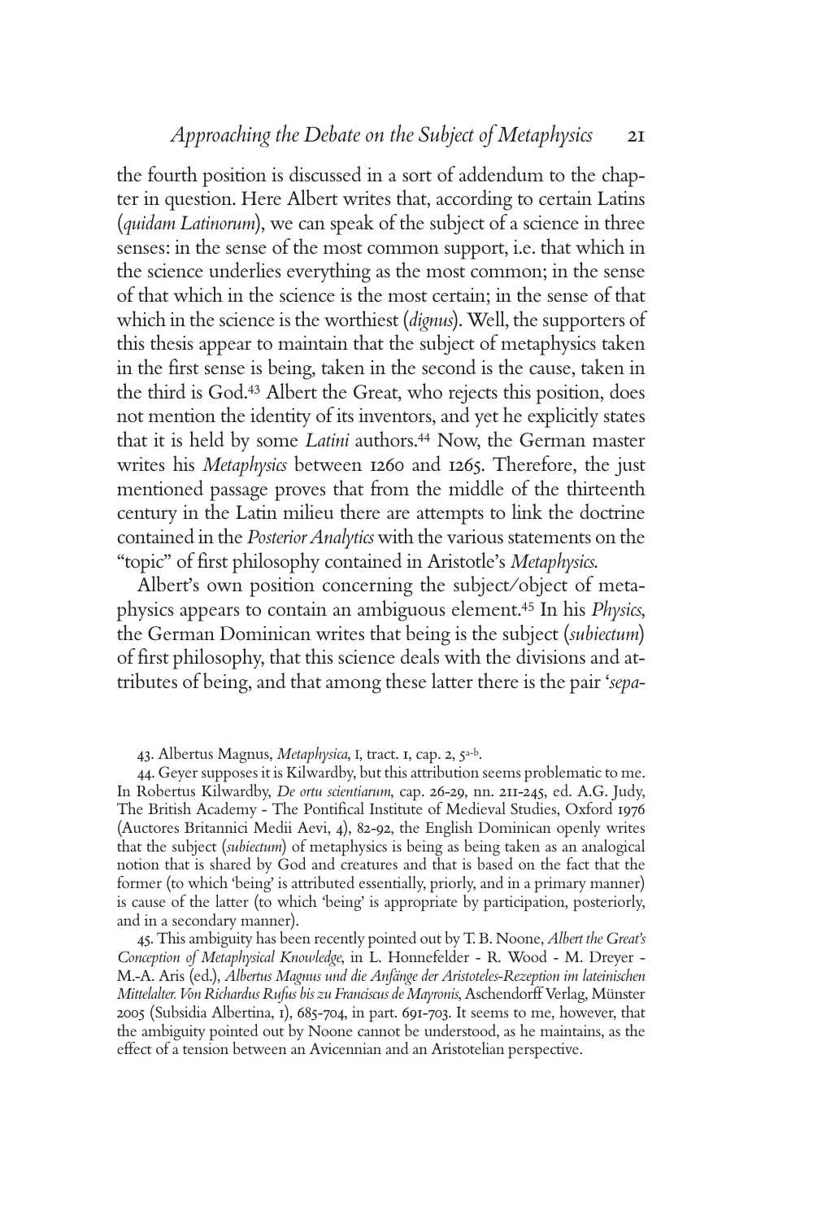the fourth position is discussed in a sort of addendum to the chapter in question. Here Albert writes that, according to certain Latins (*quidam Latinorum*), we can speak of the subject of a science in three senses: in the sense of the most common support, i.e. that which in the science underlies everything as the most common; in the sense of that which in the science is the most certain; in the sense of that which in the science is the worthiest (*dignus*). Well, the supporters of this thesis appear to maintain that the subject of metaphysics taken in the first sense is being, taken in the second is the cause, taken in the third is God.[43] Albert the Great, who rejects this position, does not mention the identity of its inventors, and yet he explicitly states that it is held by some *Latini* authors.[44] Now, the German master writes his *Metaphysics* between 1260 and 1265. Therefore, the just mentioned passage proves that from the middle of the thirteenth century in the Latin milieu there are attempts to link the doctrine contained in the *Posterior Analytics* with the various statements on the "topic" of first philosophy contained in Aristotle's *Metaphysics*.

Albert's own position concerning the subject/object of metaphysics appears to contain an ambiguous element.[45] In his *Physics*, the German Dominican writes that being is the subject (*subiectum*) of first philosophy, that this science deals with the divisions and attributes of being, and that among these latter there is the pair '*sepa-*

---

43. Albertus Magnus, *Metaphysica*, I, tract. 1, cap. 2, 5[a-b].

44. Geyer supposes it is Kilwardby, but this attribution seems problematic to me. In Robertus Kilwardby, *De ortu scientiarum*, cap. 26-29, nn. 211-245, ed. A.G. Judy, The British Academy - The Pontifical Institute of Medieval Studies, Oxford 1976 (Auctores Britannici Medii Aevi, 4), 82-92, the English Dominican openly writes that the subject (*subiectum*) of metaphysics is being as being taken as an analogical notion that is shared by God and creatures and that is based on the fact that the former (to which 'being' is attributed essentially, priorly, and in a primary manner) is cause of the latter (to which 'being' is appropriate by participation, posteriorly, and in a secondary manner).

45. This ambiguity has been recently pointed out by T. B. Noone, *Albert the Great's Conception of Metaphysical Knowledge*, in L. Honnefelder - R. Wood - M. Dreyer - M.-A. Aris (ed.), *Albertus Magnus und die Anfänge der Aristoteles-Rezeption im lateinischen Mittelalter. Von Richardus Rufus bis zu Franciscus de Mayronis*, Aschendorff Verlag, Münster 2005 (Subsidia Albertina, 1), 685-704, in part. 691-703. It seems to me, however, that the ambiguity pointed out by Noone cannot be understood, as he maintains, as the effect of a tension between an Avicennian and an Aristotelian perspective.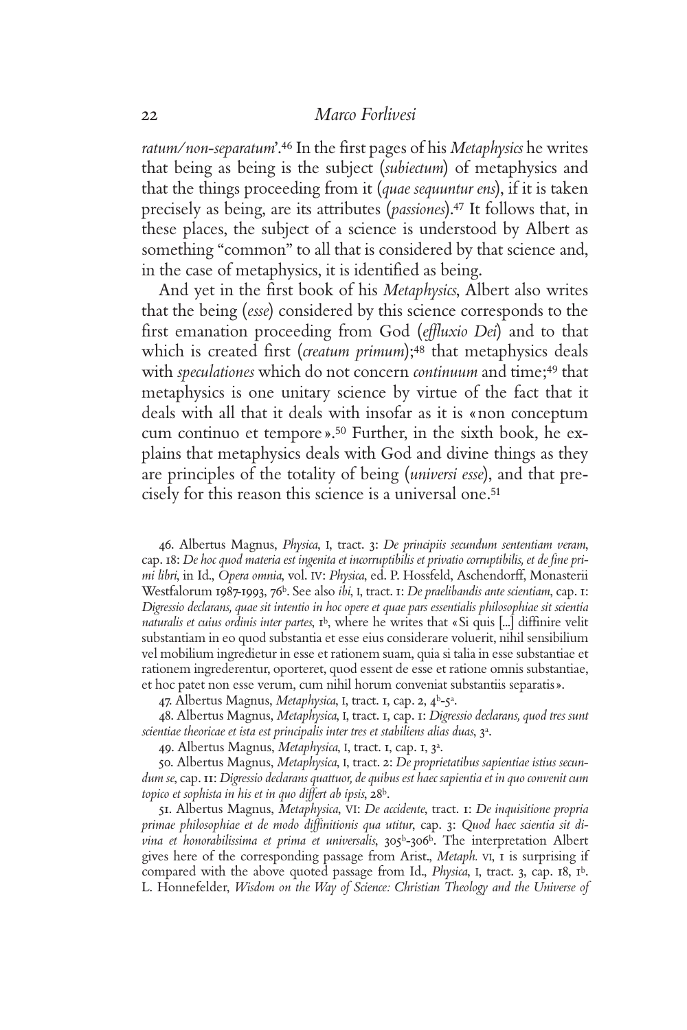*ratum/non-separatum*'.[46] In the first pages of his *Metaphysics* he writes that being as being is the subject (*subiectum*) of metaphysics and that the things proceeding from it (*quae sequuntur ens*), if it is taken precisely as being, are its attributes (*passiones*).[47] It follows that, in these places, the subject of a science is understood by Albert as something "common" to all that is considered by that science and, in the case of metaphysics, it is identified as being.

And yet in the first book of his *Metaphysics*, Albert also writes that the being (*esse*) considered by this science corresponds to the first emanation proceeding from God (*effluxio Dei*) and to that which is created first (*creatum primum*);[48] that metaphysics deals with *speculationes* which do not concern *continuum* and time;[49] that metaphysics is one unitary science by virtue of the fact that it deals with all that it deals with insofar as it is « non conceptum cum continuo et tempore ».[50] Further, in the sixth book, he explains that metaphysics deals with God and divine things as they are principles of the totality of being (*universi esse*), and that precisely for this reason this science is a universal one.[51]

46. Albertus Magnus, *Physica*, I, tract. 3: *De principiis secundum sententiam veram*, cap. 18: *De hoc quod materia est ingenita et incorruptibilis et privatio corruptibilis, et de fine primi libri*, in Id., *Opera omnia*, vol. IV: *Physica*, ed. P. Hossfeld, Aschendorff, Monasterii Westfalorum 1987-1993, 76[b]. See also *ibi*, I, tract. 1: *De praelibandis ante scientiam*, cap. 1: *Digressio declarans, quae sit intentio in hoc opere et quae pars essentialis philosophiae sit scientia naturalis et cuius ordinis inter partes*, 1[b], where he writes that « Si quis [...] diffinire velit substantiam in eo quod substantia et esse eius considerare voluerit, nihil sensibilium vel mobilium ingredietur in esse et rationem suam, quia si talia in esse substantiae et rationem ingrederentur, oporteret, quod essent de esse et ratione omnis substantiae, et hoc patet non esse verum, cum nihil horum conveniat substantiis separatis ».

47. Albertus Magnus, *Metaphysica*, I, tract. 1, cap. 2, 4[b]-5[a].

48. Albertus Magnus, *Metaphysica*, I, tract. 1, cap. 1: *Digressio declarans, quod tres sunt scientiae theoricae et ista est principalis inter tres et stabiliens alias duas*, 3[a].

49. Albertus Magnus, *Metaphysica*, I, tract. 1, cap. 1, 3[a].

50. Albertus Magnus, *Metaphysica*, I, tract. 2: *De proprietatibus sapientiae istius secundum se*, cap. 11: *Digressio declarans quattuor, de quibus est haec sapientia et in quo convenit cum topico et sophista in his et in quo differt ab ipsis*, 28[b].

51. Albertus Magnus, *Metaphysica*, VI: *De accidente*, tract. 1: *De inquisitione propria primae philosophiae et de modo diffinitionis qua utitur*, cap. 3: *Quod haec scientia sit divina et honorabilissima et prima et universalis*, 305[b]-306[b]. The interpretation Albert gives here of the corresponding passage from Arist., *Metaph.* VI, 1 is surprising if compared with the above quoted passage from Id., *Physica*, I, tract. 3, cap. 18, 1[b]. L. Honnefelder, *Wisdom on the Way of Science: Christian Theology and the Universe of*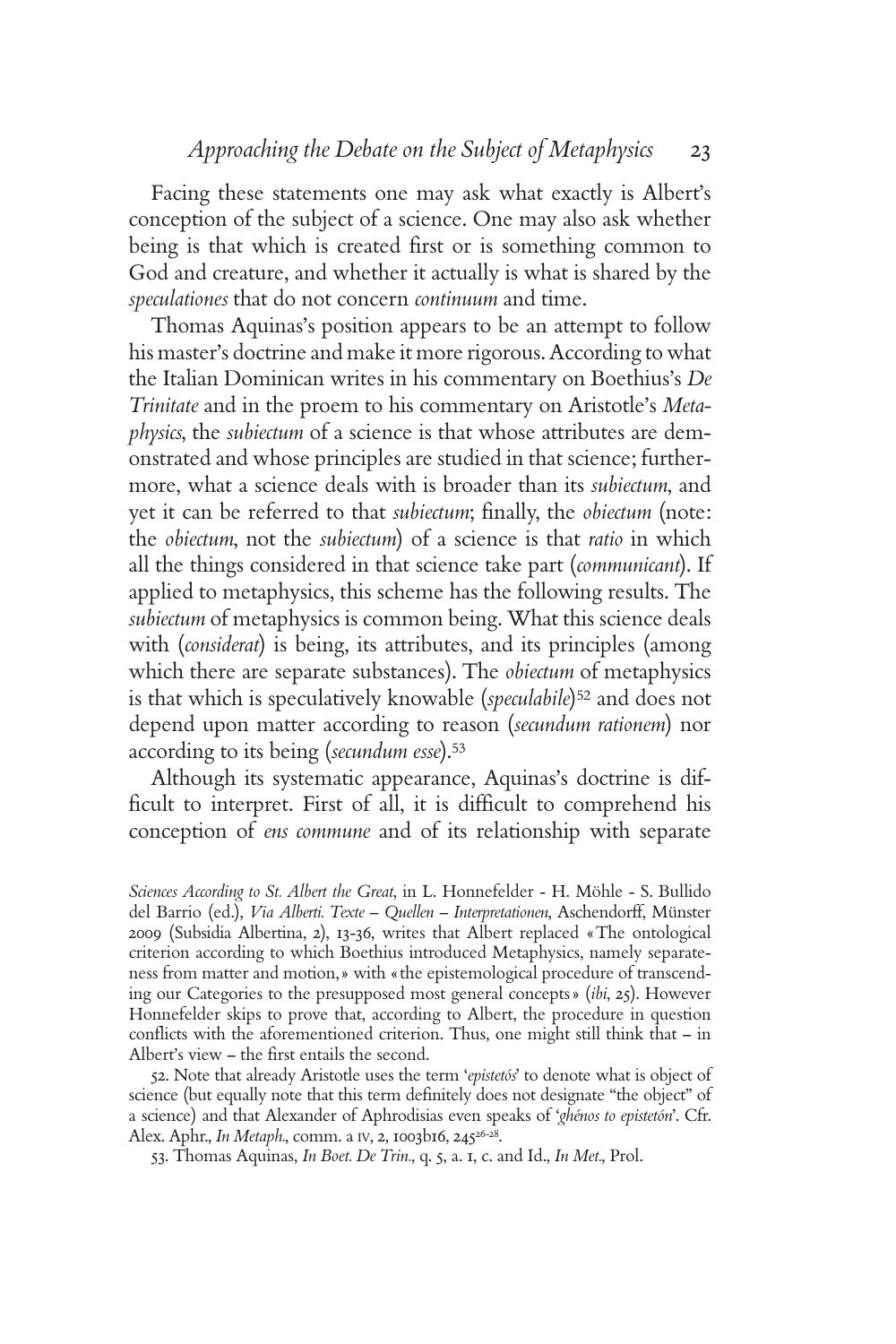Facing these statements one may ask what exactly is Albert's conception of the subject of a science. One may also ask whether being is that which is created first or is something common to God and creature, and whether it actually is what is shared by the *speculationes* that do not concern *continuum* and time.

Thomas Aquinas's position appears to be an attempt to follow his master's doctrine and make it more rigorous. According to what the Italian Dominican writes in his commentary on Boethius's *De Trinitate* and in the proem to his commentary on Aristotle's *Metaphysics*, the *subiectum* of a science is that whose attributes are demonstrated and whose principles are studied in that science; furthermore, what a science deals with is broader than its *subiectum*, and yet it can be referred to that *subiectum*; finally, the *obiectum* (note: the *obiectum*, not the *subiectum*) of a science is that *ratio* in which all the things considered in that science take part (*communicant*). If applied to metaphysics, this scheme has the following results. The *subiectum* of metaphysics is common being. What this science deals with (*considerat*) is being, its attributes, and its principles (among which there are separate substances). The *obiectum* of metaphysics is that which is speculatively knowable (*speculabile*)[52] and does not depend upon matter according to reason (*secundum rationem*) nor according to its being (*secundum esse*).[53]

Although its systematic appearance, Aquinas's doctrine is difficult to interpret. First of all, it is difficult to comprehend his conception of *ens commune* and of its relationship with separate

*Sciences According to St. Albert the Great*, in L. Honnefelder - H. Möhle - S. Bullido del Barrio (ed.), *Via Alberti. Texte – Quellen – Interpretationen*, Aschendorff, Münster 2009 (Subsidia Albertina, 2), 13-36, writes that Albert replaced «The ontological criterion according to which Boethius introduced Metaphysics, namely separateness from matter and motion,» with «the epistemological procedure of transcending our Categories to the presupposed most general concepts» (*ibi*, 25). However Honnefelder skips to prove that, according to Albert, the procedure in question conflicts with the aforementioned criterion. Thus, one might still think that – in Albert's view – the first entails the second.

52. Note that already Aristotle uses the term '*epistetós*' to denote what is object of science (but equally note that this term definitely does not designate "the object" of a science) and that Alexander of Aphrodisias even speaks of '*ghénos to epistetón*'. Cfr. Alex. Aphr., *In Metaph.*, comm. a IV, 2, 1003b16, 245[26-28].

53. Thomas Aquinas, *In Boet. De Trin.*, q. 5, a. 1, c. and Id., *In Met.*, Prol.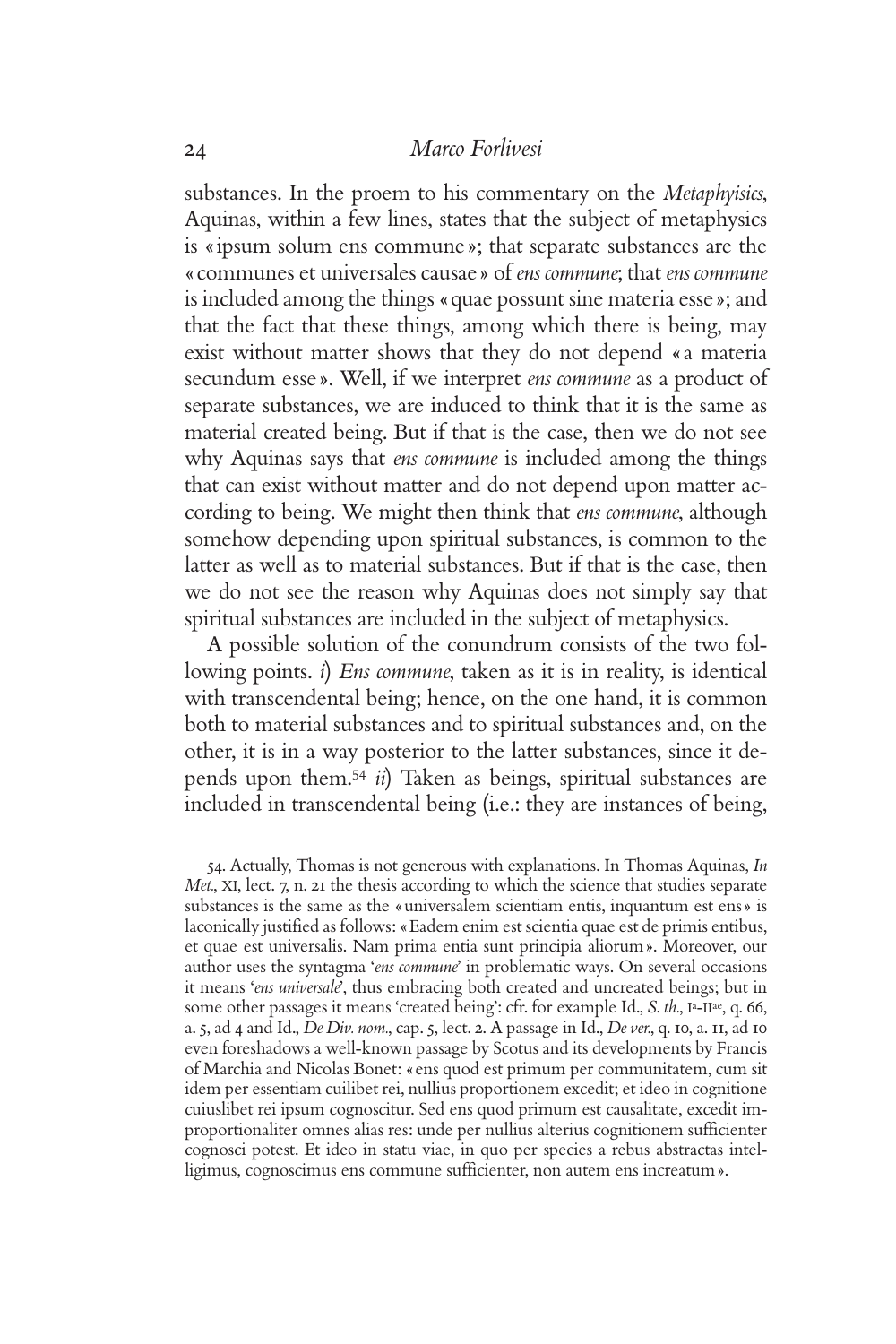substances. In the proem to his commentary on the *Metaphyisics*, Aquinas, within a few lines, states that the subject of metaphysics is «ipsum solum ens commune»; that separate substances are the «communes et universales causae» of *ens commune*; that *ens commune* is included among the things «quae possunt sine materia esse»; and that the fact that these things, among which there is being, may exist without matter shows that they do not depend «a materia secundum esse». Well, if we interpret *ens commune* as a product of separate substances, we are induced to think that it is the same as material created being. But if that is the case, then we do not see why Aquinas says that *ens commune* is included among the things that can exist without matter and do not depend upon matter according to being. We might then think that *ens commune*, although somehow depending upon spiritual substances, is common to the latter as well as to material substances. But if that is the case, then we do not see the reason why Aquinas does not simply say that spiritual substances are included in the subject of metaphysics.

A possible solution of the conundrum consists of the two following points. *i*) *Ens commune*, taken as it is in reality, is identical with transcendental being; hence, on the one hand, it is common both to material substances and to spiritual substances and, on the other, it is in a way posterior to the latter substances, since it depends upon them.[54] *ii*) Taken as beings, spiritual substances are included in transcendental being (i.e.: they are instances of being,

54. Actually, Thomas is not generous with explanations. In Thomas Aquinas, *In Met.*, XI, lect. 7, n. 21 the thesis according to which the science that studies separate substances is the same as the «universalem scientiam entis, inquantum est ens» is laconically justified as follows: «Eadem enim est scientia quae est de primis entibus, et quae est universalis. Nam prima entia sunt principia aliorum». Moreover, our author uses the syntagma '*ens commune*' in problematic ways. On several occasions it means '*ens universale*', thus embracing both created and uncreated beings; but in some other passages it means 'created being': cfr. for example Id., *S. th.*, Ia-IIae, q. 66, a. 5, ad 4 and Id., *De Div. nom.*, cap. 5, lect. 2. A passage in Id., *De ver.*, q. 10, a. 11, ad 10 even foreshadows a well-known passage by Scotus and its developments by Francis of Marchia and Nicolas Bonet: «ens quod est primum per communitatem, cum sit idem per essentiam cuilibet rei, nullius proportionem excedit; et ideo in cognitione cuiuslibet rei ipsum cognoscitur. Sed ens quod primum est causalitate, excedit improportionaliter omnes alias res: unde per nullius alterius cognitionem sufficienter cognosci potest. Et ideo in statu viae, in quo per species a rebus abstractas intelligimus, cognoscimus ens commune sufficienter, non autem ens increatum».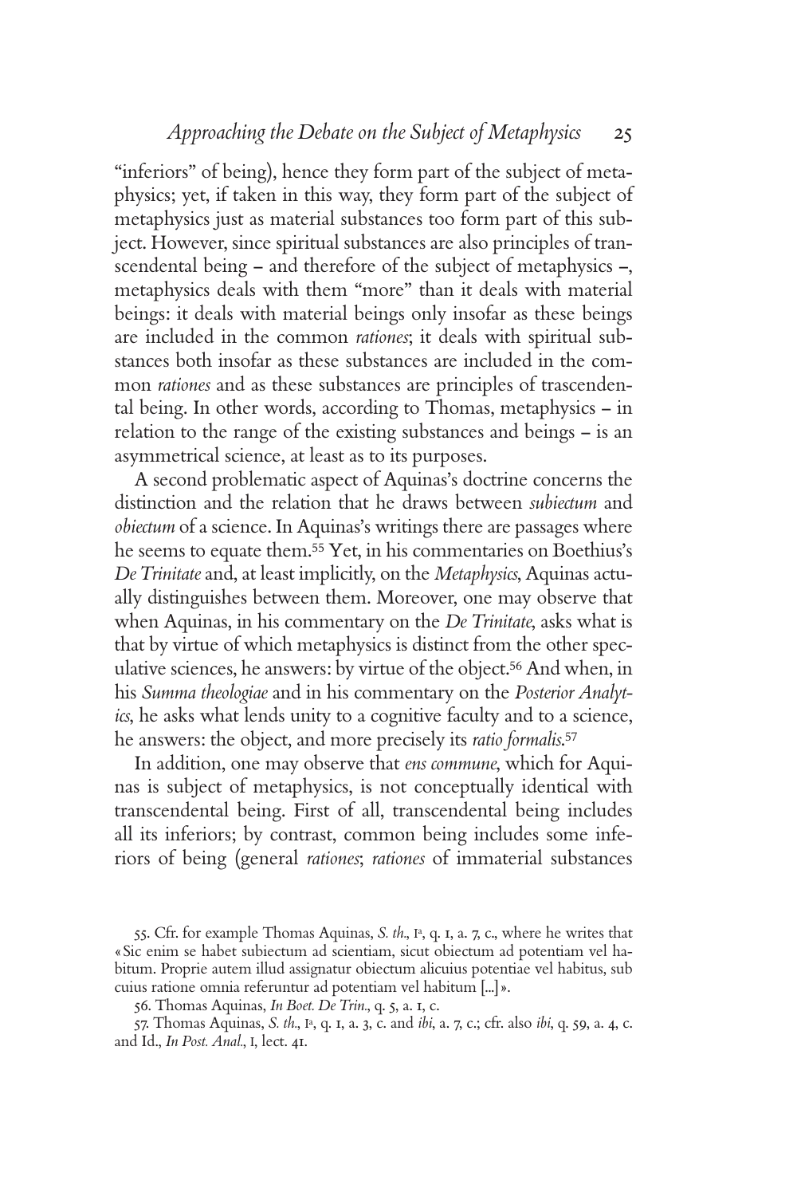"inferiors" of being), hence they form part of the subject of metaphysics; yet, if taken in this way, they form part of the subject of metaphysics just as material substances too form part of this subject. However, since spiritual substances are also principles of transcendental being – and therefore of the subject of metaphysics –, metaphysics deals with them "more" than it deals with material beings: it deals with material beings only insofar as these beings are included in the common *rationes*; it deals with spiritual substances both insofar as these substances are included in the common *rationes* and as these substances are principles of trascendental being. In other words, according to Thomas, metaphysics – in relation to the range of the existing substances and beings – is an asymmetrical science, at least as to its purposes.

A second problematic aspect of Aquinas's doctrine concerns the distinction and the relation that he draws between *subiectum* and *obiectum* of a science. In Aquinas's writings there are passages where he seems to equate them.[55] Yet, in his commentaries on Boethius's *De Trinitate* and, at least implicitly, on the *Metaphysics*, Aquinas actually distinguishes between them. Moreover, one may observe that when Aquinas, in his commentary on the *De Trinitate*, asks what is that by virtue of which metaphysics is distinct from the other speculative sciences, he answers: by virtue of the object.[56] And when, in his *Summa theologiae* and in his commentary on the *Posterior Analytics*, he asks what lends unity to a cognitive faculty and to a science, he answers: the object, and more precisely its *ratio formalis*.[57]

In addition, one may observe that *ens commune*, which for Aquinas is subject of metaphysics, is not conceptually identical with transcendental being. First of all, transcendental being includes all its inferiors; by contrast, common being includes some inferiors of being (general *rationes*; *rationes* of immaterial substances

55. Cfr. for example Thomas Aquinas, *S. th.*, I[a], q. 1, a. 7, c., where he writes that «Sic enim se habet subiectum ad scientiam, sicut obiectum ad potentiam vel habitum. Proprie autem illud assignatur obiectum alicuius potentiae vel habitus, sub cuius ratione omnia referuntur ad potentiam vel habitum [...]».

56. Thomas Aquinas, *In Boet. De Trin.*, q. 5, a. 1, c.

57. Thomas Aquinas, *S. th.*, I[a], q. 1, a. 3, c. and *ibi*, a. 7, c.; cfr. also *ibi*, q. 59, a. 4, c. and Id., *In Post. Anal.*, I, lect. 41.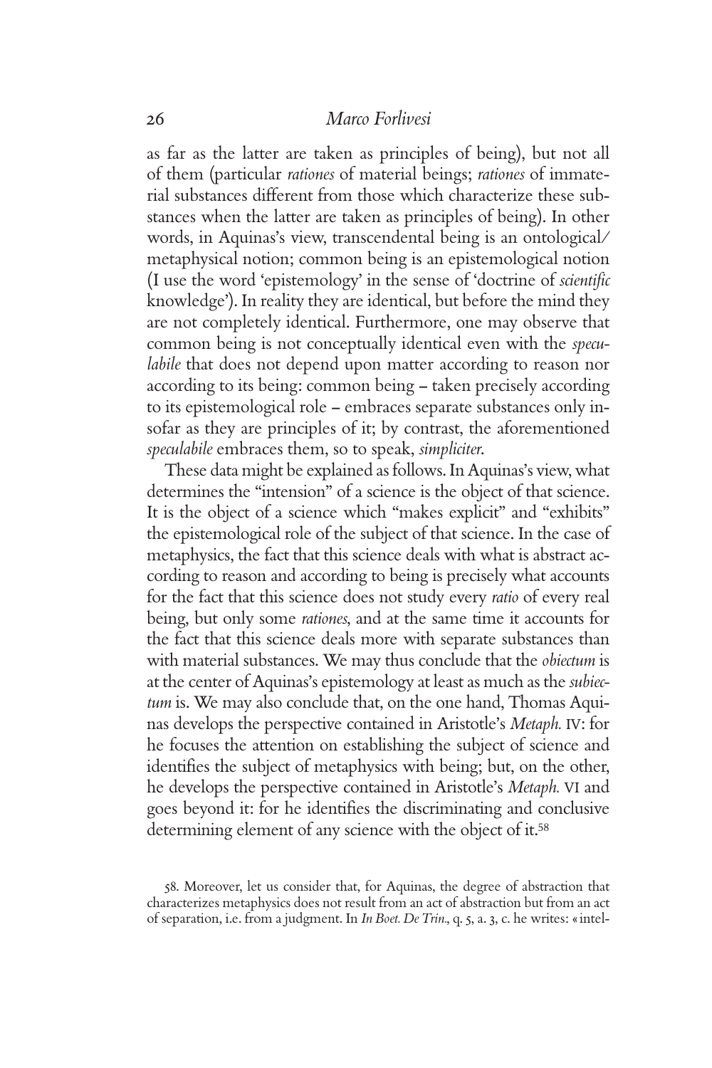as far as the latter are taken as principles of being), but not all of them (particular *rationes* of material beings; *rationes* of immaterial substances different from those which characterize these substances when the latter are taken as principles of being). In other words, in Aquinas's view, transcendental being is an ontological/metaphysical notion; common being is an epistemological notion (I use the word 'epistemology' in the sense of 'doctrine of *scientific* knowledge'). In reality they are identical, but before the mind they are not completely identical. Furthermore, one may observe that common being is not conceptually identical even with the *speculabile* that does not depend upon matter according to reason nor according to its being: common being – taken precisely according to its epistemological role – embraces separate substances only insofar as they are principles of it; by contrast, the aforementioned *speculabile* embraces them, so to speak, *simpliciter*.

These data might be explained as follows. In Aquinas's view, what determines the "intension" of a science is the object of that science. It is the object of a science which "makes explicit" and "exhibits" the epistemological role of the subject of that science. In the case of metaphysics, the fact that this science deals with what is abstract according to reason and according to being is precisely what accounts for the fact that this science does not study every *ratio* of every real being, but only some *rationes*, and at the same time it accounts for the fact that this science deals more with separate substances than with material substances. We may thus conclude that the *obiectum* is at the center of Aquinas's epistemology at least as much as the *subiectum* is. We may also conclude that, on the one hand, Thomas Aquinas develops the perspective contained in Aristotle's *Metaph.* IV: for he focuses the attention on establishing the subject of science and identifies the subject of metaphysics with being; but, on the other, he develops the perspective contained in Aristotle's *Metaph.* VI and goes beyond it: for he identifies the discriminating and conclusive determining element of any science with the object of it.[58]

58. Moreover, let us consider that, for Aquinas, the degree of abstraction that characterizes metaphysics does not result from an act of abstraction but from an act of separation, i.e. from a judgment. In *In Boet. De Trin.*, q. 5, a. 3, c. he writes: «intel-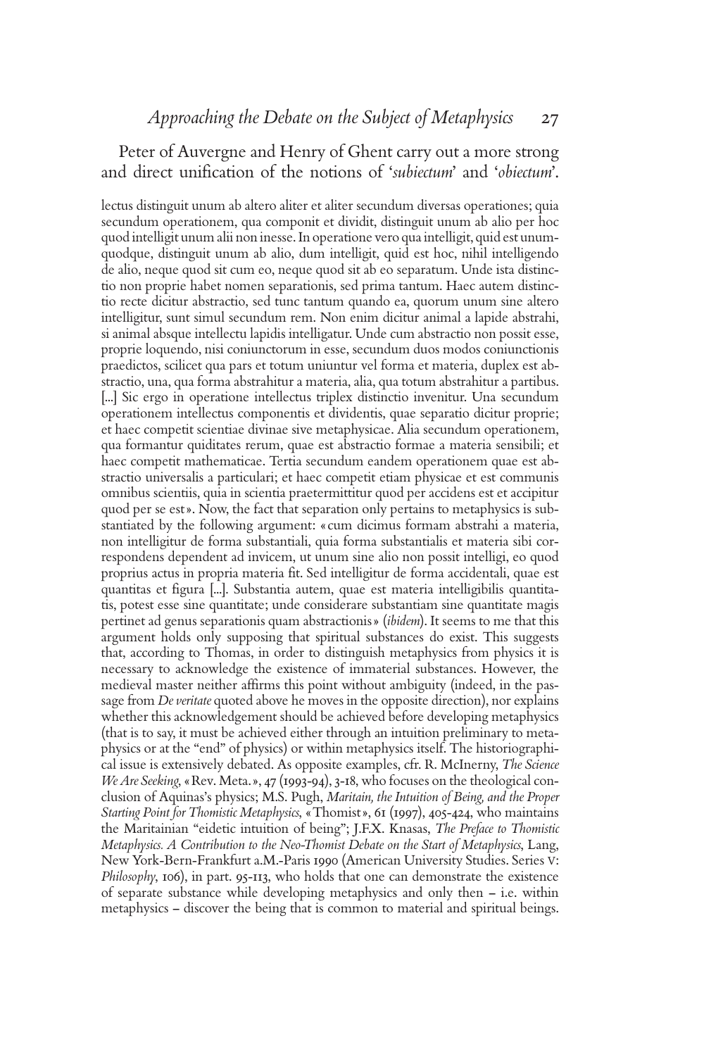Peter of Auvergne and Henry of Ghent carry out a more strong and direct unification of the notions of '*subiectum*' and '*obiectum*'.

lectus distinguit unum ab altero aliter et aliter secundum diversas operationes; quia secundum operationem, qua componit et dividit, distinguit unum ab alio per hoc quod intelligit unum alii non inesse. In operatione vero qua intelligit, quid est unumquodque, distinguit unum ab alio, dum intelligit, quid est hoc, nihil intelligendo de alio, neque quod sit cum eo, neque quod sit ab eo separatum. Unde ista distinctio non proprie habet nomen separationis, sed prima tantum. Haec autem distinctio recte dicitur abstractio, sed tunc tantum quando ea, quorum unum sine altero intelligitur, sunt simul secundum rem. Non enim dicitur animal a lapide abstrahi, si animal absque intellectu lapidis intelligatur. Unde cum abstractio non possit esse, proprie loquendo, nisi coniunctorum in esse, secundum duos modos coniunctionis praedictos, scilicet qua pars et totum uniuntur vel forma et materia, duplex est abstractio, una, qua forma abstrahitur a materia, alia, qua totum abstrahitur a partibus. [...] Sic ergo in operatione intellectus triplex distinctio invenitur. Una secundum operationem intellectus componentis et dividentis, quae separatio dicitur proprie; et haec competit scientiae divinae sive metaphysicae. Alia secundum operationem, qua formantur quiditates rerum, quae est abstractio formae a materia sensibili; et haec competit mathematicae. Tertia secundum eandem operationem quae est abstractio universalis a particulari; et haec competit etiam physicae et est communis omnibus scientiis, quia in scientia praetermittitur quod per accidens est et accipitur quod per se est». Now, the fact that separation only pertains to metaphysics is substantiated by the following argument: «cum dicimus formam abstrahi a materia, non intelligitur de forma substantiali, quia forma substantialis et materia sibi correspondens dependent ad invicem, ut unum sine alio non possit intelligi, eo quod proprius actus in propria materia fit. Sed intelligitur de forma accidentali, quae est quantitas et figura [...]. Substantia autem, quae est materia intelligibilis quantitatis, potest esse sine quantitate; unde considerare substantiam sine quantitate magis pertinet ad genus separationis quam abstractionis» (*ibidem*). It seems to me that this argument holds only supposing that spiritual substances do exist. This suggests that, according to Thomas, in order to distinguish metaphysics from physics it is necessary to acknowledge the existence of immaterial substances. However, the medieval master neither affirms this point without ambiguity (indeed, in the passage from *De veritate* quoted above he moves in the opposite direction), nor explains whether this acknowledgement should be achieved before developing metaphysics (that is to say, it must be achieved either through an intuition preliminary to metaphysics or at the "end" of physics) or within metaphysics itself. The historiographical issue is extensively debated. As opposite examples, cfr. R. McInerny, *The Science We Are Seeking*, «Rev. Meta.», 47 (1993-94), 3-18, who focuses on the theological conclusion of Aquinas's physics; M.S. Pugh, *Maritain, the Intuition of Being, and the Proper Starting Point for Thomistic Metaphysics*, «Thomist», 61 (1997), 405-424, who maintains the Maritainian "eidetic intuition of being"; J.F.X. Knasas, *The Preface to Thomistic Metaphysics. A Contribution to the Neo-Thomist Debate on the Start of Metaphysics*, Lang, New York-Bern-Frankfurt a.M.-Paris 1990 (American University Studies. Series V: *Philosophy*, 106), in part. 95-113, who holds that one can demonstrate the existence of separate substance while developing metaphysics and only then – i.e. within metaphysics – discover the being that is common to material and spiritual beings.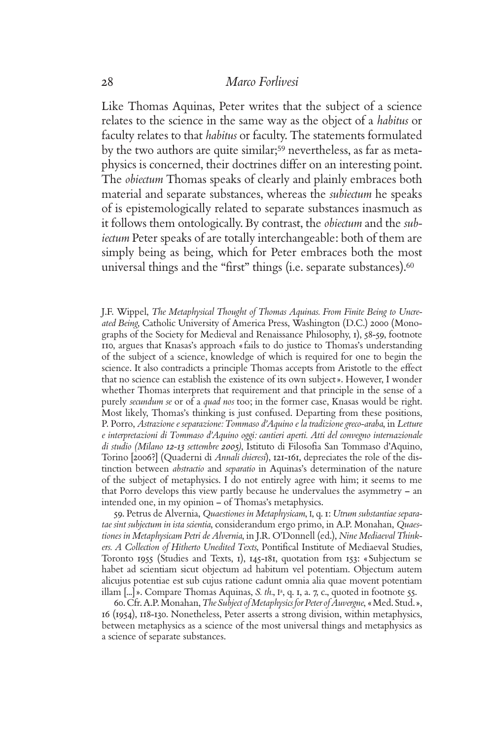Like Thomas Aquinas, Peter writes that the subject of a science relates to the science in the same way as the object of a *habitus* or faculty relates to that *habitus* or faculty. The statements formulated by the two authors are quite similar;[59] nevertheless, as far as metaphysics is concerned, their doctrines differ on an interesting point. The *obiectum* Thomas speaks of clearly and plainly embraces both material and separate substances, whereas the *subiectum* he speaks of is epistemologically related to separate substances inasmuch as it follows them ontologically. By contrast, the *obiectum* and the *subiectum* Peter speaks of are totally interchangeable: both of them are simply being as being, which for Peter embraces both the most universal things and the "first" things (i.e. separate substances).[60]

J.F. Wippel, *The Metaphysical Thought of Thomas Aquinas. From Finite Being to Uncreated Being*, Catholic University of America Press, Washington (D.C.) 2000 (Monographs of the Society for Medieval and Renaissance Philosophy, 1), 58-59, footnote 110, argues that Knasas's approach «fails to do justice to Thomas's understanding of the subject of a science, knowledge of which is required for one to begin the science. It also contradicts a principle Thomas accepts from Aristotle to the effect that no science can establish the existence of its own subject». However, I wonder whether Thomas interprets that requirement and that principle in the sense of a purely *secundum se* or of a *quad nos* too; in the former case, Knasas would be right. Most likely, Thomas's thinking is just confused. Departing from these positions, P. Porro, *Astrazione e separazione: Tommaso d'Aquino e la tradizione greco-araba*, in *Letture e interpretazioni di Tommaso d'Aquino oggi: cantieri aperti. Atti del convegno internazionale di studio (Milano 12-13 settembre 2005)*, Istituto di Filosofia San Tommaso d'Aquino, Torino [2006?] (Quaderni di *Annali chieresi*), 121-161, depreciates the role of the distinction between *abstractio* and *separatio* in Aquinas's determination of the nature of the subject of metaphysics. I do not entirely agree with him; it seems to me that Porro develops this view partly because he undervalues the asymmetry – an intended one, in my opinion – of Thomas's metaphysics.

59. Petrus de Alvernia, *Quaestiones in Metaphysicam*, I, q. 1: *Utrum substantiae separatae sint subjectum in ista scientia*, considerandum ergo primo, in A.P. Monahan, *Quaestiones in Metaphysicam Petri de Alvernia*, in J.R. O'Donnell (ed.), *Nine Mediaeval Thinkers. A Collection of Hitherto Unedited Texts*, Pontifical Institute of Mediaeval Studies, Toronto 1955 (Studies and Texts, 1), 145-181, quotation from 153: «Subjectum se habet ad scientiam sicut objectum ad habitum vel potentiam. Objectum autem alicujus potentiae est sub cujus ratione cadunt omnia alia quae movent potentiam illam [...]». Compare Thomas Aquinas, *S. th.*, I^a^, q. 1, a. 7, c., quoted in footnote 55.

60. Cfr. A.P. Monahan, *The Subject of Metaphysics for Peter of Auvergne*, «Med. Stud.», 16 (1954), 118-130. Nonetheless, Peter asserts a strong division, within metaphysics, between metaphysics as a science of the most universal things and metaphysics as a science of separate substances.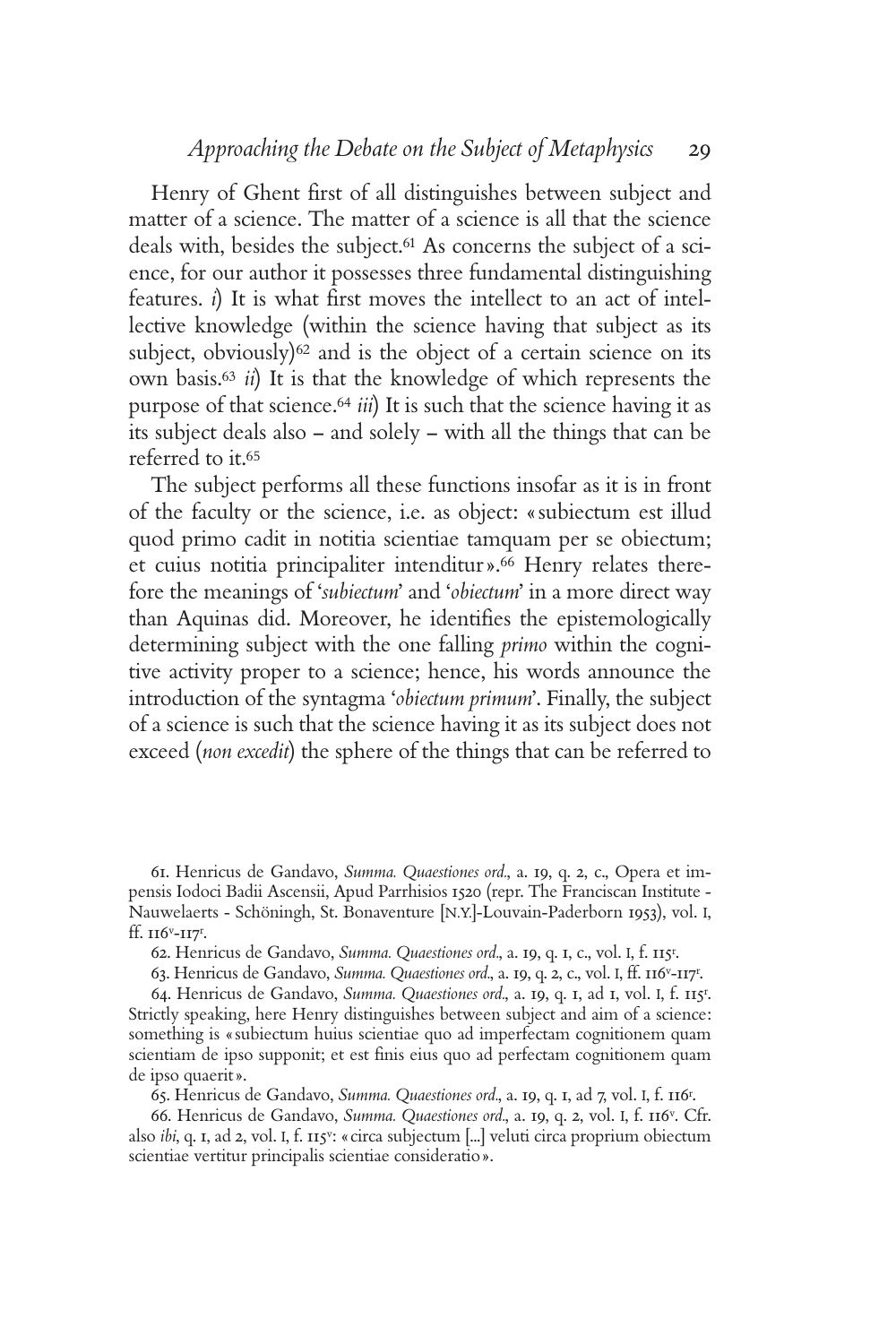Henry of Ghent first of all distinguishes between subject and matter of a science. The matter of a science is all that the science deals with, besides the subject.[61] As concerns the subject of a science, for our author it possesses three fundamental distinguishing features. *i*) It is what first moves the intellect to an act of intellective knowledge (within the science having that subject as its subject, obviously)[62] and is the object of a certain science on its own basis.[63] *ii*) It is that the knowledge of which represents the purpose of that science.[64] *iii*) It is such that the science having it as its subject deals also – and solely – with all the things that can be referred to it.[65]

The subject performs all these functions insofar as it is in front of the faculty or the science, i.e. as object: «subiectum est illud quod primo cadit in notitia scientiae tamquam per se obiectum; et cuius notitia principaliter intenditur».[66] Henry relates therefore the meanings of '*subiectum*' and '*obiectum*' in a more direct way than Aquinas did. Moreover, he identifies the epistemologically determining subject with the one falling *primo* within the cognitive activity proper to a science; hence, his words announce the introduction of the syntagma '*obiectum primum*'. Finally, the subject of a science is such that the science having it as its subject does not exceed (*non excedit*) the sphere of the things that can be referred to

---

61. Henricus de Gandavo, *Summa. Quaestiones ord.*, a. 19, q. 2, c., Opera et impensis Iodoci Badii Ascensii, Apud Parrhisios 1520 (repr. The Franciscan Institute - Nauwelaerts - Schöningh, St. Bonaventure [N.Y.]-Louvain-Paderborn 1953), vol. I, ff. 116v-117r.

62. Henricus de Gandavo, *Summa. Quaestiones ord.*, a. 19, q. 1, c., vol. I, f. 115r.

63. Henricus de Gandavo, *Summa. Quaestiones ord.*, a. 19, q. 2, c., vol. I, ff. 116v-117r.

64. Henricus de Gandavo, *Summa. Quaestiones ord.*, a. 19, q. 1, ad 1, vol. I, f. 115r. Strictly speaking, here Henry distinguishes between subject and aim of a science: something is «subiectum huius scientiae quo ad imperfectam cognitionem quam scientiam de ipso supponit; et est finis eius quo ad perfectam cognitionem quam de ipso quaerit».

65. Henricus de Gandavo, *Summa. Quaestiones ord.*, a. 19, q. 1, ad 7, vol. I, f. 116r.

66. Henricus de Gandavo, *Summa. Quaestiones ord.*, a. 19, q. 2, vol. I, f. 116v. Cfr. also *ibi*, q. 1, ad 2, vol. I, f. 115v: «circa subjectum [...] veluti circa proprium obiectum scientiae vertitur principalis scientiae consideratio».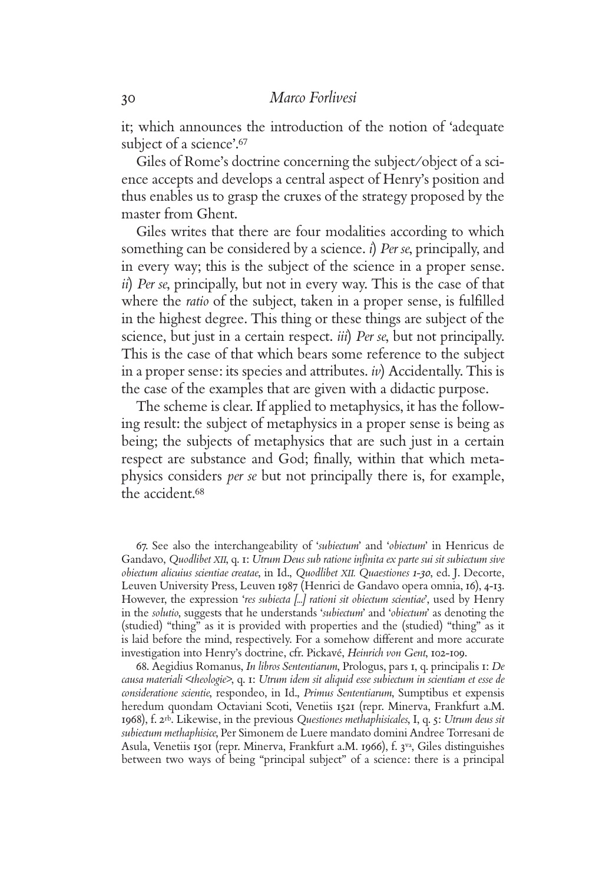it; which announces the introduction of the notion of 'adequate subject of a science'.[67]

Giles of Rome's doctrine concerning the subject/object of a science accepts and develops a central aspect of Henry's position and thus enables us to grasp the cruxes of the strategy proposed by the master from Ghent.

Giles writes that there are four modalities according to which something can be considered by a science. *i*) *Per se*, principally, and in every way; this is the subject of the science in a proper sense. *ii*) *Per se*, principally, but not in every way. This is the case of that where the *ratio* of the subject, taken in a proper sense, is fulfilled in the highest degree. This thing or these things are subject of the science, but just in a certain respect. *iii*) *Per se*, but not principally. This is the case of that which bears some reference to the subject in a proper sense: its species and attributes. *iv*) Accidentally. This is the case of the examples that are given with a didactic purpose.

The scheme is clear. If applied to metaphysics, it has the following result: the subject of metaphysics in a proper sense is being as being; the subjects of metaphysics that are such just in a certain respect are substance and God; finally, within that which metaphysics considers *per se* but not principally there is, for example, the accident.[68]

67. See also the interchangeability of '*subiectum*' and '*obiectum*' in Henricus de Gandavo, *Quodlibet XII*, q. 1: *Utrum Deus sub ratione infinita ex parte sui sit subiectum sive obiectum alicuius scientiae creatae*, in Id., *Quodlibet XII. Quaestiones 1-30*, ed. J. Decorte, Leuven University Press, Leuven 1987 (Henrici de Gandavo opera omnia, 16), 4-13. However, the expression '*res subiecta [...] rationi sit obiectum scientiae*', used by Henry in the *solutio*, suggests that he understands '*subiectum*' and '*obiectum*' as denoting the (studied) "thing" as it is provided with properties and the (studied) "thing" as it is laid before the mind, respectively. For a somehow different and more accurate investigation into Henry's doctrine, cfr. Pickavé, *Heinrich von Gent*, 102-109.

68. Aegidius Romanus, *In libros Sententiarum*, Prologus, pars 1, q. principalis 1: *De causa materiali <theologie>*, q. 1: *Utrum idem sit aliquid esse subiectum in scientiam et esse de consideratione scientie*, respondeo, in Id., *Primus Sententiarum*, Sumptibus et expensis heredum quondam Octaviani Scoti, Venetiis 1521 (repr. Minerva, Frankfurt a.M. 1968), f. 2rb. Likewise, in the previous *Questiones methaphisicales*, I, q. 5: *Utrum deus sit subiectum methaphisice*, Per Simonem de Luere mandato domini Andree Torresani de Asula, Venetiis 1501 (repr. Minerva, Frankfurt a.M. 1966), f. 3va, Giles distinguishes between two ways of being "principal subject" of a science: there is a principal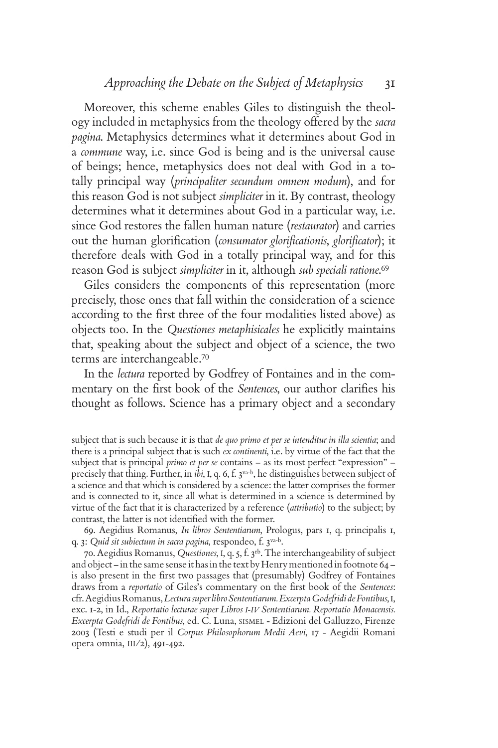Moreover, this scheme enables Giles to distinguish the theology included in metaphysics from the theology offered by the *sacra pagina*. Metaphysics determines what it determines about God in a *commune* way, i.e. since God is being and is the universal cause of beings; hence, metaphysics does not deal with God in a totally principal way (*principaliter secundum omnem modum*), and for this reason God is not subject *simpliciter* in it. By contrast, theology determines what it determines about God in a particular way, i.e. since God restores the fallen human nature (*restaurator*) and carries out the human glorification (*consumator glorificationis, glorificator*); it therefore deals with God in a totally principal way, and for this reason God is subject *simpliciter* in it, although *sub speciali ratione*.[69]

Giles considers the components of this representation (more precisely, those ones that fall within the consideration of a science according to the first three of the four modalities listed above) as objects too. In the *Questiones metaphisicales* he explicitly maintains that, speaking about the subject and object of a science, the two terms are interchangeable.[70]

In the *lectura* reported by Godfrey of Fontaines and in the commentary on the first book of the *Sentences*, our author clarifies his thought as follows. Science has a primary object and a secondary

subject that is such because it is that *de quo primo et per se intenditur in illa scientia*; and there is a principal subject that is such *ex continenti*, i.e. by virtue of the fact that the subject that is principal *primo et per se* contains – as its most perfect "expression" – precisely that thing. Further, in *ibi*, I, q. 6, f. 3[va-b], he distinguishes between subject of a science and that which is considered by a science: the latter comprises the former and is connected to it, since all what is determined in a science is determined by virtue of the fact that it is characterized by a reference (*attributio*) to the subject; by contrast, the latter is not identified with the former.

69. Aegidius Romanus, *In libros Sententiarum*, Prologus, pars I, q. principalis I, q. 3: *Quid sit subiectum in sacra pagina*, respondeo, f. 3[va-b].

70. Aegidius Romanus, *Questiones*, I, q. 5, f. 3[rb]. The interchangeability of subject and object – in the same sense it has in the text by Henry mentioned in footnote 64 – is also present in the first two passages that (presumably) Godfrey of Fontaines draws from a *reportatio* of Giles's commentary on the first book of the *Sentences*: cfr. Aegidius Romanus, *Lectura super libro Sententiarum. Excerpta Godefridi de Fontibus*, I, exc. 1-2, in Id., *Reportatio lecturae super Libros I-IV Sententiarum. Reportatio Monacensis. Excerpta Godefridi de Fontibus*, ed. C. Luna, SISMEL - Edizioni del Galluzzo, Firenze 2003 (Testi e studi per il *Corpus Philosophorum Medii Aevi*, 17 - Aegidii Romani opera omnia, III/2), 491-492.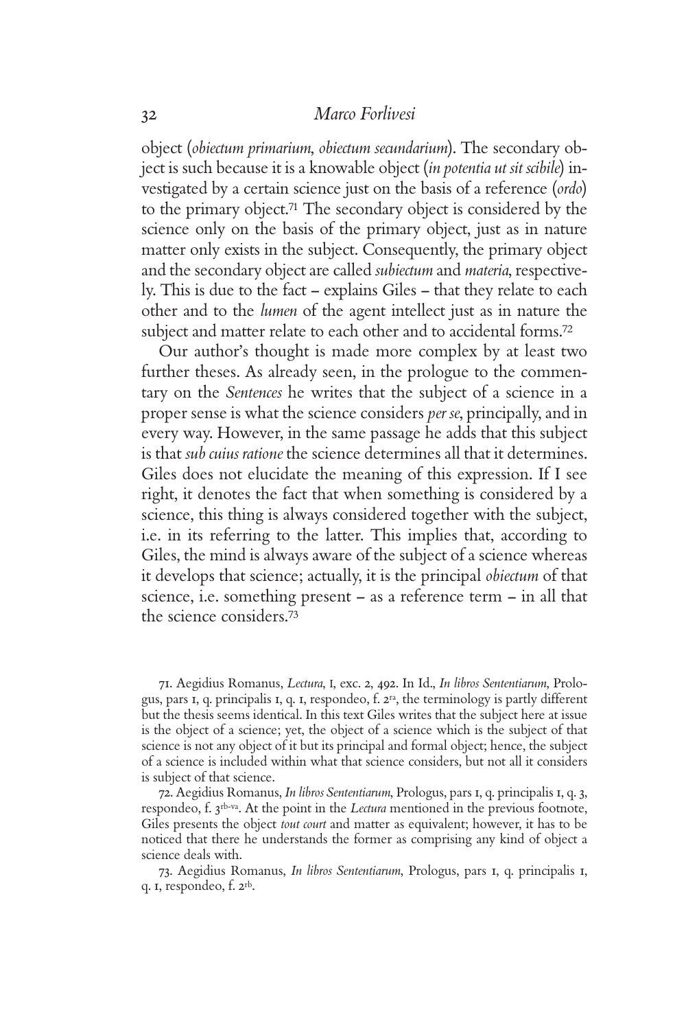object (*obiectum primarium, obiectum secundarium*). The secondary object is such because it is a knowable object (*in potentia ut sit scibile*) investigated by a certain science just on the basis of a reference (*ordo*) to the primary object.[71] The secondary object is considered by the science only on the basis of the primary object, just as in nature matter only exists in the subject. Consequently, the primary object and the secondary object are called *subiectum* and *materia*, respectively. This is due to the fact – explains Giles – that they relate to each other and to the *lumen* of the agent intellect just as in nature the subject and matter relate to each other and to accidental forms.[72]

Our author's thought is made more complex by at least two further theses. As already seen, in the prologue to the commentary on the *Sentences* he writes that the subject of a science in a proper sense is what the science considers *per se*, principally, and in every way. However, in the same passage he adds that this subject is that *sub cuius ratione* the science determines all that it determines. Giles does not elucidate the meaning of this expression. If I see right, it denotes the fact that when something is considered by a science, this thing is always considered together with the subject, i.e. in its referring to the latter. This implies that, according to Giles, the mind is always aware of the subject of a science whereas it develops that science; actually, it is the principal *obiectum* of that science, i.e. something present – as a reference term – in all that the science considers.[73]

71. Aegidius Romanus, *Lectura*, I, exc. 2, 492. In Id., *In libros Sententiarum*, Prologus, pars 1, q. principalis 1, q. 1, respondeo, f. 2ra, the terminology is partly different but the thesis seems identical. In this text Giles writes that the subject here at issue is the object of a science; yet, the object of a science which is the subject of that science is not any object of it but its principal and formal object; hence, the subject of a science is included within what that science considers, but not all it considers is subject of that science.

72. Aegidius Romanus, *In libros Sententiarum*, Prologus, pars 1, q. principalis 1, q. 3, respondeo, f. 3rb-va. At the point in the *Lectura* mentioned in the previous footnote, Giles presents the object *tout court* and matter as equivalent; however, it has to be noticed that there he understands the former as comprising any kind of object a science deals with.

73. Aegidius Romanus, *In libros Sententiarum*, Prologus, pars 1, q. principalis 1, q. 1, respondeo, f. 2rb.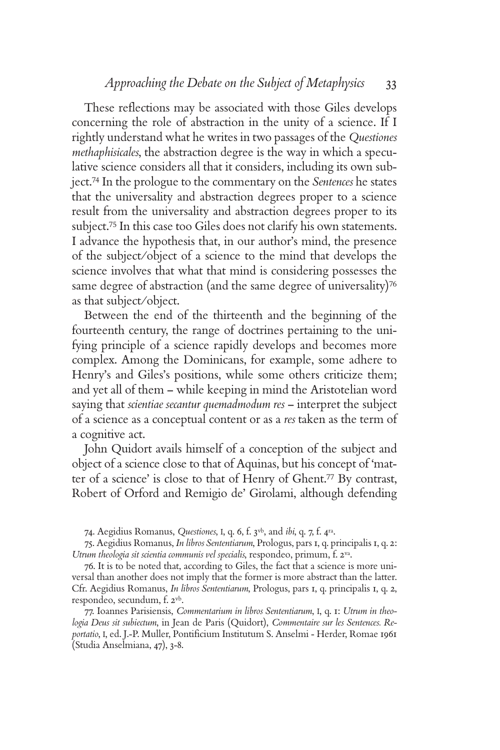These reflections may be associated with those Giles develops concerning the role of abstraction in the unity of a science. If I rightly understand what he writes in two passages of the *Questiones methaphisicales*, the abstraction degree is the way in which a speculative science considers all that it considers, including its own subject.[74] In the prologue to the commentary on the *Sentences* he states that the universality and abstraction degrees proper to a science result from the universality and abstraction degrees proper to its subject.[75] In this case too Giles does not clarify his own statements. I advance the hypothesis that, in our author's mind, the presence of the subject/object of a science to the mind that develops the science involves that what that mind is considering possesses the same degree of abstraction (and the same degree of universality)[76] as that subject/object.

Between the end of the thirteenth and the beginning of the fourteenth century, the range of doctrines pertaining to the unifying principle of a science rapidly develops and becomes more complex. Among the Dominicans, for example, some adhere to Henry's and Giles's positions, while some others criticize them; and yet all of them – while keeping in mind the Aristotelian word saying that *scientiae secantur quemadmodum res* – interpret the subject of a science as a conceptual content or as a *res* taken as the term of a cognitive act.

John Quidort avails himself of a conception of the subject and object of a science close to that of Aquinas, but his concept of 'matter of a science' is close to that of Henry of Ghent.[77] By contrast, Robert of Orford and Remigio de' Girolami, although defending

---

74. Aegidius Romanus, *Questiones*, I, q. 6, f. 3vb, and *ibi*, q. 7, f. 4ra.

75. Aegidius Romanus, *In libros Sententiarum*, Prologus, pars 1, q. principalis 1, q. 2: *Utrum theologia sit scientia communis vel specialis*, respondeo, primum, f. 2va.

76. It is to be noted that, according to Giles, the fact that a science is more universal than another does not imply that the former is more abstract than the latter. Cfr. Aegidius Romanus, *In libros Sententiarum*, Prologus, pars 1, q. principalis 1, q. 2, respondeo, secundum, f. 2vb.

77. Ioannes Parisiensis, *Commentarium in libros Sententiarum*, I, q. 1: *Utrum in theologia Deus sit subiectum*, in Jean de Paris (Quidort), *Commentaire sur les Sentences. Reportatio*, I, ed. J.-P. Muller, Pontificium Institutum S. Anselmi - Herder, Romae 1961 (Studia Anselmiana, 47), 3-8.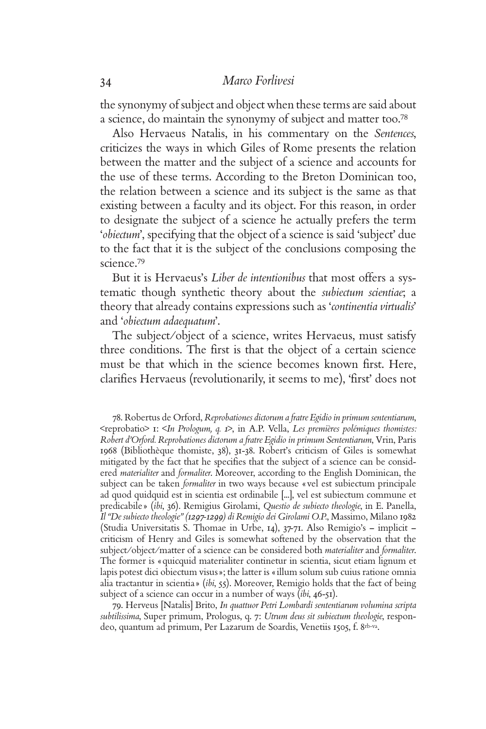the synonymy of subject and object when these terms are said about a science, do maintain the synonymy of subject and matter too.[78]

Also Hervaeus Natalis, in his commentary on the *Sentences*, criticizes the ways in which Giles of Rome presents the relation between the matter and the subject of a science and accounts for the use of these terms. According to the Breton Dominican too, the relation between a science and its subject is the same as that existing between a faculty and its object. For this reason, in order to designate the subject of a science he actually prefers the term '*obiectum*', specifying that the object of a science is said 'subject' due to the fact that it is the subject of the conclusions composing the science.[79]

But it is Hervaeus's *Liber de intentionibus* that most offers a systematic though synthetic theory about the *subiectum scientiae*; a theory that already contains expressions such as '*continentia virtualis*' and '*obiectum adaequatum*'.

The subject/object of a science, writes Hervaeus, must satisfy three conditions. The first is that the object of a certain science must be that which in the science becomes known first. Here, clarifies Hervaeus (revolutionarily, it seems to me), 'first' does not

78. Robertus de Orford, *Reprobationes dictorum a fratre Egidio in primum sententiarum*, <reprobatio> 1: <*In Prologum, q. 1*>, in A.P. Vella, *Les premières polémiques thomistes: Robert d'Orford. Reprobationes dictorum a fratre Egidio in primum Sententiarum*, Vrin, Paris 1968 (Bibliothèque thomiste, 38), 31-38. Robert's criticism of Giles is somewhat mitigated by the fact that he specifies that the subject of a science can be considered *materialiter* and *formaliter*. Moreover, according to the English Dominican, the subject can be taken *formaliter* in two ways because «vel est subiectum principale ad quod quidquid est in scientia est ordinabile [...], vel est subiectum commune et predicabile» (*ibi*, 36). Remigius Girolami, *Questio de subiecto theologie*, in E. Panella, *Il "De subiecto theologie" (1297-1299) di Remigio dei Girolami O.P.*, Massimo, Milano 1982 (Studia Universitatis S. Thomae in Urbe, 14), 37-71. Also Remigio's – implicit – criticism of Henry and Giles is somewhat softened by the observation that the subject/object/matter of a science can be considered both *materialiter* and *formaliter*. The former is «quicquid materialiter continetur in scientia, sicut etiam lignum et lapis potest dici obiectum visus»; the latter is «illum solum sub cuius ratione omnia alia tractantur in scientia» (*ibi*, 55). Moreover, Remigio holds that the fact of being subject of a science can occur in a number of ways (*ibi*, 46-51).

79. Herveus [Natalis] Brito, *In quattuor Petri Lombardi sententiarum volumina scripta subtilissima*, Super primum, Prologus, q. 7: *Utrum deus sit subiectum theologie*, respondeo, quantum ad primum, Per Lazarum de Soardis, Venetiis 1505, f. 8rb-va.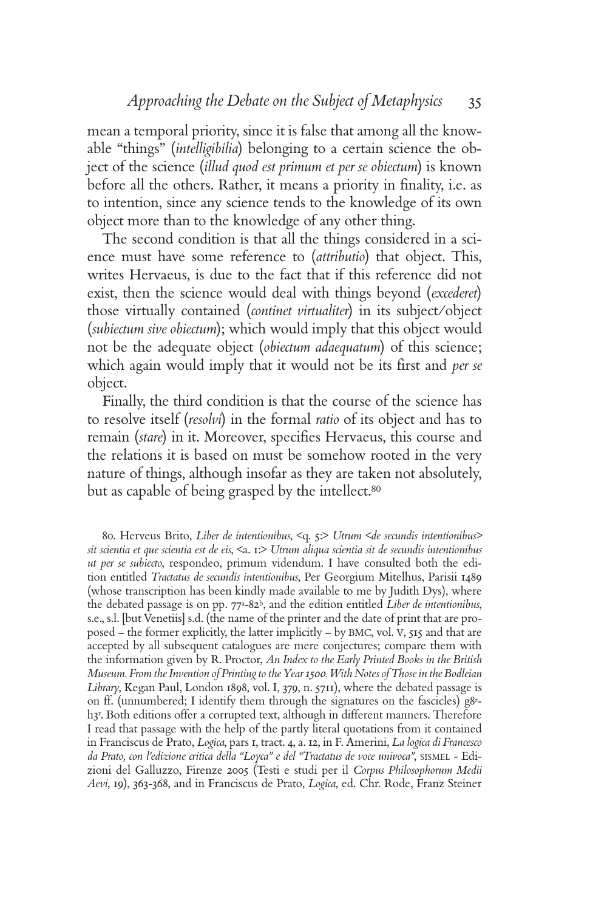mean a temporal priority, since it is false that among all the knowable "things" (*intelligibilia*) belonging to a certain science the object of the science (*illud quod est primum et per se obiectum*) is known before all the others. Rather, it means a priority in finality, i.e. as to intention, since any science tends to the knowledge of its own object more than to the knowledge of any other thing.

The second condition is that all the things considered in a science must have some reference to (*attributio*) that object. This, writes Hervaeus, is due to the fact that if this reference did not exist, then the science would deal with things beyond (*excederet*) those virtually contained (*continet virtualiter*) in its subject/object (*subiectum sive obiectum*); which would imply that this object would not be the adequate object (*obiectum adaequatum*) of this science; which again would imply that it would not be its first and *per se* object.

Finally, the third condition is that the course of the science has to resolve itself (*resolvi*) in the formal *ratio* of its object and has to remain (*stare*) in it. Moreover, specifies Hervaeus, this course and the relations it is based on must be somehow rooted in the very nature of things, although insofar as they are taken not absolutely, but as capable of being grasped by the intellect.[80]

80. Herveus Brito, *Liber de intentionibus*, <q. 5:> *Utrum <de secundis intentionibus> sit scientia et que scientia est de eis*, <a. 1:> *Utrum aliqua scientia sit de secundis intentionibus ut per se subiecto*, respondeo, primum videndum. I have consulted both the edition entitled *Tractatus de secundis intentionibus*, Per Georgium Mitelhus, Parisii 1489 (whose transcription has been kindly made available to me by Judith Dys), where the debated passage is on pp. 77[a]-82[b], and the edition entitled *Liber de intentionibus*, s.e., s.l. [but Venetiis] s.d. (the name of the printer and the date of print that are proposed – the former explicitly, the latter implicitly – by BMC, vol. V, 515 and that are accepted by all subsequent catalogues are mere conjectures; compare them with the information given by R. Proctor, *An Index to the Early Printed Books in the British Museum. From the Invention of Printing to the Year 1500. With Notes of Those in the Bodleian Library*, Kegan Paul, London 1898, vol. I, 379, n. 5711), where the debated passage is on ff. (unnumbered; I identify them through the signatures on the fascicles) g8[r]-h3[r]. Both editions offer a corrupted text, although in different manners. Therefore I read that passage with the help of the partly literal quotations from it contained in Franciscus de Prato, *Logica*, pars 1, tract. 4, a. 12, in F. Amerini, *La logica di Francesco da Prato, con l'edizione critica della "Loyca" e del "Tractatus de voce univoca"*, SISMEL - Edizioni del Galluzzo, Firenze 2005 (Testi e studi per il *Corpus Philosophorum Medii Aevi*, 19), 363-368, and in Franciscus de Prato, *Logica*, ed. Chr. Rode, Franz Steiner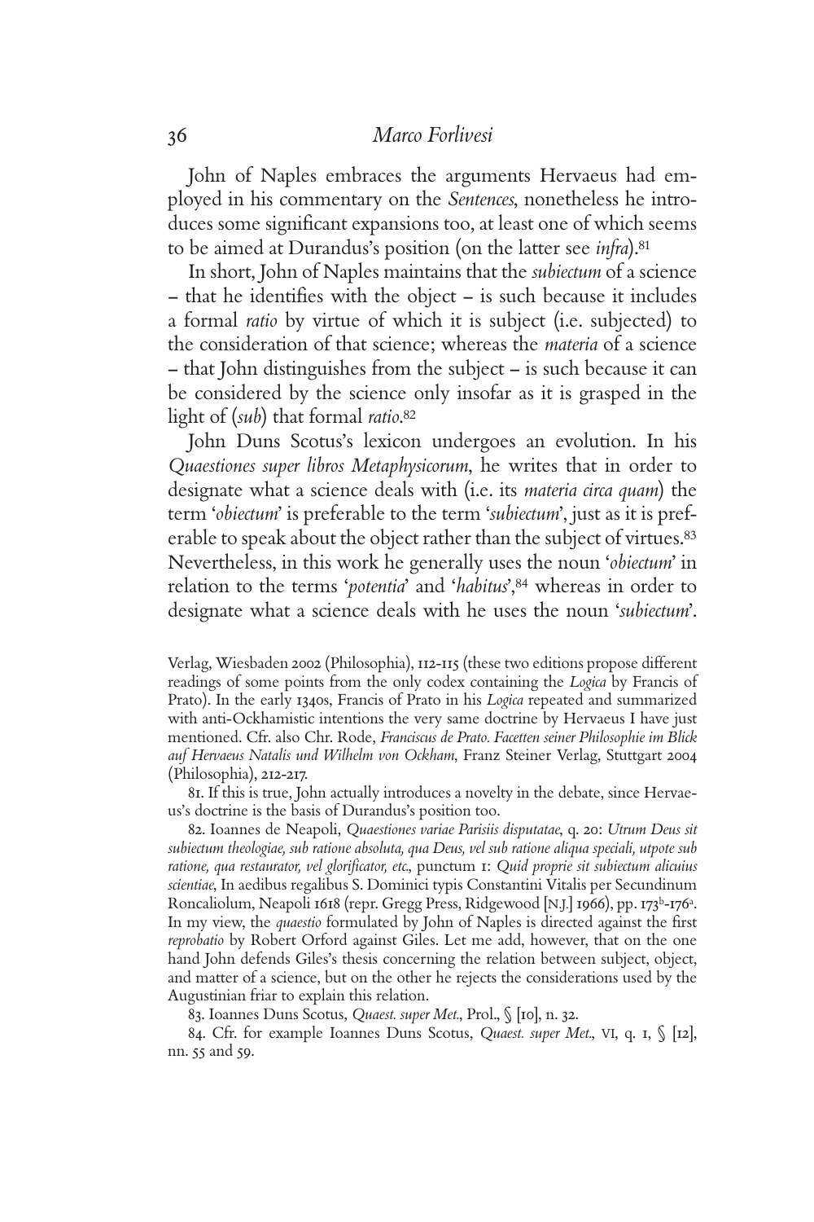John of Naples embraces the arguments Hervaeus had employed in his commentary on the *Sentences*, nonetheless he introduces some significant expansions too, at least one of which seems to be aimed at Durandus's position (on the latter see *infra*).[81]

In short, John of Naples maintains that the *subiectum* of a science – that he identifies with the object – is such because it includes a formal *ratio* by virtue of which it is subject (i.e. subjected) to the consideration of that science; whereas the *materia* of a science – that John distinguishes from the subject – is such because it can be considered by the science only insofar as it is grasped in the light of (*sub*) that formal *ratio*.[82]

John Duns Scotus's lexicon undergoes an evolution. In his *Quaestiones super libros Metaphysicorum*, he writes that in order to designate what a science deals with (i.e. its *materia circa quam*) the term '*obiectum*' is preferable to the term '*subiectum*', just as it is preferable to speak about the object rather than the subject of virtues.[83] Nevertheless, in this work he generally uses the noun '*obiectum*' in relation to the terms '*potentia*' and '*habitus*',[84] whereas in order to designate what a science deals with he uses the noun '*subiectum*'.

---

Verlag, Wiesbaden 2002 (Philosophia), 112-115 (these two editions propose different readings of some points from the only codex containing the *Logica* by Francis of Prato). In the early 1340s, Francis of Prato in his *Logica* repeated and summarized with anti-Ockhamistic intentions the very same doctrine by Hervaeus I have just mentioned. Cfr. also Chr. Rode, *Franciscus de Prato. Facetten seiner Philosophie im Blick auf Hervaeus Natalis und Wilhelm von Ockham*, Franz Steiner Verlag, Stuttgart 2004 (Philosophia), 212-217.

81. If this is true, John actually introduces a novelty in the debate, since Hervaeus's doctrine is the basis of Durandus's position too.

82. Ioannes de Neapoli, *Quaestiones variae Parisiis disputatae*, q. 20: *Utrum Deus sit subiectum theologiae, sub ratione absoluta, qua Deus, vel sub ratione aliqua speciali, utpote sub ratione, qua restaurator, vel glorificator, etc.*, punctum 1: *Quid proprie sit subiectum alicuius scientiae*, In aedibus regalibus S. Dominici typis Constantini Vitalis per Secundinum Roncaliolum, Neapoli 1618 (repr. Gregg Press, Ridgewood [N.J.] 1966), pp. 173[b]-176[a]. In my view, the *quaestio* formulated by John of Naples is directed against the first *reprobatio* by Robert Orford against Giles. Let me add, however, that on the one hand John defends Giles's thesis concerning the relation between subject, object, and matter of a science, but on the other he rejects the considerations used by the Augustinian friar to explain this relation.

83. Ioannes Duns Scotus, *Quaest. super Met.*, Prol., § [10], n. 32.

84. Cfr. for example Ioannes Duns Scotus, *Quaest. super Met.*, VI, q. 1, § [12], nn. 55 and 59.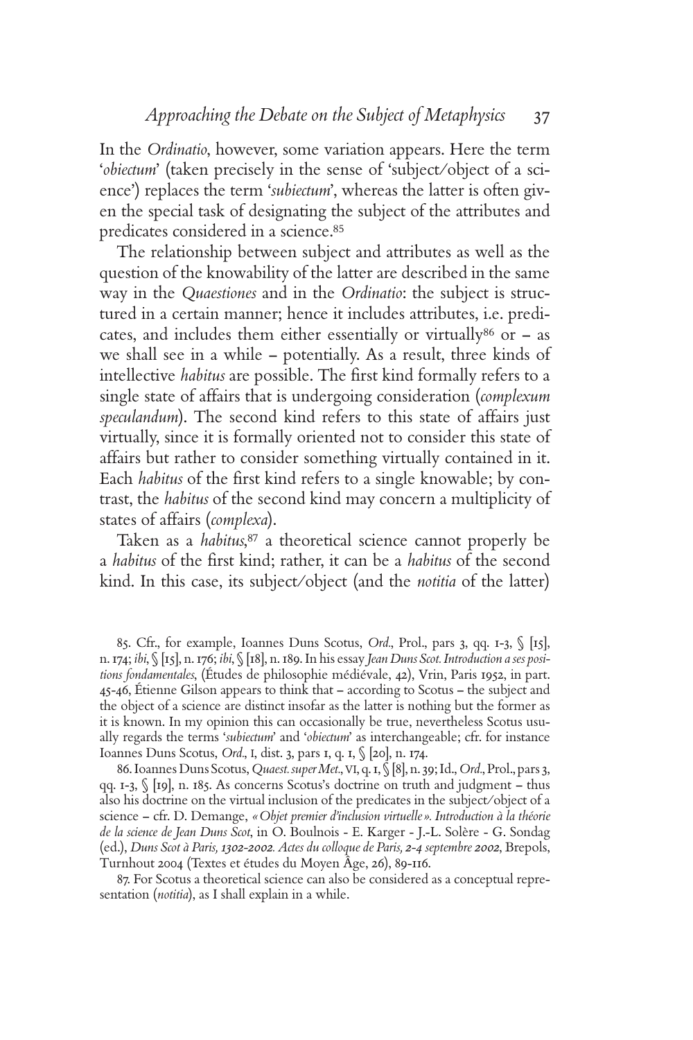In the *Ordinatio*, however, some variation appears. Here the term '*obiectum*' (taken precisely in the sense of 'subject/object of a science') replaces the term '*subiectum*', whereas the latter is often given the special task of designating the subject of the attributes and predicates considered in a science.[85]

The relationship between subject and attributes as well as the question of the knowability of the latter are described in the same way in the *Quaestiones* and in the *Ordinatio*: the subject is structured in a certain manner; hence it includes attributes, i.e. predicates, and includes them either essentially or virtually[86] or – as we shall see in a while – potentially. As a result, three kinds of intellective *habitus* are possible. The first kind formally refers to a single state of affairs that is undergoing consideration (*complexum speculandum*). The second kind refers to this state of affairs just virtually, since it is formally oriented not to consider this state of affairs but rather to consider something virtually contained in it. Each *habitus* of the first kind refers to a single knowable; by contrast, the *habitus* of the second kind may concern a multiplicity of states of affairs (*complexa*).

Taken as a *habitus*,[87] a theoretical science cannot properly be a *habitus* of the first kind; rather, it can be a *habitus* of the second kind. In this case, its subject/object (and the *notitia* of the latter)

---

85. Cfr., for example, Ioannes Duns Scotus, *Ord.*, Prol., pars 3, qq. 1-3, § [15], n. 174; *ibi*, § [15], n. 176; *ibi*, § [18], n. 189. In his essay *Jean Duns Scot. Introduction a ses positions fondamentales*, (Études de philosophie médiévale, 42), Vrin, Paris 1952, in part. 45-46, Étienne Gilson appears to think that – according to Scotus – the subject and the object of a science are distinct insofar as the latter is nothing but the former as it is known. In my opinion this can occasionally be true, nevertheless Scotus usually regards the terms '*subiectum*' and '*obiectum*' as interchangeable; cfr. for instance Ioannes Duns Scotus, *Ord.*, I, dist. 3, pars 1, q. 1, § [20], n. 174.

86. Ioannes Duns Scotus, *Quaest. super Met.*, VI, q. 1, § [8], n. 39; Id., *Ord.*, Prol., pars 3, qq. 1-3, § [19], n. 185. As concerns Scotus's doctrine on truth and judgment – thus also his doctrine on the virtual inclusion of the predicates in the subject/object of a science – cfr. D. Demange, *« Objet premier d'inclusion virtuelle ». Introduction à la théorie de la science de Jean Duns Scot*, in O. Boulnois - E. Karger - J.-L. Solère - G. Sondag (ed.), *Duns Scot à Paris, 1302-2002. Actes du colloque de Paris, 2-4 septembre 2002*, Brepols, Turnhout 2004 (Textes et études du Moyen Âge, 26), 89-116.

87. For Scotus a theoretical science can also be considered as a conceptual representation (*notitia*), as I shall explain in a while.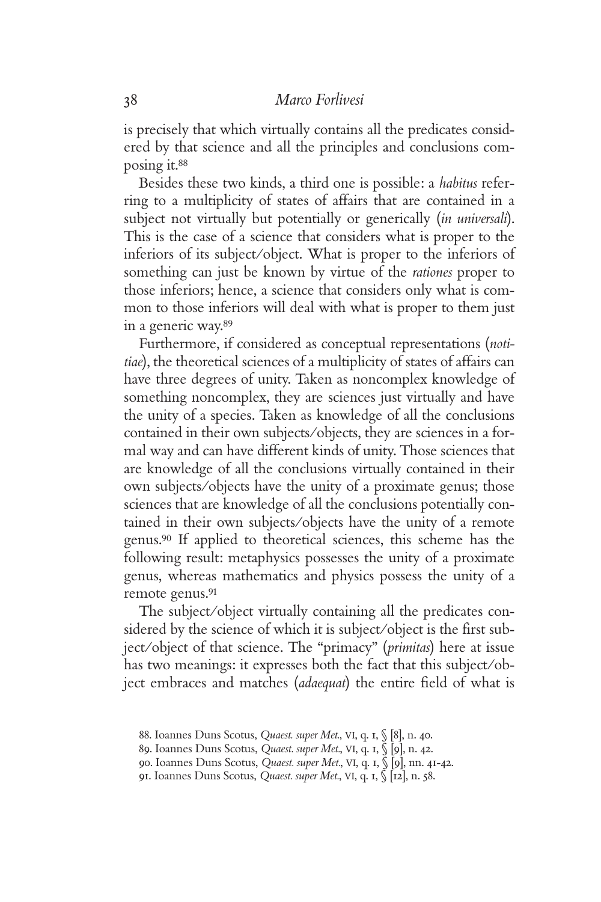is precisely that which virtually contains all the predicates considered by that science and all the principles and conclusions composing it.[88]

Besides these two kinds, a third one is possible: a *habitus* referring to a multiplicity of states of affairs that are contained in a subject not virtually but potentially or generically (*in universali*). This is the case of a science that considers what is proper to the inferiors of its subject/object. What is proper to the inferiors of something can just be known by virtue of the *rationes* proper to those inferiors; hence, a science that considers only what is common to those inferiors will deal with what is proper to them just in a generic way.[89]

Furthermore, if considered as conceptual representations (*notitiae*), the theoretical sciences of a multiplicity of states of affairs can have three degrees of unity. Taken as noncomplex knowledge of something noncomplex, they are sciences just virtually and have the unity of a species. Taken as knowledge of all the conclusions contained in their own subjects/objects, they are sciences in a formal way and can have different kinds of unity. Those sciences that are knowledge of all the conclusions virtually contained in their own subjects/objects have the unity of a proximate genus; those sciences that are knowledge of all the conclusions potentially contained in their own subjects/objects have the unity of a remote genus.[90] If applied to theoretical sciences, this scheme has the following result: metaphysics possesses the unity of a proximate genus, whereas mathematics and physics possess the unity of a remote genus.[91]

The subject/object virtually containing all the predicates considered by the science of which it is subject/object is the first subject/object of that science. The "primacy" (*primitas*) here at issue has two meanings: it expresses both the fact that this subject/object embraces and matches (*adaequat*) the entire field of what is

88. Ioannes Duns Scotus, *Quaest. super Met.*, VI, q. 1, § [8], n. 40.
89. Ioannes Duns Scotus, *Quaest. super Met.*, VI, q. 1, § [9], n. 42.
90. Ioannes Duns Scotus, *Quaest. super Met.*, VI, q. 1, § [9], nn. 41-42.
91. Ioannes Duns Scotus, *Quaest. super Met.*, VI, q. 1, § [12], n. 58.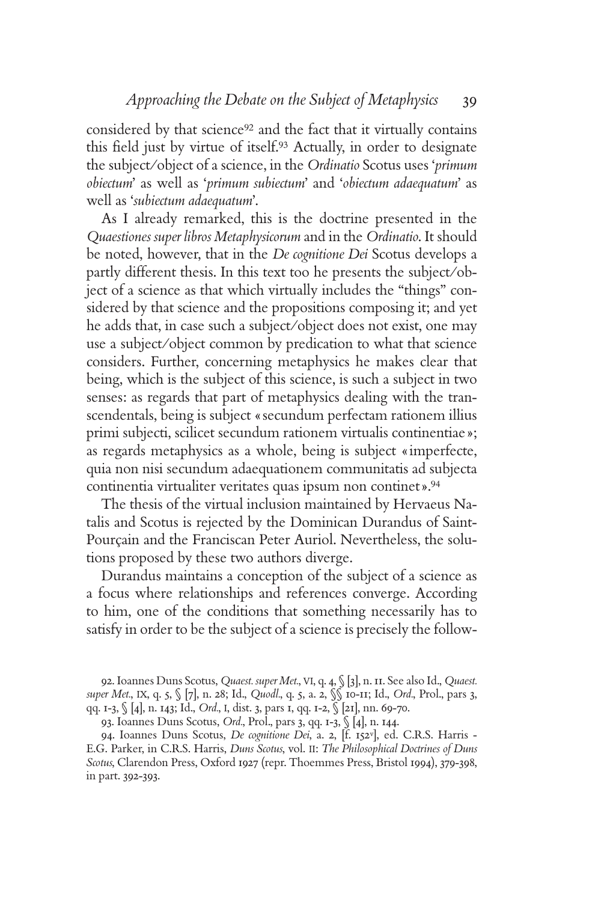considered by that science[92] and the fact that it virtually contains this field just by virtue of itself.[93] Actually, in order to designate the subject/object of a science, in the *Ordinatio* Scotus uses '*primum obiectum*' as well as '*primum subiectum*' and '*obiectum adaequatum*' as well as '*subiectum adaequatum*'.

As I already remarked, this is the doctrine presented in the *Quaestiones super libros Metaphysicorum* and in the *Ordinatio*. It should be noted, however, that in the *De cognitione Dei* Scotus develops a partly different thesis. In this text too he presents the subject/object of a science as that which virtually includes the "things" considered by that science and the propositions composing it; and yet he adds that, in case such a subject/object does not exist, one may use a subject/object common by predication to what that science considers. Further, concerning metaphysics he makes clear that being, which is the subject of this science, is such a subject in two senses: as regards that part of metaphysics dealing with the transcendentals, being is subject «secundum perfectam rationem illius primi subjecti, scilicet secundum rationem virtualis continentiae»; as regards metaphysics as a whole, being is subject «imperfecte, quia non nisi secundum adaequationem communitatis ad subjecta continentia virtualiter veritates quas ipsum non continet».[94]

The thesis of the virtual inclusion maintained by Hervaeus Natalis and Scotus is rejected by the Dominican Durandus of Saint-Pourçain and the Franciscan Peter Auriol. Nevertheless, the solutions proposed by these two authors diverge.

Durandus maintains a conception of the subject of a science as a focus where relationships and references converge. According to him, one of the conditions that something necessarily has to satisfy in order to be the subject of a science is precisely the follow-

92. Ioannes Duns Scotus, *Quaest. super Met.*, VI, q. 4, § [3], n. 11. See also Id., *Quaest. super Met.*, IX, q. 5, § [7], n. 28; Id., *Quodl.*, q. 5, a. 2, §§ 10-11; Id., *Ord.*, Prol., pars 3, qq. 1-3, § [4], n. 143; Id., *Ord.*, I, dist. 3, pars 1, qq. 1-2, § [21], nn. 69-70.

93. Ioannes Duns Scotus, *Ord.*, Prol., pars 3, qq. 1-3, § [4], n. 144.

94. Ioannes Duns Scotus, *De cognitione Dei*, a. 2, [f. 152v], ed. C.R.S. Harris - E.G. Parker, in C.R.S. Harris, *Duns Scotus*, vol. II: *The Philosophical Doctrines of Duns Scotus*, Clarendon Press, Oxford 1927 (repr. Thoemmes Press, Bristol 1994), 379-398, in part. 392-393.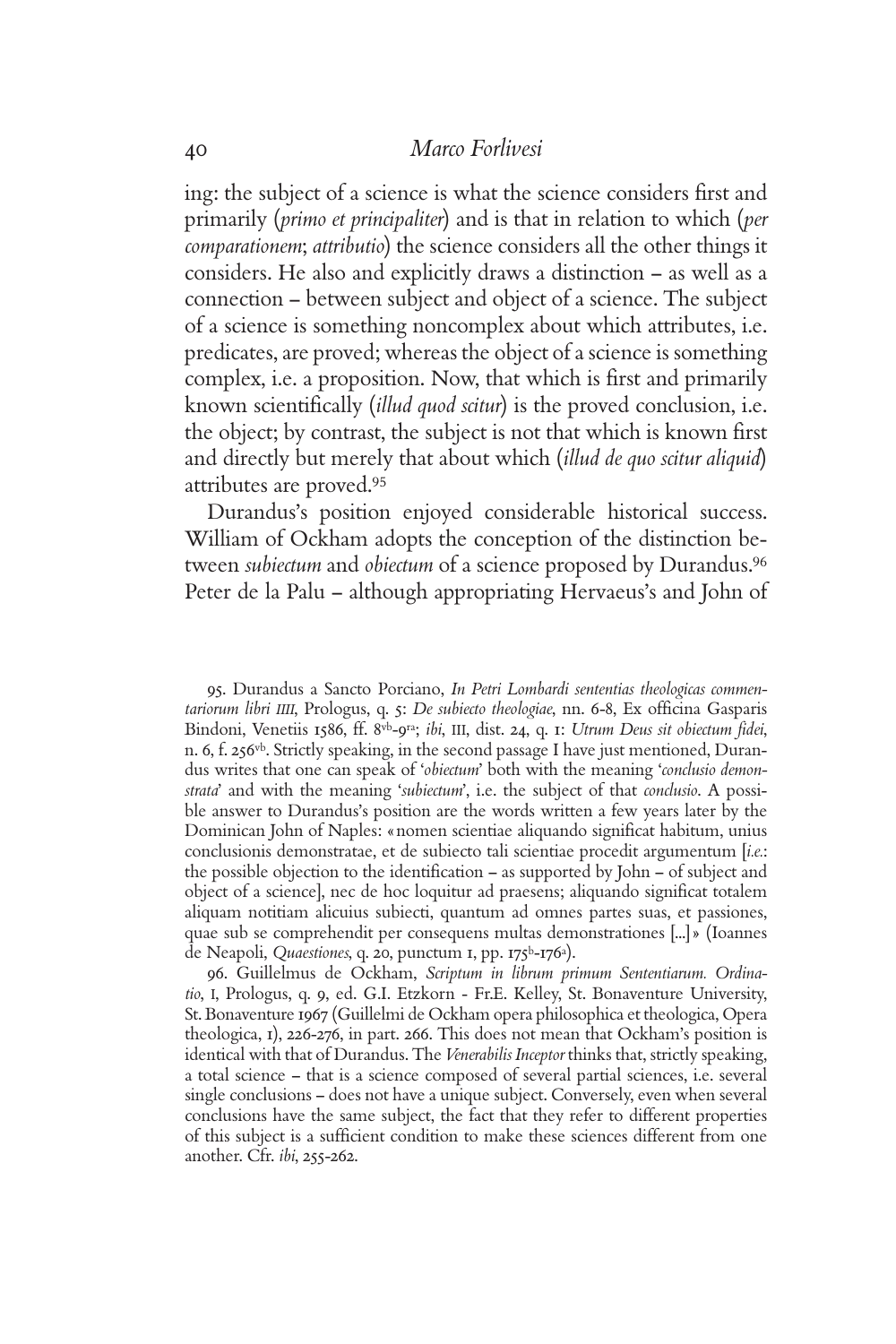ing: the subject of a science is what the science considers first and primarily (*primo et principaliter*) and is that in relation to which (*per comparationem*; *attributio*) the science considers all the other things it considers. He also and explicitly draws a distinction – as well as a connection – between subject and object of a science. The subject of a science is something noncomplex about which attributes, i.e. predicates, are proved; whereas the object of a science is something complex, i.e. a proposition. Now, that which is first and primarily known scientifically (*illud quod scitur*) is the proved conclusion, i.e. the object; by contrast, the subject is not that which is known first and directly but merely that about which (*illud de quo scitur aliquid*) attributes are proved.[95]

Durandus's position enjoyed considerable historical success. William of Ockham adopts the conception of the distinction between *subiectum* and *obiectum* of a science proposed by Durandus.[96] Peter de la Palu – although appropriating Hervaeus's and John of

95. Durandus a Sancto Porciano, *In Petri Lombardi sententias theologicas commentariorum libri IIII*, Prologus, q. 5: *De subiecto theologiae*, nn. 6-8, Ex officina Gasparis Bindoni, Venetiis 1586, ff. 8vb-9ra; *ibi*, III, dist. 24, q. 1: *Utrum Deus sit obiectum fidei*, n. 6, f. 256vb. Strictly speaking, in the second passage I have just mentioned, Durandus writes that one can speak of '*obiectum*' both with the meaning '*conclusio demonstrata*' and with the meaning '*subiectum*', i.e. the subject of that *conclusio*. A possible answer to Durandus's position are the words written a few years later by the Dominican John of Naples: «nomen scientiae aliquando significat habitum, unius conclusionis demonstratae, et de subiecto tali scientiae procedit argumentum [*i.e.*: the possible objection to the identification – as supported by John – of subject and object of a science], nec de hoc loquitur ad praesens; aliquando significat totalem aliquam notitiam alicuius subiecti, quantum ad omnes partes suas, et passiones, quae sub se comprehendit per consequens multas demonstrationes [...]» (Ioannes de Neapoli, *Quaestiones*, q. 20, punctum 1, pp. 175b-176a).

96. Guillelmus de Ockham, *Scriptum in librum primum Sententiarum. Ordinatio*, I, Prologus, q. 9, ed. G.I. Etzkorn - Fr.E. Kelley, St. Bonaventure University, St. Bonaventure 1967 (Guillelmi de Ockham opera philosophica et theologica, Opera theologica, 1), 226-276, in part. 266. This does not mean that Ockham's position is identical with that of Durandus. The *Venerabilis Inceptor* thinks that, strictly speaking, a total science – that is a science composed of several partial sciences, i.e. several single conclusions – does not have a unique subject. Conversely, even when several conclusions have the same subject, the fact that they refer to different properties of this subject is a sufficient condition to make these sciences different from one another. Cfr. *ibi*, 255-262.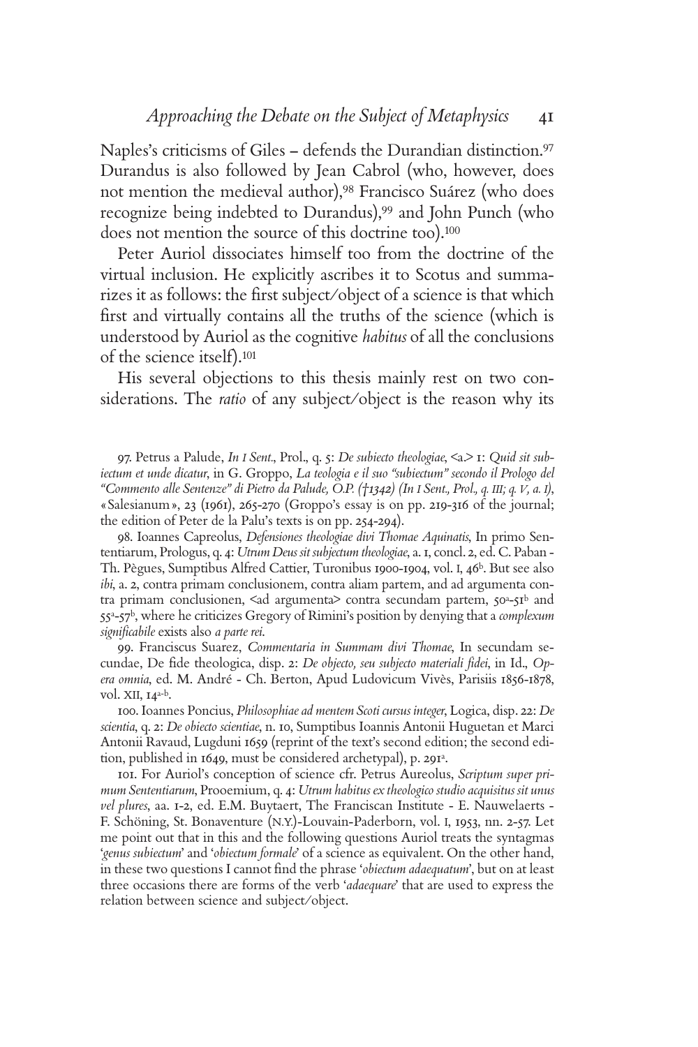Naples's criticisms of Giles – defends the Durandian distinction.[97] Durandus is also followed by Jean Cabrol (who, however, does not mention the medieval author),[98] Francisco Suárez (who does recognize being indebted to Durandus),[99] and John Punch (who does not mention the source of this doctrine too).[100]

Peter Auriol dissociates himself too from the doctrine of the virtual inclusion. He explicitly ascribes it to Scotus and summarizes it as follows: the first subject/object of a science is that which first and virtually contains all the truths of the science (which is understood by Auriol as the cognitive *habitus* of all the conclusions of the science itself).[101]

His several objections to this thesis mainly rest on two considerations. The *ratio* of any subject/object is the reason why its

97. Petrus a Palude, *In I Sent.*, Prol., q. 5: *De subiecto theologiae*, <a.> 1: *Quid sit subiectum et unde dicatur*, in G. Groppo, *La teologia e il suo "subiectum" secondo il Prologo del "Commento alle Sentenze" di Pietro da Palude, O.P. (†1342) (In I Sent., Prol., q. III; q. V, a. I)*, «Salesianum», 23 (1961), 265-270 (Groppo's essay is on pp. 219-316 of the journal; the edition of Peter de la Palu's texts is on pp. 254-294).

98. Ioannes Capreolus, *Defensiones theologiae divi Thomae Aquinatis*, In primo Sententiarum, Prologus, q. 4: *Utrum Deus sit subjectum theologiae*, a. 1, concl. 2, ed. C. Paban - Th. Pègues, Sumptibus Alfred Cattier, Turonibus 1900-1904, vol. I, 46[b]. But see also *ibi*, a. 2, contra primam conclusionem, contra aliam partem, and ad argumenta contra primam conclusionen, <ad argumenta> contra secundam partem, 50[a]-51[b] and 55[a]-57[b], where he criticizes Gregory of Rimini's position by denying that a *complexum significabile* exists also *a parte rei*.

99. Franciscus Suarez, *Commentaria in Summam divi Thomae*, In secundam secundae, De fide theologica, disp. 2: *De objecto, seu subjecto materiali fidei*, in Id., *Opera omnia*, ed. M. André - Ch. Berton, Apud Ludovicum Vivès, Parisiis 1856-1878, vol. XII, 14[a-b].

100. Ioannes Poncius, *Philosophiae ad mentem Scoti cursus integer*, Logica, disp. 22: *De scientia*, q. 2: *De obiecto scientiae*, n. 10, Sumptibus Ioannis Antonii Huguetan et Marci Antonii Ravaud, Lugduni 1659 (reprint of the text's second edition; the second edition, published in 1649, must be considered archetypal), p. 291[a].

101. For Auriol's conception of science cfr. Petrus Aureolus, *Scriptum super primum Sententiarum*, Prooemium, q. 4: *Utrum habitus ex theologico studio acquisitus sit unus vel plures*, aa. 1-2, ed. E.M. Buytaert, The Franciscan Institute - E. Nauwelaerts - F. Schöning, St. Bonaventure (N.Y.)-Louvain-Paderborn, vol. I, 1953, nn. 2-57. Let me point out that in this and the following questions Auriol treats the syntagmas '*genus subiectum*' and '*obiectum formale*' of a science as equivalent. On the other hand, in these two questions I cannot find the phrase '*obiectum adaequatum*', but on at least three occasions there are forms of the verb '*adaequare*' that are used to express the relation between science and subject/object.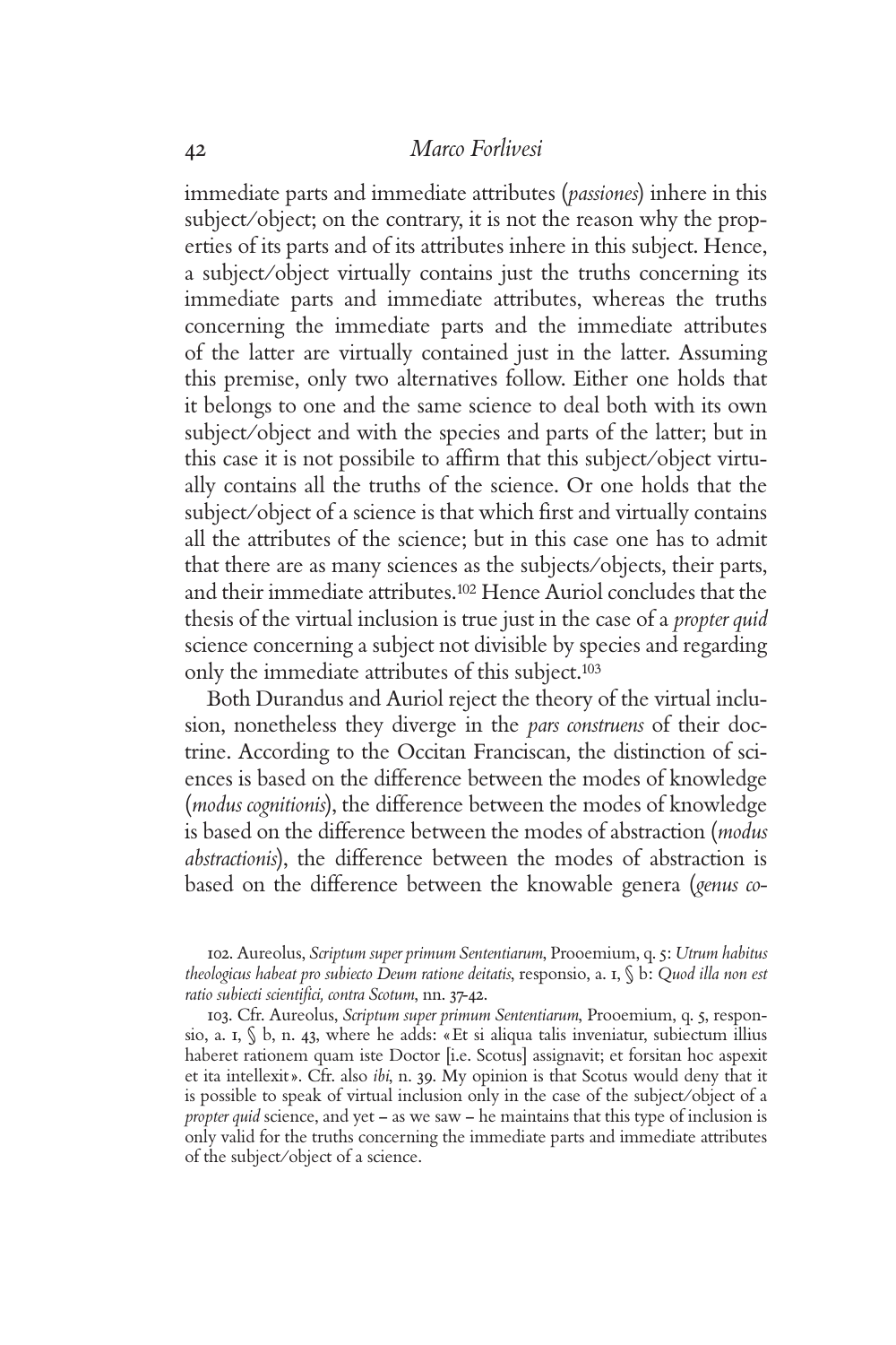immediate parts and immediate attributes (*passiones*) inhere in this subject/object; on the contrary, it is not the reason why the properties of its parts and of its attributes inhere in this subject. Hence, a subject/object virtually contains just the truths concerning its immediate parts and immediate attributes, whereas the truths concerning the immediate parts and the immediate attributes of the latter are virtually contained just in the latter. Assuming this premise, only two alternatives follow. Either one holds that it belongs to one and the same science to deal both with its own subject/object and with the species and parts of the latter; but in this case it is not possibile to affirm that this subject/object virtually contains all the truths of the science. Or one holds that the subject/object of a science is that which first and virtually contains all the attributes of the science; but in this case one has to admit that there are as many sciences as the subjects/objects, their parts, and their immediate attributes.[102] Hence Auriol concludes that the thesis of the virtual inclusion is true just in the case of a *propter quid* science concerning a subject not divisible by species and regarding only the immediate attributes of this subject.[103]

Both Durandus and Auriol reject the theory of the virtual inclusion, nonetheless they diverge in the *pars construens* of their doctrine. According to the Occitan Franciscan, the distinction of sciences is based on the difference between the modes of knowledge (*modus cognitionis*), the difference between the modes of knowledge is based on the difference between the modes of abstraction (*modus abstractionis*), the difference between the modes of abstraction is based on the difference between the knowable genera (*genus co-*

102. Aureolus, *Scriptum super primum Sententiarum*, Prooemium, q. 5: *Utrum habitus theologicus habeat pro subiecto Deum ratione deitatis*, responsio, a. 1, § b: *Quod illa non est ratio subiecti scientifici, contra Scotum*, nn. 37-42.

103. Cfr. Aureolus, *Scriptum super primum Sententiarum*, Prooemium, q. 5, responsio, a. 1, § b, n. 43, where he adds: «Et si aliqua talis inveniatur, subiectum illius haberet rationem quam iste Doctor [i.e. Scotus] assignavit; et forsitan hoc aspexit et ita intellexit». Cfr. also *ibi*, n. 39. My opinion is that Scotus would deny that it is possible to speak of virtual inclusion only in the case of the subject/object of a *propter quid* science, and yet – as we saw – he maintains that this type of inclusion is only valid for the truths concerning the immediate parts and immediate attributes of the subject/object of a science.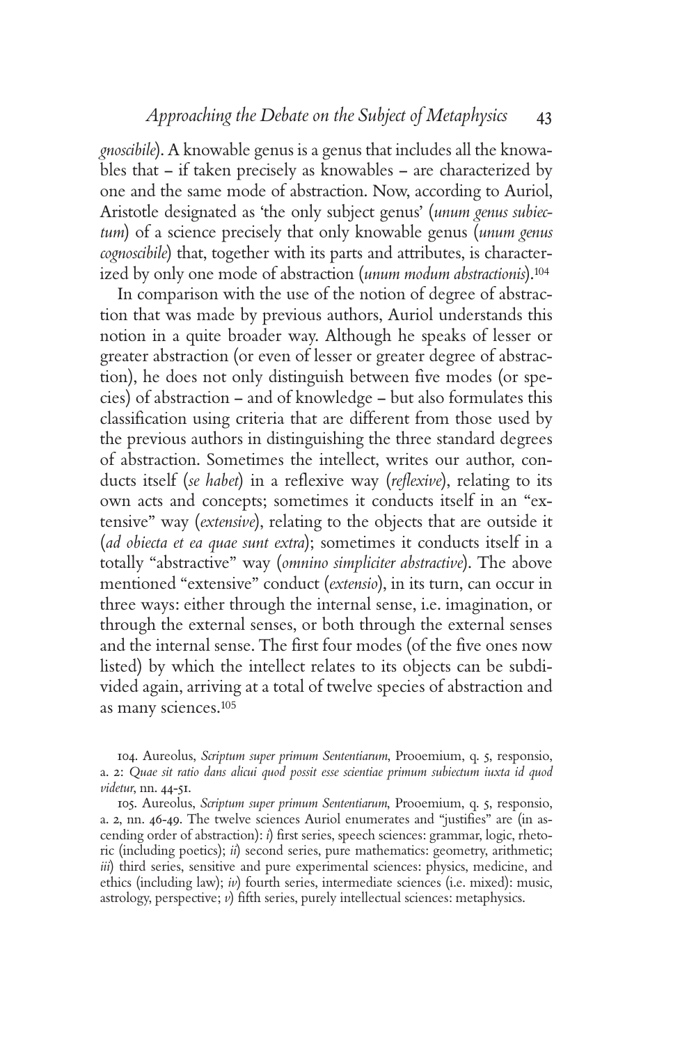*gnoscibile*). A knowable genus is a genus that includes all the knowables that – if taken precisely as knowables – are characterized by one and the same mode of abstraction. Now, according to Auriol, Aristotle designated as 'the only subject genus' (*unum genus subiectum*) of a science precisely that only knowable genus (*unum genus cognoscibile*) that, together with its parts and attributes, is characterized by only one mode of abstraction (*unum modum abstractionis*).[104]

In comparison with the use of the notion of degree of abstraction that was made by previous authors, Auriol understands this notion in a quite broader way. Although he speaks of lesser or greater abstraction (or even of lesser or greater degree of abstraction), he does not only distinguish between five modes (or species) of abstraction – and of knowledge – but also formulates this classification using criteria that are different from those used by the previous authors in distinguishing the three standard degrees of abstraction. Sometimes the intellect, writes our author, conducts itself (*se habet*) in a reflexive way (*reflexive*), relating to its own acts and concepts; sometimes it conducts itself in an "extensive" way (*extensive*), relating to the objects that are outside it (*ad obiecta et ea quae sunt extra*); sometimes it conducts itself in a totally "abstractive" way (*omnino simpliciter abstractive*). The above mentioned "extensive" conduct (*extensio*), in its turn, can occur in three ways: either through the internal sense, i.e. imagination, or through the external senses, or both through the external senses and the internal sense. The first four modes (of the five ones now listed) by which the intellect relates to its objects can be subdivided again, arriving at a total of twelve species of abstraction and as many sciences.[105]

104. Aureolus, *Scriptum super primum Sententiarum*, Prooemium, q. 5, responsio, a. 2: *Quae sit ratio dans alicui quod possit esse scientiae primum subiectum iuxta id quod videtur*, nn. 44-51.

105. Aureolus, *Scriptum super primum Sententiarum*, Prooemium, q. 5, responsio, a. 2, nn. 46-49. The twelve sciences Auriol enumerates and "justifies" are (in ascending order of abstraction): *i*) first series, speech sciences: grammar, logic, rhetoric (including poetics); *ii*) second series, pure mathematics: geometry, arithmetic; *iii*) third series, sensitive and pure experimental sciences: physics, medicine, and ethics (including law); *iv*) fourth series, intermediate sciences (i.e. mixed): music, astrology, perspective; *v*) fifth series, purely intellectual sciences: metaphysics.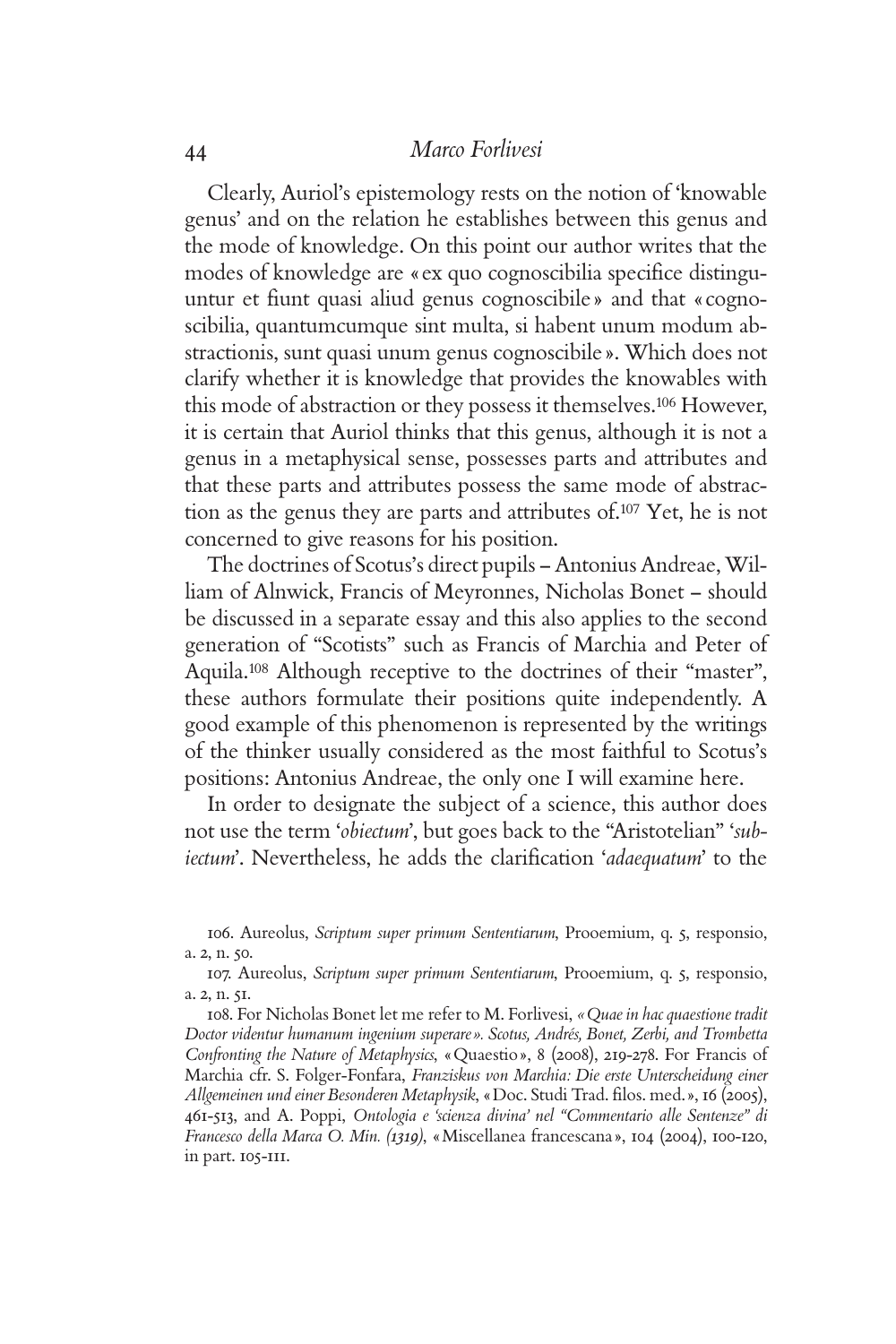Clearly, Auriol's epistemology rests on the notion of 'knowable genus' and on the relation he establishes between this genus and the mode of knowledge. On this point our author writes that the modes of knowledge are « ex quo cognoscibilia specifice distinguuntur et fiunt quasi aliud genus cognoscibile » and that « cognoscibilia, quantumcumque sint multa, si habent unum modum abstractionis, sunt quasi unum genus cognoscibile ». Which does not clarify whether it is knowledge that provides the knowables with this mode of abstraction or they possess it themselves.[106] However, it is certain that Auriol thinks that this genus, although it is not a genus in a metaphysical sense, possesses parts and attributes and that these parts and attributes possess the same mode of abstraction as the genus they are parts and attributes of.[107] Yet, he is not concerned to give reasons for his position.

The doctrines of Scotus's direct pupils – Antonius Andreae, William of Alnwick, Francis of Meyronnes, Nicholas Bonet – should be discussed in a separate essay and this also applies to the second generation of "Scotists" such as Francis of Marchia and Peter of Aquila.[108] Although receptive to the doctrines of their "master", these authors formulate their positions quite independently. A good example of this phenomenon is represented by the writings of the thinker usually considered as the most faithful to Scotus's positions: Antonius Andreae, the only one I will examine here.

In order to designate the subject of a science, this author does not use the term '*obiectum*', but goes back to the "Aristotelian" '*subiectum*'. Nevertheless, he adds the clarification '*adaequatum*' to the

106. Aureolus, *Scriptum super primum Sententiarum*, Prooemium, q. 5, responsio, a. 2, n. 50.

107. Aureolus, *Scriptum super primum Sententiarum*, Prooemium, q. 5, responsio, a. 2, n. 51.

108. For Nicholas Bonet let me refer to M. Forlivesi, *« Quae in hac quaestione tradit Doctor videntur humanum ingenium superare ». Scotus, Andrés, Bonet, Zerbi, and Trombetta Confronting the Nature of Metaphysics*, « Quaestio », 8 (2008), 219-278. For Francis of Marchia cfr. S. Folger-Fonfara, *Franziskus von Marchia: Die erste Unterscheidung einer Allgemeinen und einer Besonderen Metaphysik*, « Doc. Studi Trad. filos. med. », 16 (2005), 461-513, and A. Poppi, *Ontologia e 'scienza divina' nel "Commentario alle Sentenze" di Francesco della Marca O. Min. (1319)*, « Miscellanea francescana », 104 (2004), 100-120, in part. 105-111.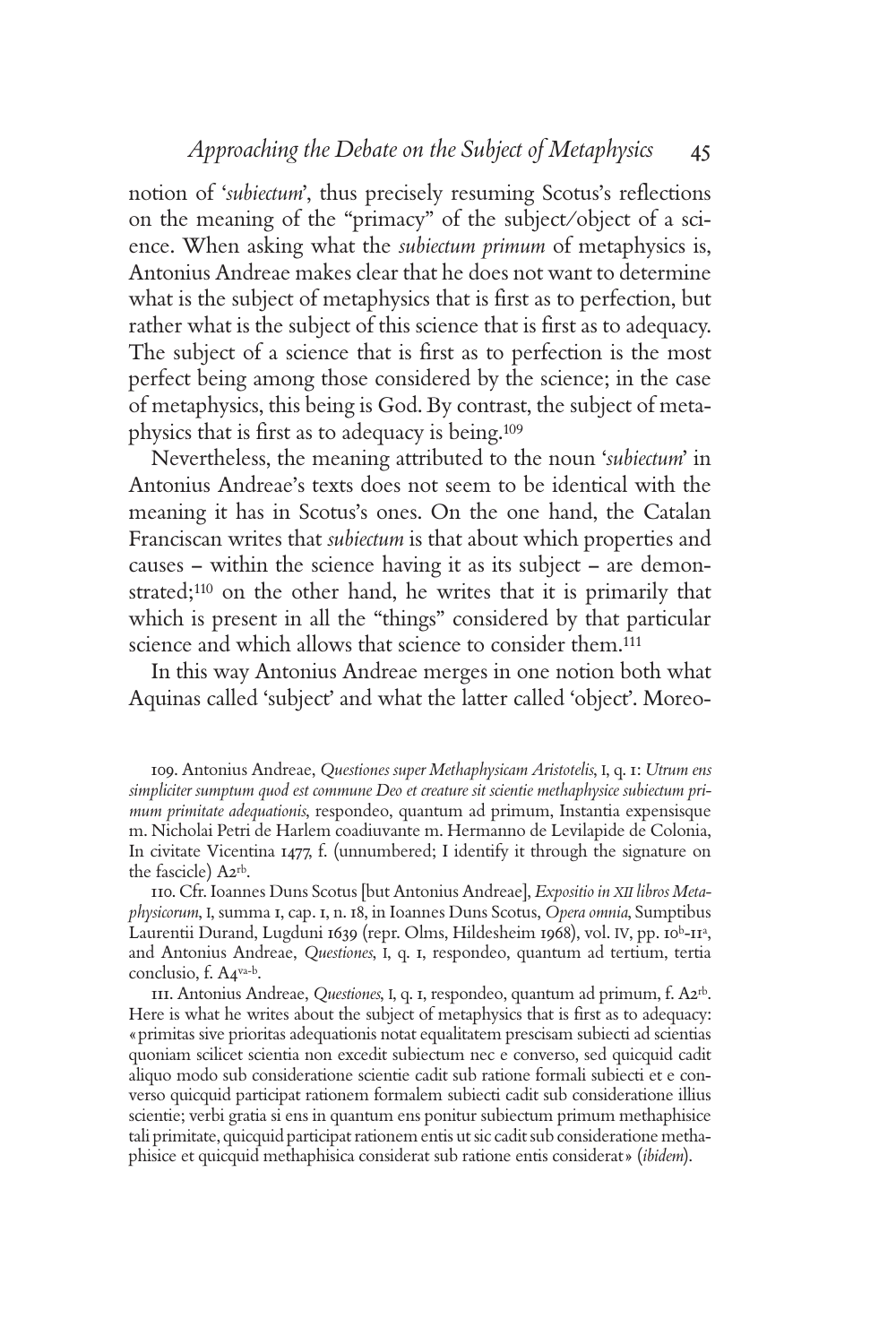notion of '*subiectum*', thus precisely resuming Scotus's reflections on the meaning of the "primacy" of the subject/object of a science. When asking what the *subiectum primum* of metaphysics is, Antonius Andreae makes clear that he does not want to determine what is the subject of metaphysics that is first as to perfection, but rather what is the subject of this science that is first as to adequacy. The subject of a science that is first as to perfection is the most perfect being among those considered by the science; in the case of metaphysics, this being is God. By contrast, the subject of metaphysics that is first as to adequacy is being.[109]

Nevertheless, the meaning attributed to the noun '*subiectum*' in Antonius Andreae's texts does not seem to be identical with the meaning it has in Scotus's ones. On the one hand, the Catalan Franciscan writes that *subiectum* is that about which properties and causes – within the science having it as its subject – are demonstrated;[110] on the other hand, he writes that it is primarily that which is present in all the "things" considered by that particular science and which allows that science to consider them.[111]

In this way Antonius Andreae merges in one notion both what Aquinas called 'subject' and what the latter called 'object'. Moreo-

---

109. Antonius Andreae, *Questiones super Methaphysicam Aristotelis*, I, q. 1: *Utrum ens simpliciter sumptum quod est commune Deo et creature sit scientie methaphysice subiectum primum primitate adequationis*, respondeo, quantum ad primum, Instantia expensisque m. Nicholai Petri de Harlem coadiuvante m. Hermanno de Levilapide de Colonia, In civitate Vicentina 1477, f. (unnumbered; I identify it through the signature on the fascicle) A2[rb].

110. Cfr. Ioannes Duns Scotus [but Antonius Andreae], *Expositio in XII libros Metaphysicorum*, I, summa 1, cap. 1, n. 18, in Ioannes Duns Scotus, *Opera omnia*, Sumptibus Laurentii Durand, Lugduni 1639 (repr. Olms, Hildesheim 1968), vol. IV, pp. 10[b]-11[a], and Antonius Andreae, *Questiones*, I, q. 1, respondeo, quantum ad tertium, tertia conclusio, f. A4[va-b].

111. Antonius Andreae, *Questiones*, I, q. 1, respondeo, quantum ad primum, f. A2[rb]. Here is what he writes about the subject of metaphysics that is first as to adequacy: «primitas sive prioritas adequationis notat equalitatem prescisam subiecti ad scientias quoniam scilicet scientia non excedit subiectum nec e converso, sed quicquid cadit aliquo modo sub consideratione scientie cadit sub ratione formali subiecti et e converso quicquid participat rationem formalem subiecti cadit sub consideratione illius scientie; verbi gratia si ens in quantum ens ponitur subiectum primum methaphisice tali primitate, quicquid participat rationem entis ut sic cadit sub consideratione methaphisice et quicquid methaphisica considerat sub ratione entis considerat» (*ibidem*).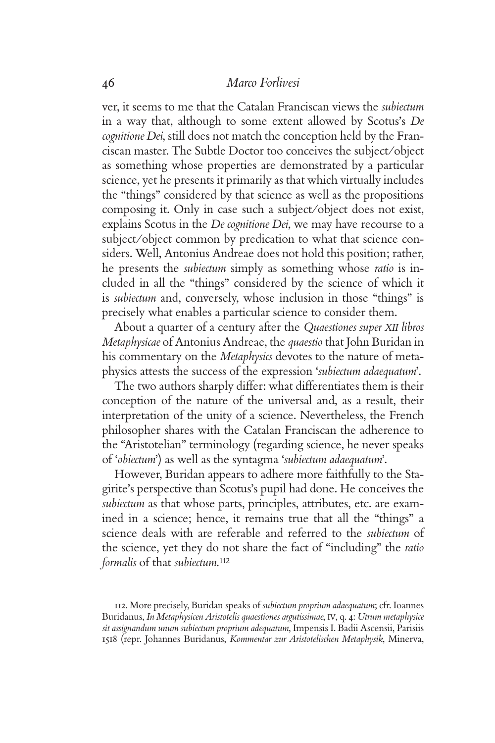ver, it seems to me that the Catalan Franciscan views the *subiectum* in a way that, although to some extent allowed by Scotus's *De cognitione Dei*, still does not match the conception held by the Franciscan master. The Subtle Doctor too conceives the subject/object as something whose properties are demonstrated by a particular science, yet he presents it primarily as that which virtually includes the "things" considered by that science as well as the propositions composing it. Only in case such a subject/object does not exist, explains Scotus in the *De cognitione Dei*, we may have recourse to a subject/object common by predication to what that science considers. Well, Antonius Andreae does not hold this position; rather, he presents the *subiectum* simply as something whose *ratio* is included in all the "things" considered by the science of which it is *subiectum* and, conversely, whose inclusion in those "things" is precisely what enables a particular science to consider them.

About a quarter of a century after the *Quaestiones super XII libros Metaphysicae* of Antonius Andreae, the *quaestio* that John Buridan in his commentary on the *Metaphysics* devotes to the nature of metaphysics attests the success of the expression '*subiectum adaequatum*'.

The two authors sharply differ: what differentiates them is their conception of the nature of the universal and, as a result, their interpretation of the unity of a science. Nevertheless, the French philosopher shares with the Catalan Franciscan the adherence to the "Aristotelian" terminology (regarding science, he never speaks of '*obiectum*') as well as the syntagma '*subiectum adaequatum*'.

However, Buridan appears to adhere more faithfully to the Stagirite's perspective than Scotus's pupil had done. He conceives the *subiectum* as that whose parts, principles, attributes, etc. are examined in a science; hence, it remains true that all the "things" a science deals with are referable and referred to the *subiectum* of the science, yet they do not share the fact of "including" the *ratio formalis* of that *subiectum*.[112]

112. More precisely, Buridan speaks of *subiectum proprium adaequatum*; cfr. Ioannes Buridanus, *In Metaphysicen Aristotelis quaestiones argutissimae*, IV, q. 4: *Utrum metaphysice sit assignandum unum subiectum proprium adequatum*, Impensis I. Badii Ascensii, Parisiis 1518 (repr. Johannes Buridanus, *Kommentar zur Aristotelischen Metaphysik*, Minerva,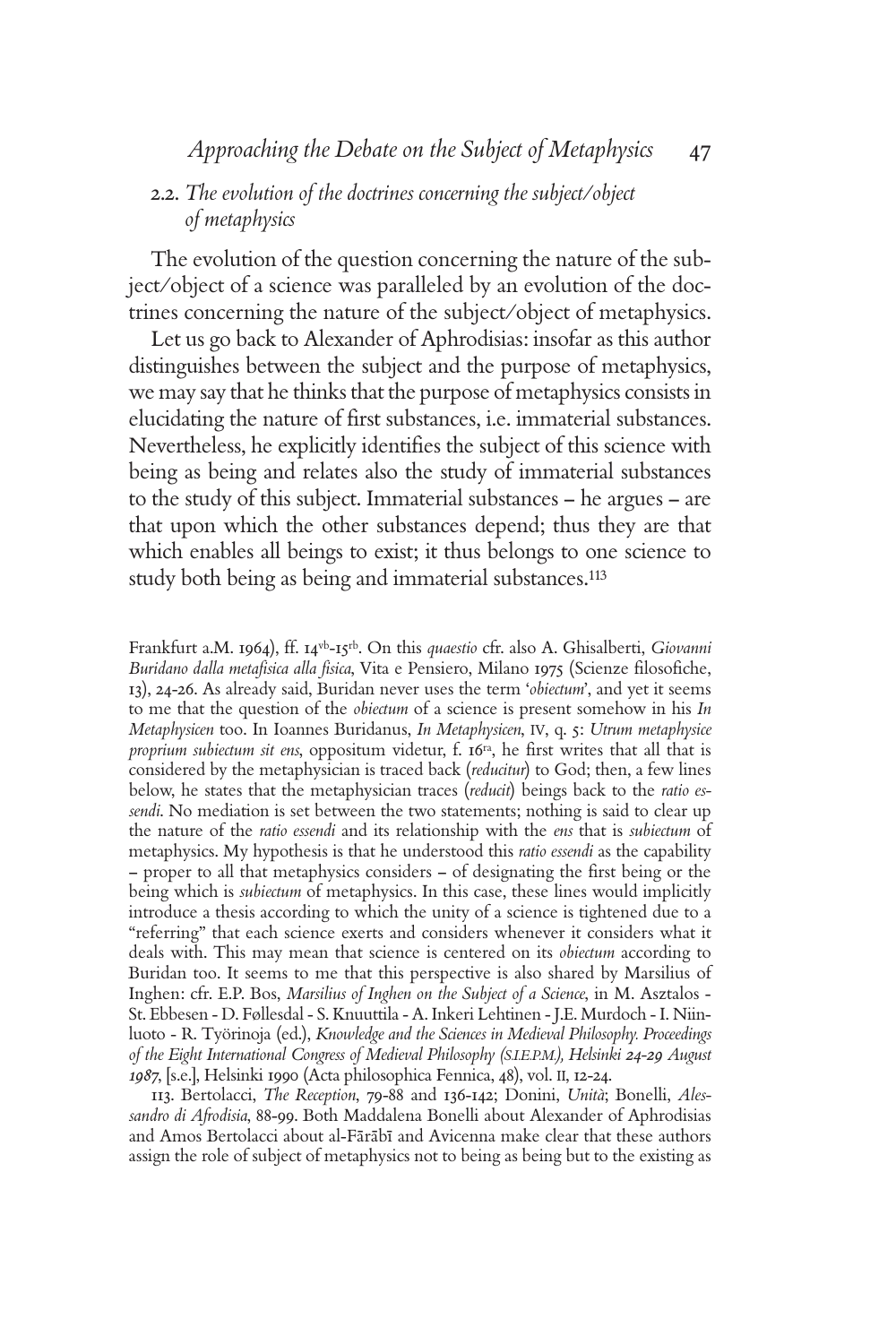## 2.2. *The evolution of the doctrines concerning the subject/object of metaphysics*

The evolution of the question concerning the nature of the subject/object of a science was paralleled by an evolution of the doctrines concerning the nature of the subject/object of metaphysics.

Let us go back to Alexander of Aphrodisias: insofar as this author distinguishes between the subject and the purpose of metaphysics, we may say that he thinks that the purpose of metaphysics consists in elucidating the nature of first substances, i.e. immaterial substances. Nevertheless, he explicitly identifies the subject of this science with being as being and relates also the study of immaterial substances to the study of this subject. Immaterial substances – he argues – are that upon which the other substances depend; thus they are that which enables all beings to exist; it thus belongs to one science to study both being as being and immaterial substances.[113]

---

Frankfurt a.M. 1964), ff. 14[vb]-15[rb]. On this *quaestio* cfr. also A. Ghisalberti, *Giovanni Buridano dalla metafisica alla fisica*, Vita e Pensiero, Milano 1975 (Scienze filosofiche, 13), 24-26. As already said, Buridan never uses the term '*obiectum*', and yet it seems to me that the question of the *obiectum* of a science is present somehow in his *In Metaphysicen* too. In Ioannes Buridanus, *In Metaphysicen*, IV, q. 5: *Utrum metaphysice proprium subiectum sit ens*, oppositum videtur, f. 16[ra], he first writes that all that is considered by the metaphysician is traced back (*reducitur*) to God; then, a few lines below, he states that the metaphysician traces (*reducit*) beings back to the *ratio essendi*. No mediation is set between the two statements; nothing is said to clear up the nature of the *ratio essendi* and its relationship with the *ens* that is *subiectum* of metaphysics. My hypothesis is that he understood this *ratio essendi* as the capability – proper to all that metaphysics considers – of designating the first being or the being which is *subiectum* of metaphysics. In this case, these lines would implicitly introduce a thesis according to which the unity of a science is tightened due to a "referring" that each science exerts and considers whenever it considers what it deals with. This may mean that science is centered on its *obiectum* according to Buridan too. It seems to me that this perspective is also shared by Marsilius of Inghen: cfr. E.P. Bos, *Marsilius of Inghen on the Subject of a Science*, in M. Asztalos - St. Ebbesen - D. Føllesdal - S. Knuuttila - A. Inkeri Lehtinen - J.E. Murdoch - I. Niiniluoto - R. Työrinoja (ed.), *Knowledge and the Sciences in Medieval Philosophy. Proceedings of the Eight International Congress of Medieval Philosophy (S.I.E.P.M.), Helsinki 24-29 August 1987*, [s.e.], Helsinki 1990 (Acta philosophica Fennica, 48), vol. II, 12-24.

113. Bertolacci, *The Reception*, 79-88 and 136-142; Donini, *Unità*; Bonelli, *Alessandro di Afrodisia*, 88-99. Both Maddalena Bonelli about Alexander of Aphrodisias and Amos Bertolacci about al-Fārābī and Avicenna make clear that these authors assign the role of subject of metaphysics not to being as being but to the existing as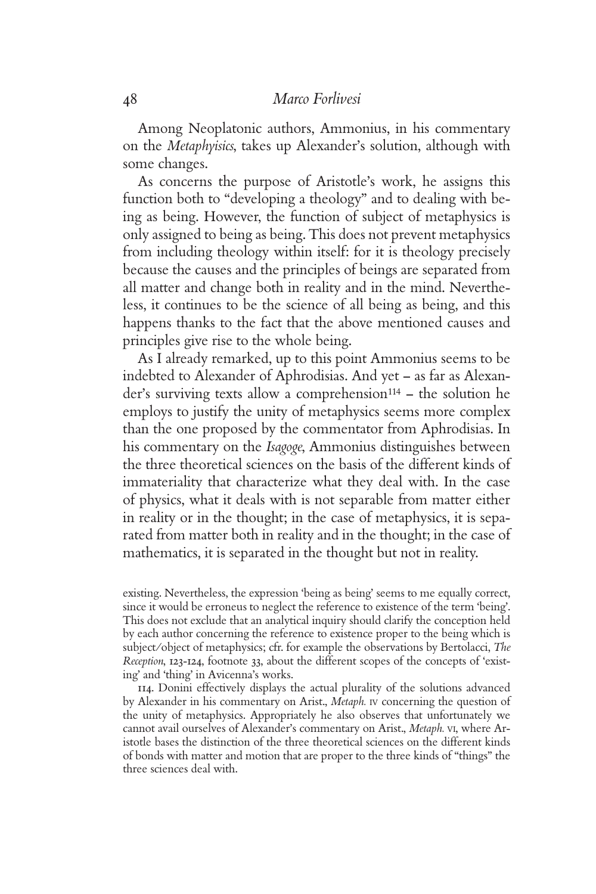Among Neoplatonic authors, Ammonius, in his commentary on the *Metaphyisics*, takes up Alexander's solution, although with some changes.

As concerns the purpose of Aristotle's work, he assigns this function both to "developing a theology" and to dealing with being as being. However, the function of subject of metaphysics is only assigned to being as being. This does not prevent metaphysics from including theology within itself: for it is theology precisely because the causes and the principles of beings are separated from all matter and change both in reality and in the mind. Nevertheless, it continues to be the science of all being as being, and this happens thanks to the fact that the above mentioned causes and principles give rise to the whole being.

As I already remarked, up to this point Ammonius seems to be indebted to Alexander of Aphrodisias. And yet – as far as Alexander's surviving texts allow a comprehension[114] – the solution he employs to justify the unity of metaphysics seems more complex than the one proposed by the commentator from Aphrodisias. In his commentary on the *Isagoge*, Ammonius distinguishes between the three theoretical sciences on the basis of the different kinds of immateriality that characterize what they deal with. In the case of physics, what it deals with is not separable from matter either in reality or in the thought; in the case of metaphysics, it is separated from matter both in reality and in the thought; in the case of mathematics, it is separated in the thought but not in reality.

---

existing. Nevertheless, the expression 'being as being' seems to me equally correct, since it would be erroneus to neglect the reference to existence of the term 'being'. This does not exclude that an analytical inquiry should clarify the conception held by each author concerning the reference to existence proper to the being which is subject/object of metaphysics; cfr. for example the observations by Bertolacci, *The Reception*, 123-124, footnote 33, about the different scopes of the concepts of 'existing' and 'thing' in Avicenna's works.

114. Donini effectively displays the actual plurality of the solutions advanced by Alexander in his commentary on Arist., *Metaph.* IV concerning the question of the unity of metaphysics. Appropriately he also observes that unfortunately we cannot avail ourselves of Alexander's commentary on Arist., *Metaph.* VI, where Aristotle bases the distinction of the three theoretical sciences on the different kinds of bonds with matter and motion that are proper to the three kinds of "things" the three sciences deal with.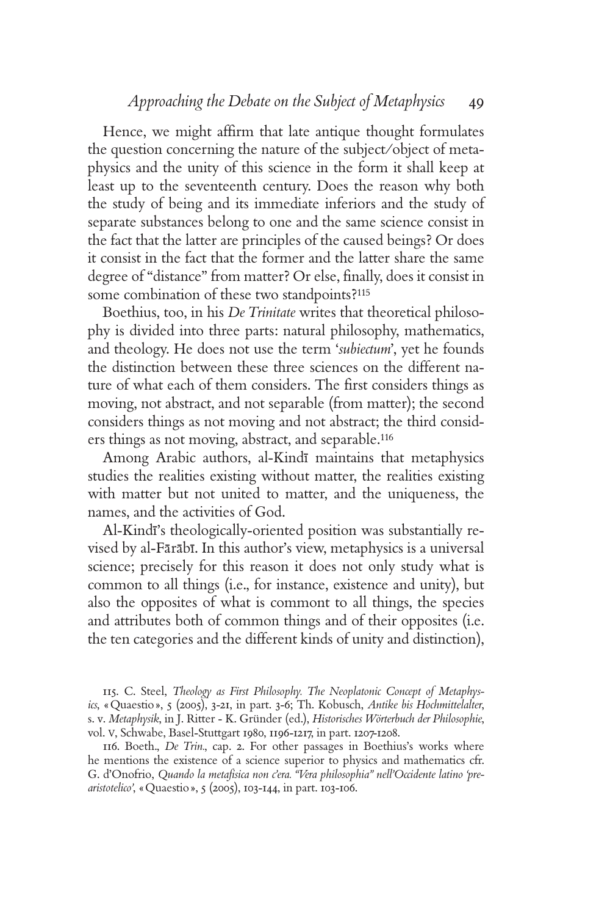Hence, we might affirm that late antique thought formulates the question concerning the nature of the subject/object of metaphysics and the unity of this science in the form it shall keep at least up to the seventeenth century. Does the reason why both the study of being and its immediate inferiors and the study of separate substances belong to one and the same science consist in the fact that the latter are principles of the caused beings? Or does it consist in the fact that the former and the latter share the same degree of "distance" from matter? Or else, finally, does it consist in some combination of these two standpoints?[115]

Boethius, too, in his *De Trinitate* writes that theoretical philosophy is divided into three parts: natural philosophy, mathematics, and theology. He does not use the term '*subiectum*', yet he founds the distinction between these three sciences on the different nature of what each of them considers. The first considers things as moving, not abstract, and not separable (from matter); the second considers things as not moving and not abstract; the third considers things as not moving, abstract, and separable.[116]

Among Arabic authors, al-Kindī maintains that metaphysics studies the realities existing without matter, the realities existing with matter but not united to matter, and the uniqueness, the names, and the activities of God.

Al-Kindī's theologically-oriented position was substantially revised by al-Fārābī. In this author's view, metaphysics is a universal science; precisely for this reason it does not only study what is common to all things (i.e., for instance, existence and unity), but also the opposites of what is commont to all things, the species and attributes both of common things and of their opposites (i.e. the ten categories and the different kinds of unity and distinction),

115. C. Steel, *Theology as First Philosophy. The Neoplatonic Concept of Metaphysics*, «Quaestio», 5 (2005), 3-21, in part. 3-6; Th. Kobusch, *Antike bis Hochmittelalter*, s. v. *Metaphysik*, in J. Ritter - K. Gründer (ed.), *Historisches Wörterbuch der Philosophie*, vol. V, Schwabe, Basel-Stuttgart 1980, 1196-1217, in part. 1207-1208.

116. Boeth., *De Trin.*, cap. 2. For other passages in Boethius's works where he mentions the existence of a science superior to physics and mathematics cfr. G. d'Onofrio, *Quando la metafisica non c'era. "Vera philosophia" nell'Occidente latino 'pre-aristotelico'*, «Quaestio», 5 (2005), 103-144, in part. 103-106.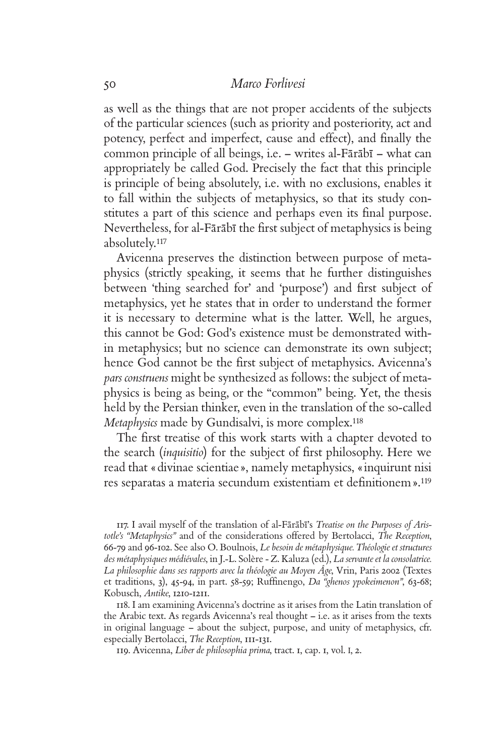as well as the things that are not proper accidents of the subjects of the particular sciences (such as priority and posteriority, act and potency, perfect and imperfect, cause and effect), and finally the common principle of all beings, i.e. – writes al-Fārābī – what can appropriately be called God. Precisely the fact that this principle is principle of being absolutely, i.e. with no exclusions, enables it to fall within the subjects of metaphysics, so that its study constitutes a part of this science and perhaps even its final purpose. Nevertheless, for al-Fārābī the first subject of metaphysics is being absolutely.[117]

Avicenna preserves the distinction between purpose of metaphysics (strictly speaking, it seems that he further distinguishes between 'thing searched for' and 'purpose') and first subject of metaphysics, yet he states that in order to understand the former it is necessary to determine what is the latter. Well, he argues, this cannot be God: God's existence must be demonstrated within metaphysics; but no science can demonstrate its own subject; hence God cannot be the first subject of metaphysics. Avicenna's *pars construens* might be synthesized as follows: the subject of metaphysics is being as being, or the "common" being. Yet, the thesis held by the Persian thinker, even in the translation of the so-called *Metaphysics* made by Gundisalvi, is more complex.[118]

The first treatise of this work starts with a chapter devoted to the search (*inquisitio*) for the subject of first philosophy. Here we read that « divinae scientiae », namely metaphysics, « inquirunt nisi res separatas a materia secundum existentiam et definitionem ».[119]

117. I avail myself of the translation of al-Fārābī's *Treatise on the Purposes of Aristotle's "Metaphysics"* and of the considerations offered by Bertolacci, *The Reception*, 66-79 and 96-102. See also O. Boulnois, *Le besoin de métaphysique. Théologie et structures des métaphysiques médiévales*, in J.-L. Solère - Z. Kaluza (ed.), *La servante et la consolatrice. La philosophie dans ses rapports avec la théologie au Moyen Âge*, Vrin, Paris 2002 (Textes et traditions, 3), 45-94, in part. 58-59; Ruffinengo, *Da "ghenos ypokeimenon"*, 63-68; Kobusch, *Antike*, 1210-1211.

118. I am examining Avicenna's doctrine as it arises from the Latin translation of the Arabic text. As regards Avicenna's real thought – i.e. as it arises from the texts in original language – about the subject, purpose, and unity of metaphysics, cfr. especially Bertolacci, *The Reception*, 111-131.

119. Avicenna, *Liber de philosophia prima*, tract. 1, cap. 1, vol. I, 2.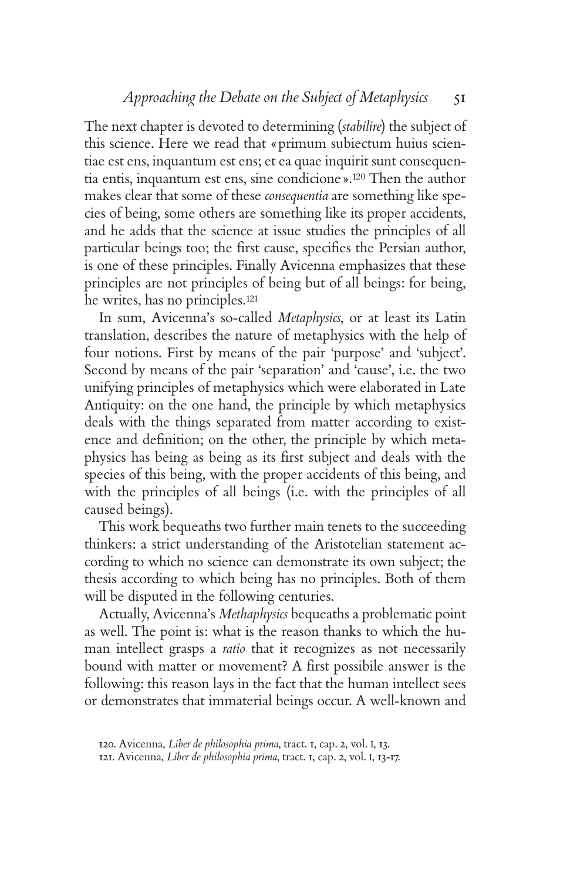The next chapter is devoted to determining (*stabilire*) the subject of this science. Here we read that «primum subiectum huius scientiae est ens, inquantum est ens; et ea quae inquirit sunt consequentia entis, inquantum est ens, sine condicione».[120] Then the author makes clear that some of these *consequentia* are something like species of being, some others are something like its proper accidents, and he adds that the science at issue studies the principles of all particular beings too; the first cause, specifies the Persian author, is one of these principles. Finally Avicenna emphasizes that these principles are not principles of being but of all beings: for being, he writes, has no principles.[121]

In sum, Avicenna's so-called *Metaphysics*, or at least its Latin translation, describes the nature of metaphysics with the help of four notions. First by means of the pair 'purpose' and 'subject'. Second by means of the pair 'separation' and 'cause', i.e. the two unifying principles of metaphysics which were elaborated in Late Antiquity: on the one hand, the principle by which metaphysics deals with the things separated from matter according to existence and definition; on the other, the principle by which metaphysics has being as being as its first subject and deals with the species of this being, with the proper accidents of this being, and with the principles of all beings (i.e. with the principles of all caused beings).

This work bequeaths two further main tenets to the succeeding thinkers: a strict understanding of the Aristotelian statement according to which no science can demonstrate its own subject; the thesis according to which being has no principles. Both of them will be disputed in the following centuries.

Actually, Avicenna's *Methaphysics* bequeaths a problematic point as well. The point is: what is the reason thanks to which the human intellect grasps a *ratio* that it recognizes as not necessarily bound with matter or movement? A first possibile answer is the following: this reason lays in the fact that the human intellect sees or demonstrates that immaterial beings occur. A well-known and

120. Avicenna, *Liber de philosophia prima*, tract. 1, cap. 2, vol. I, 13.

121. Avicenna, *Liber de philosophia prima*, tract. 1, cap. 2, vol. I, 13-17.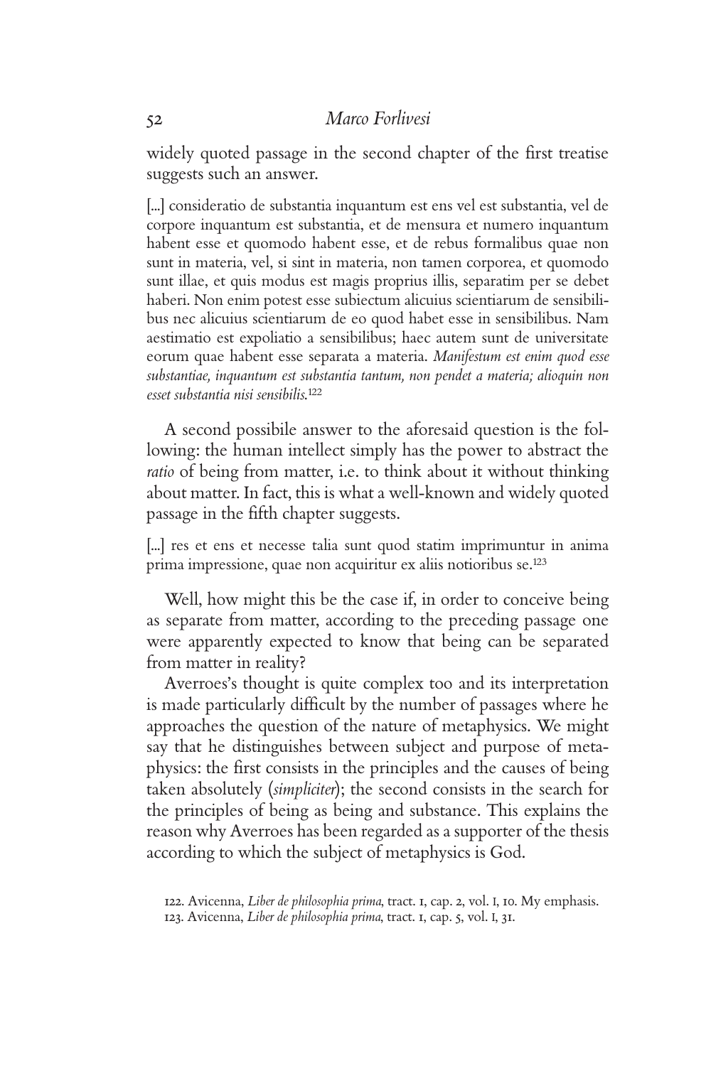widely quoted passage in the second chapter of the first treatise suggests such an answer.

> [...] consideratio de substantia inquantum est ens vel est substantia, vel de corpore inquantum est substantia, et de mensura et numero inquantum habent esse et quomodo habent esse, et de rebus formalibus quae non sunt in materia, vel, si sint in materia, non tamen corporea, et quomodo sunt illae, et quis modus est magis proprius illis, separatim per se debet haberi. Non enim potest esse subiectum alicuius scientiarum de sensibilibus nec alicuius scientiarum de eo quod habet esse in sensibilibus. Nam aestimatio est expoliatio a sensibilibus; haec autem sunt de universitate eorum quae habent esse separata a materia. *Manifestum est enim quod esse substantiae, inquantum est substantia tantum, non pendet a materia; alioquin non esset substantia nisi sensibilis.*[122]

A second possibile answer to the aforesaid question is the following: the human intellect simply has the power to abstract the *ratio* of being from matter, i.e. to think about it without thinking about matter. In fact, this is what a well-known and widely quoted passage in the fifth chapter suggests.

> [...] res et ens et necesse talia sunt quod statim imprimuntur in anima prima impressione, quae non acquiritur ex aliis notioribus se.[123]

Well, how might this be the case if, in order to conceive being as separate from matter, according to the preceding passage one were apparently expected to know that being can be separated from matter in reality?

Averroes's thought is quite complex too and its interpretation is made particularly difficult by the number of passages where he approaches the question of the nature of metaphysics. We might say that he distinguishes between subject and purpose of metaphysics: the first consists in the principles and the causes of being taken absolutely (*simpliciter*); the second consists in the search for the principles of being as being and substance. This explains the reason why Averroes has been regarded as a supporter of the thesis according to which the subject of metaphysics is God.

122. Avicenna, *Liber de philosophia prima*, tract. 1, cap. 2, vol. I, 10. My emphasis.
123. Avicenna, *Liber de philosophia prima*, tract. 1, cap. 5, vol. I, 31.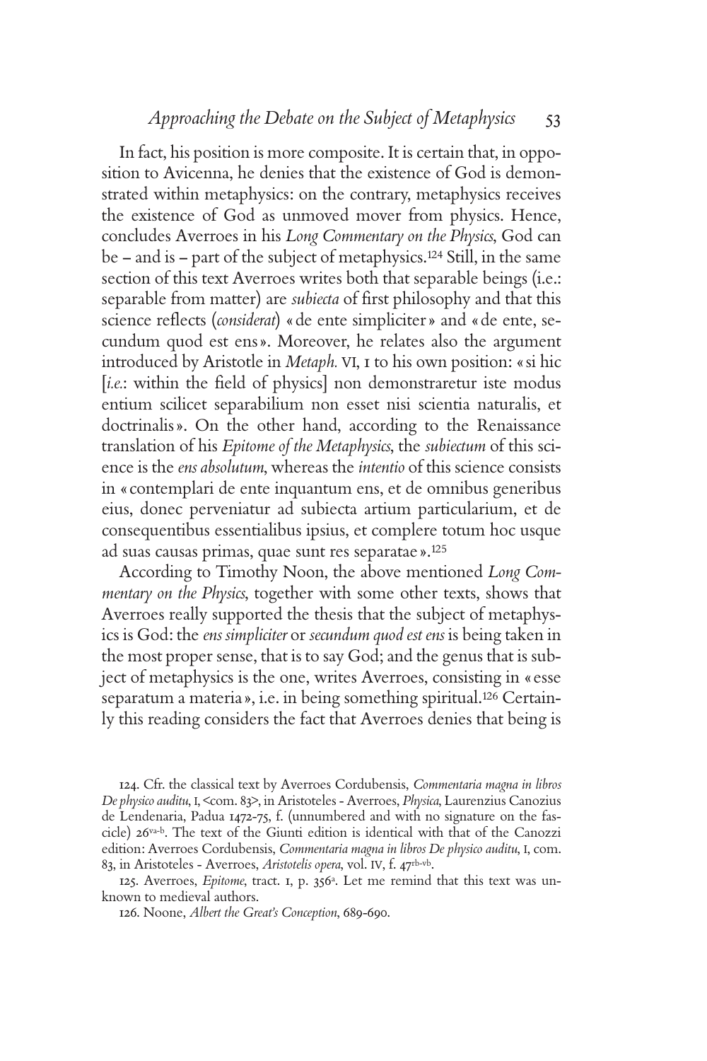In fact, his position is more composite. It is certain that, in opposition to Avicenna, he denies that the existence of God is demonstrated within metaphysics: on the contrary, metaphysics receives the existence of God as unmoved mover from physics. Hence, concludes Averroes in his *Long Commentary on the Physics*, God can be – and is – part of the subject of metaphysics.[124] Still, in the same section of this text Averroes writes both that separable beings (i.e.: separable from matter) are *subiecta* of first philosophy and that this science reflects (*considerat*) « de ente simpliciter » and « de ente, secundum quod est ens ». Moreover, he relates also the argument introduced by Aristotle in *Metaph.* VI, 1 to his own position: « si hic [*i.e.*: within the field of physics] non demonstraretur iste modus entium scilicet separabilium non esset nisi scientia naturalis, et doctrinalis ». On the other hand, according to the Renaissance translation of his *Epitome of the Metaphysics*, the *subiectum* of this science is the *ens absolutum*, whereas the *intentio* of this science consists in « contemplari de ente inquantum ens, et de omnibus generibus eius, donec perveniatur ad subiecta artium particularium, et de consequentibus essentialibus ipsius, et complere totum hoc usque ad suas causas primas, quae sunt res separatae ».[125]

According to Timothy Noon, the above mentioned *Long Commentary on the Physics*, together with some other texts, shows that Averroes really supported the thesis that the subject of metaphysics is God: the *ens simpliciter* or *secundum quod est ens* is being taken in the most proper sense, that is to say God; and the genus that is subject of metaphysics is the one, writes Averroes, consisting in « esse separatum a materia », i.e. in being something spiritual.[126] Certainly this reading considers the fact that Averroes denies that being is

---

124. Cfr. the classical text by Averroes Cordubensis, *Commentaria magna in libros De physico auditu*, I, <com. 83>, in Aristoteles - Averroes, *Physica*, Laurenzius Canozius de Lendenaria, Padua 1472-75, f. (unnumbered and with no signature on the fascicle) 26[va-b]. The text of the Giunti edition is identical with that of the Canozzi edition: Averroes Cordubensis, *Commentaria magna in libros De physico auditu*, I, com. 83, in Aristoteles - Averroes, *Aristotelis opera*, vol. IV, f. 47[rb-vb].

125. Averroes, *Epitome*, tract. 1, p. 356[a]. Let me remind that this text was unknown to medieval authors.

126. Noone, *Albert the Great's Conception*, 689-690.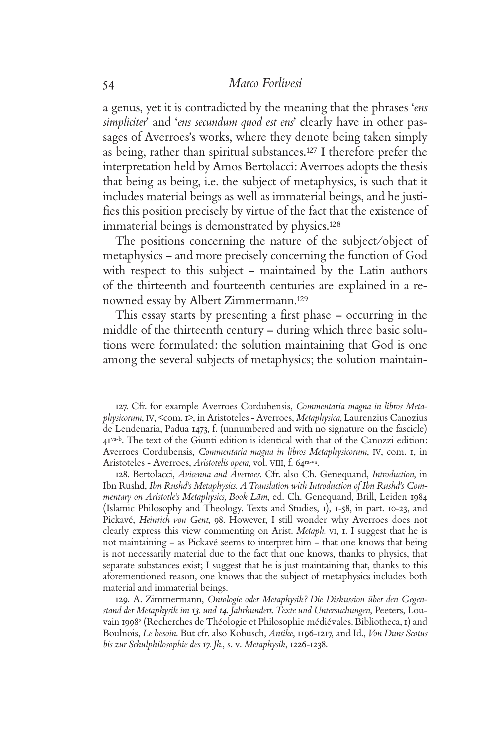a genus, yet it is contradicted by the meaning that the phrases '*ens simpliciter*' and '*ens secundum quod est ens*' clearly have in other passages of Averroes's works, where they denote being taken simply as being, rather than spiritual substances.[127] I therefore prefer the interpretation held by Amos Bertolacci: Averroes adopts the thesis that being as being, i.e. the subject of metaphysics, is such that it includes material beings as well as immaterial beings, and he justifies this position precisely by virtue of the fact that the existence of immaterial beings is demonstrated by physics.[128]

The positions concerning the nature of the subject/object of metaphysics – and more precisely concerning the function of God with respect to this subject – maintained by the Latin authors of the thirteenth and fourteenth centuries are explained in a renowned essay by Albert Zimmermann.[129]

This essay starts by presenting a first phase – occurring in the middle of the thirteenth century – during which three basic solutions were formulated: the solution maintaining that God is one among the several subjects of metaphysics; the solution maintain-

127. Cfr. for example Averroes Cordubensis, *Commentaria magna in libros Metaphysicorum*, IV, <com. 1>, in Aristoteles - Averroes, *Metaphysica*, Laurenzius Canozius de Lendenaria, Padua 1473, f. (unnumbered and with no signature on the fascicle) 41[va-b]. The text of the Giunti edition is identical with that of the Canozzi edition: Averroes Cordubensis, *Commentaria magna in libros Metaphysicorum*, IV, com. 1, in Aristoteles - Averroes, *Aristotelis opera*, vol. VIII, f. 64[ra-va].

128. Bertolacci, *Avicenna and Averroes*. Cfr. also Ch. Genequand, *Introduction*, in Ibn Rushd, *Ibn Rushd's Metaphysics. A Translation with Introduction of Ibn Rushd's Commentary on Aristotle's Metaphysics, Book Lām*, ed. Ch. Genequand, Brill, Leiden 1984 (Islamic Philosophy and Theology. Texts and Studies, 1), 1-58, in part. 10-23, and Pickavé, *Heinrich von Gent*, 98. However, I still wonder why Averroes does not clearly express this view commenting on Arist. *Metaph.* VI, 1. I suggest that he is not maintaining – as Pickavé seems to interpret him – that one knows that being is not necessarily material due to the fact that one knows, thanks to physics, that separate substances exist; I suggest that he is just maintaining that, thanks to this aforementioned reason, one knows that the subject of metaphysics includes both material and immaterial beings.

129. A. Zimmermann, *Ontologie oder Metaphysik? Die Diskussion über den Gegenstand der Metaphysik im 13. und 14. Jahrhundert. Texte und Untersuchungen*, Peeters, Louvain 1998[2] (Recherches de Théologie et Philosophie médiévales. Bibliotheca, 1) and Boulnois, *Le besoin*. But cfr. also Kobusch, *Antike*, 1196-1217, and Id., *Von Duns Scotus bis zur Schulphilosophie des 17. Jh.*, s. v. *Metaphysik*, 1226-1238.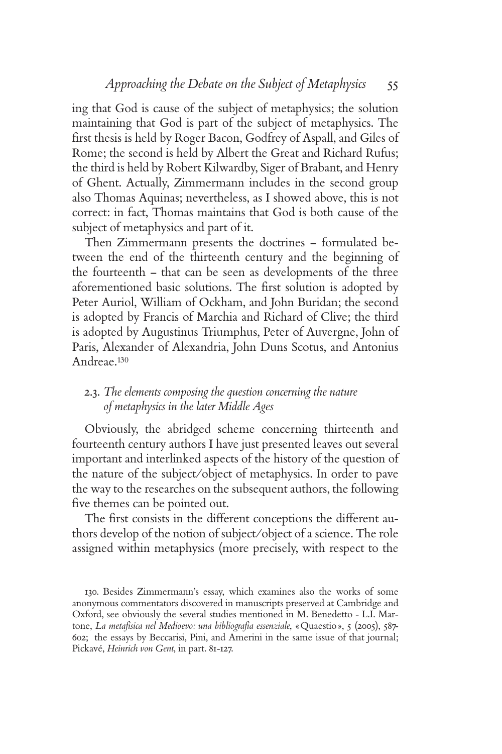ing that God is cause of the subject of metaphysics; the solution maintaining that God is part of the subject of metaphysics. The first thesis is held by Roger Bacon, Godfrey of Aspall, and Giles of Rome; the second is held by Albert the Great and Richard Rufus; the third is held by Robert Kilwardby, Siger of Brabant, and Henry of Ghent. Actually, Zimmermann includes in the second group also Thomas Aquinas; nevertheless, as I showed above, this is not correct: in fact, Thomas maintains that God is both cause of the subject of metaphysics and part of it.

Then Zimmermann presents the doctrines – formulated between the end of the thirteenth century and the beginning of the fourteenth – that can be seen as developments of the three aforementioned basic solutions. The first solution is adopted by Peter Auriol, William of Ockham, and John Buridan; the second is adopted by Francis of Marchia and Richard of Clive; the third is adopted by Augustinus Triumphus, Peter of Auvergne, John of Paris, Alexander of Alexandria, John Duns Scotus, and Antonius Andreae.[130]

### 2.3. *The elements composing the question concerning the nature of metaphysics in the later Middle Ages*

Obviously, the abridged scheme concerning thirteenth and fourteenth century authors I have just presented leaves out several important and interlinked aspects of the history of the question of the nature of the subject/object of metaphysics. In order to pave the way to the researches on the subsequent authors, the following five themes can be pointed out.

The first consists in the different conceptions the different authors develop of the notion of subject/object of a science. The role assigned within metaphysics (more precisely, with respect to the

130. Besides Zimmermann's essay, which examines also the works of some anonymous commentators discovered in manuscripts preserved at Cambridge and Oxford, see obviously the several studies mentioned in M. Benedetto - L.I. Martone, *La metafisica nel Medioevo: una bibliografia essenziale*, «Quaestio», 5 (2005), 587-602; the essays by Beccarisi, Pini, and Amerini in the same issue of that journal; Pickavé, *Heinrich von Gent*, in part. 81-127.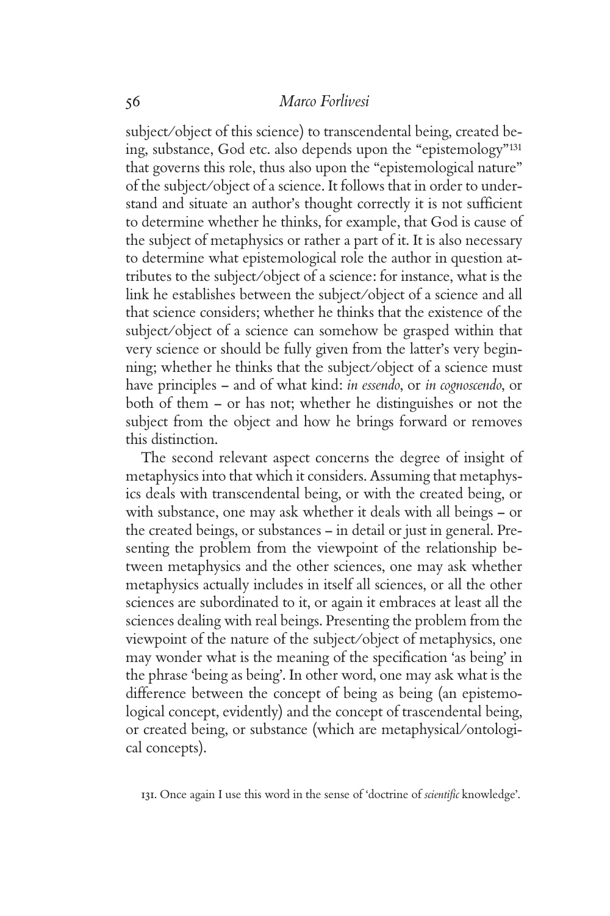subject/object of this science) to transcendental being, created being, substance, God etc. also depends upon the "epistemology"[131] that governs this role, thus also upon the "epistemological nature" of the subject/object of a science. It follows that in order to understand and situate an author's thought correctly it is not sufficient to determine whether he thinks, for example, that God is cause of the subject of metaphysics or rather a part of it. It is also necessary to determine what epistemological role the author in question attributes to the subject/object of a science: for instance, what is the link he establishes between the subject/object of a science and all that science considers; whether he thinks that the existence of the subject/object of a science can somehow be grasped within that very science or should be fully given from the latter's very beginning; whether he thinks that the subject/object of a science must have principles – and of what kind: *in essendo*, or *in cognoscendo*, or both of them – or has not; whether he distinguishes or not the subject from the object and how he brings forward or removes this distinction.

The second relevant aspect concerns the degree of insight of metaphysics into that which it considers. Assuming that metaphysics deals with transcendental being, or with the created being, or with substance, one may ask whether it deals with all beings – or the created beings, or substances – in detail or just in general. Presenting the problem from the viewpoint of the relationship between metaphysics and the other sciences, one may ask whether metaphysics actually includes in itself all sciences, or all the other sciences are subordinated to it, or again it embraces at least all the sciences dealing with real beings. Presenting the problem from the viewpoint of the nature of the subject/object of metaphysics, one may wonder what is the meaning of the specification 'as being' in the phrase 'being as being'. In other word, one may ask what is the difference between the concept of being as being (an epistemological concept, evidently) and the concept of trascendental being, or created being, or substance (which are metaphysical/ontological concepts).

131. Once again I use this word in the sense of 'doctrine of *scientific* knowledge'.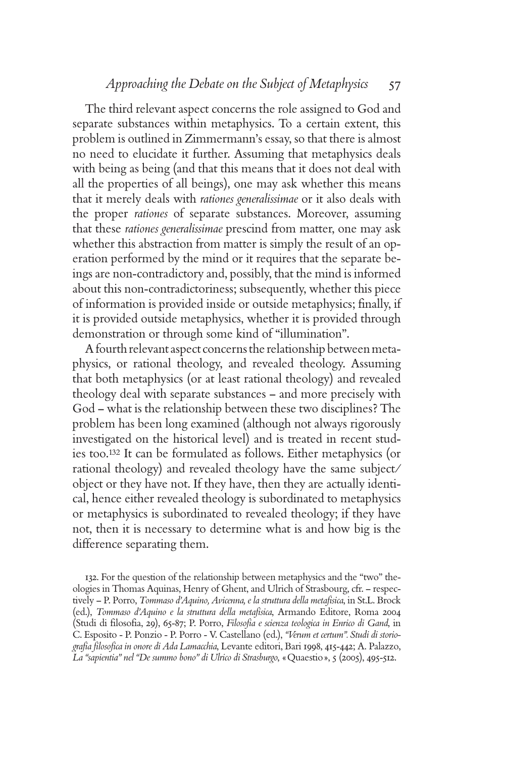The third relevant aspect concerns the role assigned to God and separate substances within metaphysics. To a certain extent, this problem is outlined in Zimmermann's essay, so that there is almost no need to elucidate it further. Assuming that metaphysics deals with being as being (and that this means that it does not deal with all the properties of all beings), one may ask whether this means that it merely deals with *rationes generalissimae* or it also deals with the proper *rationes* of separate substances. Moreover, assuming that these *rationes generalissimae* prescind from matter, one may ask whether this abstraction from matter is simply the result of an operation performed by the mind or it requires that the separate beings are non-contradictory and, possibly, that the mind is informed about this non-contradictoriness; subsequently, whether this piece of information is provided inside or outside metaphysics; finally, if it is provided outside metaphysics, whether it is provided through demonstration or through some kind of "illumination".

A fourth relevant aspect concerns the relationship between metaphysics, or rational theology, and revealed theology. Assuming that both metaphysics (or at least rational theology) and revealed theology deal with separate substances – and more precisely with God – what is the relationship between these two disciplines? The problem has been long examined (although not always rigorously investigated on the historical level) and is treated in recent studies too.[132] It can be formulated as follows. Either metaphysics (or rational theology) and revealed theology have the same subject/object or they have not. If they have, then they are actually identical, hence either revealed theology is subordinated to metaphysics or metaphysics is subordinated to revealed theology; if they have not, then it is necessary to determine what is and how big is the difference separating them.

132. For the question of the relationship between metaphysics and the "two" theologies in Thomas Aquinas, Henry of Ghent, and Ulrich of Strasbourg, cfr. – respectively – P. Porro, *Tommaso d'Aquino, Avicenna, e la struttura della metafisica*, in St.L. Brock (ed.), *Tommaso d'Aquino e la struttura della metafisica*, Armando Editore, Roma 2004 (Studi di filosofia, 29), 65-87; P. Porro, *Filosofia e scienza teologica in Enrico di Gand*, in C. Esposito - P. Ponzio - P. Porro - V. Castellano (ed.), *"Verum et certum". Studi di storiografia filosofica in onore di Ada Lamacchia*, Levante editori, Bari 1998, 415-442; A. Palazzo, *La "sapientia" nel "De summo bono" di Ulrico di Strasburgo*, « Quaestio », 5 (2005), 495-512.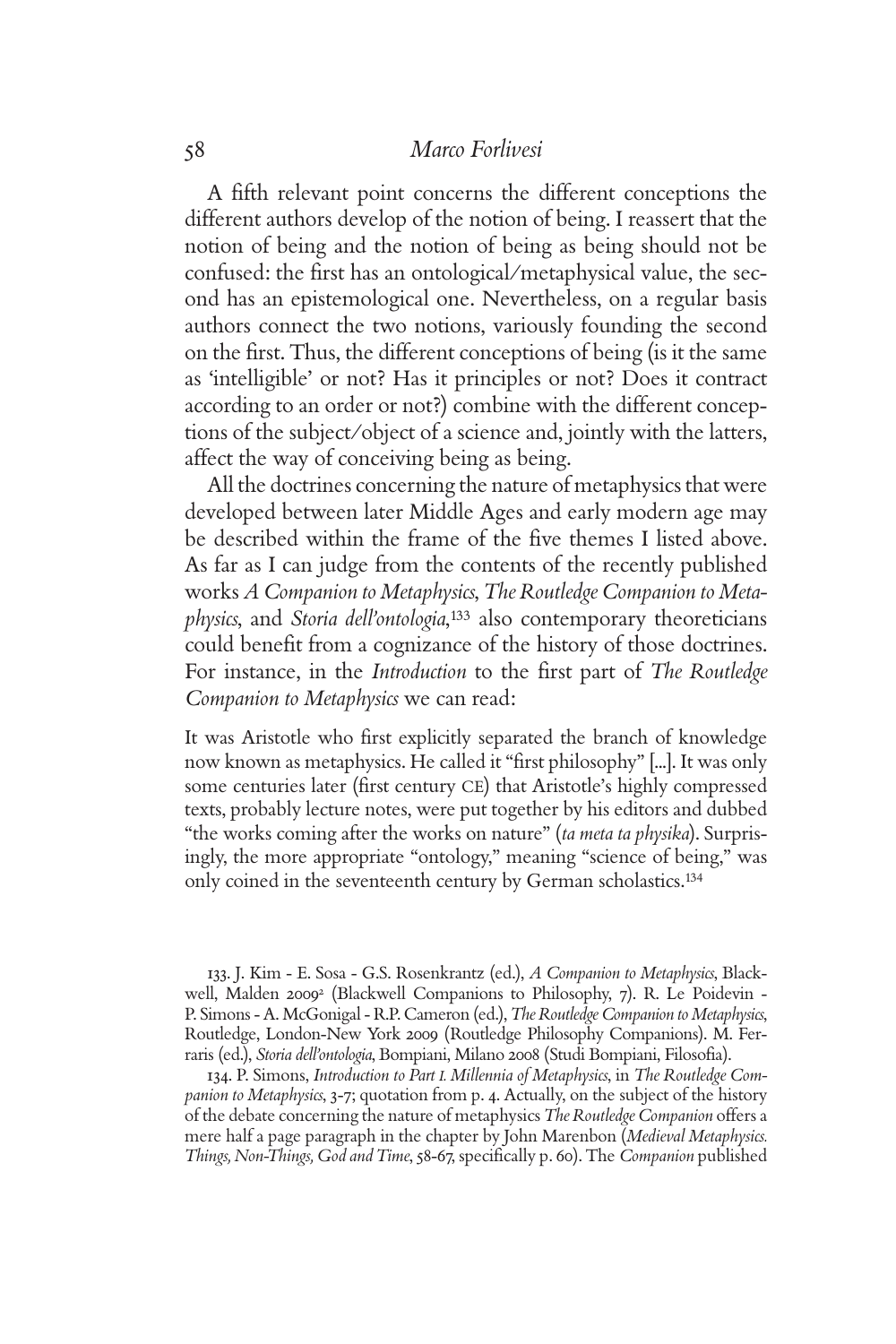A fifth relevant point concerns the different conceptions the different authors develop of the notion of being. I reassert that the notion of being and the notion of being as being should not be confused: the first has an ontological/metaphysical value, the second has an epistemological one. Nevertheless, on a regular basis authors connect the two notions, variously founding the second on the first. Thus, the different conceptions of being (is it the same as 'intelligible' or not? Has it principles or not? Does it contract according to an order or not?) combine with the different conceptions of the subject/object of a science and, jointly with the latters, affect the way of conceiving being as being.

All the doctrines concerning the nature of metaphysics that were developed between later Middle Ages and early modern age may be described within the frame of the five themes I listed above. As far as I can judge from the contents of the recently published works *A Companion to Metaphysics*, *The Routledge Companion to Metaphysics*, and *Storia dell'ontologia*,[133] also contemporary theoreticians could benefit from a cognizance of the history of those doctrines. For instance, in the *Introduction* to the first part of *The Routledge Companion to Metaphysics* we can read:

> It was Aristotle who first explicitly separated the branch of knowledge now known as metaphysics. He called it "first philosophy" [...]. It was only some centuries later (first century CE) that Aristotle's highly compressed texts, probably lecture notes, were put together by his editors and dubbed "the works coming after the works on nature" (*ta meta ta physika*). Surprisingly, the more appropriate "ontology," meaning "science of being," was only coined in the seventeenth century by German scholastics.[134]

---

133. J. Kim - E. Sosa - G.S. Rosenkrantz (ed.), *A Companion to Metaphysics*, Blackwell, Malden 2009[2] (Blackwell Companions to Philosophy, 7). R. Le Poidevin - P. Simons - A. McGonigal - R.P. Cameron (ed.), *The Routledge Companion to Metaphysics*, Routledge, London-New York 2009 (Routledge Philosophy Companions). M. Ferraris (ed.), *Storia dell'ontologia*, Bompiani, Milano 2008 (Studi Bompiani, Filosofia).

134. P. Simons, *Introduction to Part I. Millennia of Metaphysics*, in *The Routledge Companion to Metaphysics*, 3-7; quotation from p. 4. Actually, on the subject of the history of the debate concerning the nature of metaphysics *The Routledge Companion* offers a mere half a page paragraph in the chapter by John Marenbon (*Medieval Metaphysics. Things, Non-Things, God and Time*, 58-67, specifically p. 60). The *Companion* published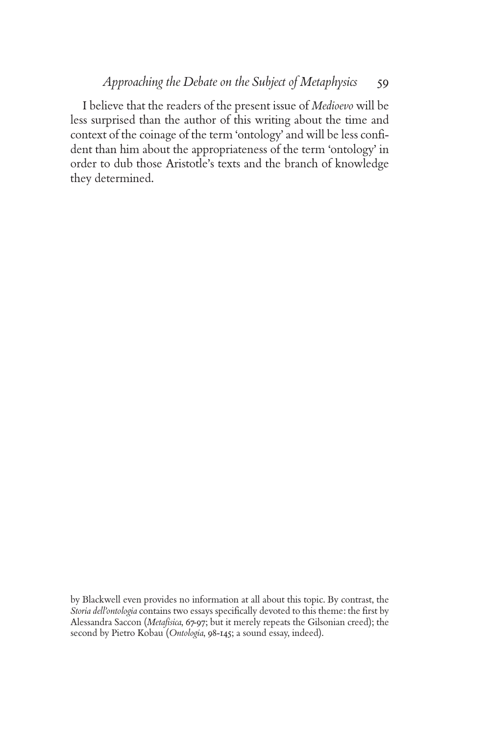I believe that the readers of the present issue of *Medioevo* will be less surprised than the author of this writing about the time and context of the coinage of the term 'ontology' and will be less confident than him about the appropriateness of the term 'ontology' in order to dub those Aristotle's texts and the branch of knowledge they determined.

by Blackwell even provides no information at all about this topic. By contrast, the *Storia dell'ontologia* contains two essays specifically devoted to this theme: the first by Alessandra Saccon (*Metafisica*, 67-97; but it merely repeats the Gilsonian creed); the second by Pietro Kobau (*Ontologia*, 98-145; a sound essay, indeed).